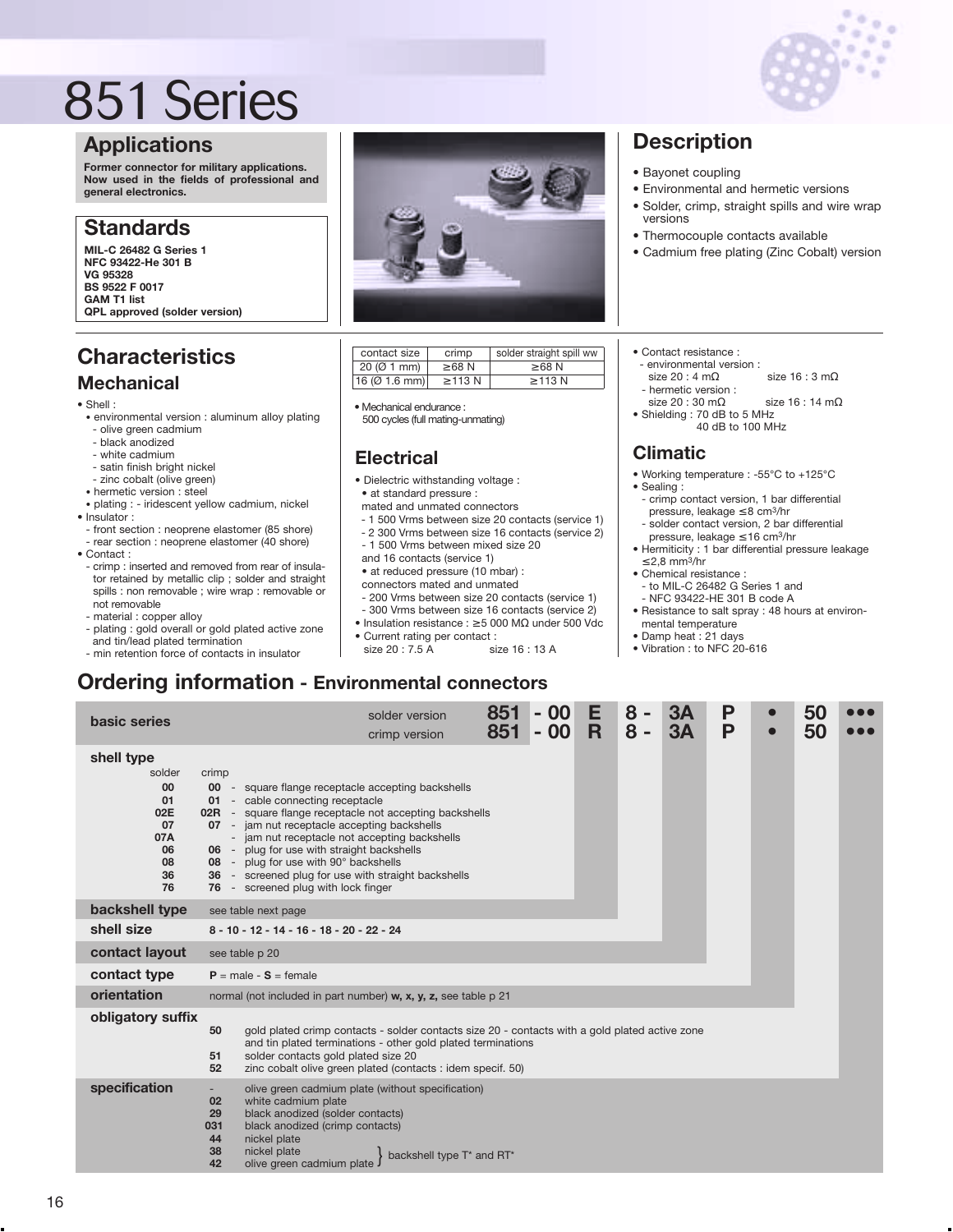# 851 Series

## Applications

**Former connector for military applications. Now used in the fields of professional and general electronics.**

## Standards

**MIL-C 26482 G Series 1**
**NFC 93422-He 301 B**
**VG 95328**
**BS 9522 F 0017**
**GAM T1 list**
**QPL approved (solder version)**

## Description

- Bayonet coupling
- Environmental and hermetic versions
- Solder, crimp, straight spills and wire wrap versions
- Thermocouple contacts available
- Cadmium free plating (Zinc Cobalt) version

## Characteristics

### Mechanical

- Shell :
  - environmental version : aluminum alloy plating
    - olive green cadmium
    - black anodized
    - white cadmium
    - satin finish bright nickel
    - zinc cobalt (olive green)
  - hermetic version : steel
  - plating : - iridescent yellow cadmium, nickel
- Insulator :
  - front section : neoprene elastomer (85 shore)
  - rear section : neoprene elastomer (40 shore)
- Contact :
  - crimp : inserted and removed from rear of insulator retained by metallic clip ; solder and straight spills : non removable ; wire wrap : removable or not removable
  - material : copper alloy
  - plating : gold overall or gold plated active zone and tin/lead plated termination
  - min retention force of contacts in insulator

| contact size | crimp | solder straight spill ww |
|---|---|---|
| 20 (Ø 1 mm) | ≥68 N | ≥68 N |
| 16 (Ø 1.6 mm) | ≥113 N | ≥113 N |

- Mechanical endurance : 500 cycles (full mating-unmating)

### Electrical

- Dielectric withstanding voltage :
  - at standard pressure :
    mated and unmated connectors
    - 1 500 Vrms between size 20 contacts (service 1)
    - 2 300 Vrms between size 16 contacts (service 2)
    - 1 500 Vrms between mixed size 20 and 16 contacts (service 1)
  - at reduced pressure (10 mbar) :
    connectors mated and unmated
    - 200 Vrms between size 20 contacts (service 1)
    - 300 Vrms between size 16 contacts (service 2)
- Insulation resistance : ≥5 000 MΩ under 500 Vdc
- Current rating per contact :
  size 20 : 7.5 A size 16 : 13 A
- Contact resistance :
  - environmental version :
    size 20 : 4 mΩ size 16 : 3 mΩ
  - hermetic version :
    size 20 : 30 mΩ size 16 : 14 mΩ
- Shielding : 70 dB to 5 MHz
  40 dB to 100 MHz

### Climatic

- Working temperature : -55°C to +125°C
- Sealing :
  - crimp contact version, 1 bar differential pressure, leakage ≤8 cm³/hr
  - solder contact version, 2 bar differential pressure, leakage ≤16 cm³/hr
- Hermiticity : 1 bar differential pressure leakage ≤2,8 mm³/hr
- Chemical resistance :
  - to MIL-C 26482 G Series 1 and
  - NFC 93422-HE 301 B code A
- Resistance to salt spray : 48 hours at environmental temperature
- Damp heat : 21 days
- Vibration : to NFC 20-616

## Ordering information - Environmental connectors

| basic series | | | | | | | | | | |
|---|---|---|---|---|---|---|---|---|---|---|
| solder version | 851 | - 00 | E | 8 - | 3A | P | • | 50 | ••• |
| crimp version | 851 | - 00 | R | 8 - | 3A | P | • | 50 | ••• |

**shell type**

| solder | crimp | |
|---|---|---|
| 00 | 00 | - square flange receptacle accepting backshells |
| 01 | 01 | - cable connecting receptacle |
| 02E | 02R | - square flange receptacle not accepting backshells |
| 07 | 07 | - jam nut receptacle accepting backshells |
| 07A | | - jam nut receptacle not accepting backshells |
| 06 | 06 | - plug for use with straight backshells |
| 08 | 08 | - plug for use with 90° backshells |
| 36 | 36 | - screened plug for use with straight backshells |
| 76 | 76 | - screened plug with lock finger |

**backshell type** see table next page

**shell size** **8 - 10 - 12 - 14 - 16 - 18 - 20 - 22 - 24**

**contact layout** see table p 20

**contact type** **P** = male - **S** = female

**orientation** normal (not included in part number) **w, x, y, z,** see table p 21

**obligatory suffix**

| | |
|---|---|
| 50 | gold plated crimp contacts - solder contacts size 20 - contacts with a gold plated active zone and tin plated terminations - other gold plated terminations |
| 51 | solder contacts gold plated size 20 |
| 52 | zinc cobalt olive green plated (contacts : idem specif. 50) |

**specification**

| | |
|---|---|
| - | olive green cadmium plate (without specification) |
| 02 | white cadmium plate |
| 29 | black anodized (solder contacts) |
| 031 | black anodized (crimp contacts) |
| 44 | nickel plate |
| 38 | nickel plate } backshell type T* and RT* |
| 42 | olive green cadmium plate } backshell type T* and RT* |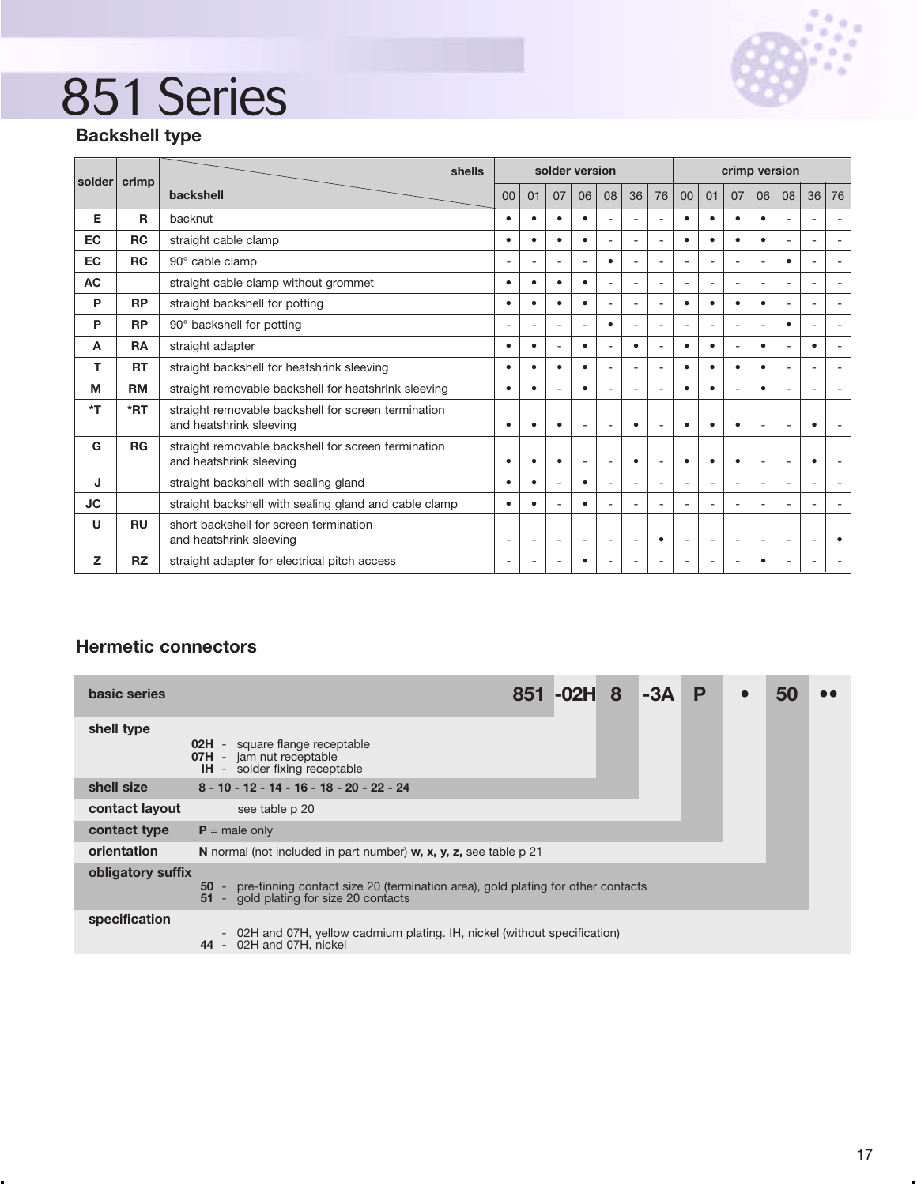# 851 Series

## Backshell type

| solder | crimp | shells / backshell | solder version | | | | | | | crimp version | | | | | | |
|---|---|---|---|---|---|---|---|---|---|---|---|---|---|---|---|---|
| | | | 00 | 01 | 07 | 06 | 08 | 36 | 76 | 00 | 01 | 07 | 06 | 08 | 36 | 76 |
| E | R | backnut | • | • | • | • | - | - | - | • | • | • | • | - | - | - |
| EC | RC | straight cable clamp | • | • | • | • | - | - | - | • | • | • | • | - | - | - |
| EC | RC | 90° cable clamp | - | - | - | - | • | - | - | - | - | - | - | • | - | - |
| AC | | straight cable clamp without grommet | • | • | • | • | - | - | - | - | - | - | - | - | - | - |
| P | RP | straight backshell for potting | • | • | • | • | - | - | - | • | • | • | • | - | - | - |
| P | RP | 90° backshell for potting | - | - | - | - | • | - | - | - | - | - | - | • | - | - |
| A | RA | straight adapter | • | • | - | • | - | • | - | • | • | - | • | - | • | - |
| T | RT | straight backshell for heatshrink sleeving | • | • | • | • | - | - | - | • | • | • | • | - | - | - |
| M | RM | straight removable backshell for heatshrink sleeving | • | • | - | • | - | - | - | • | • | - | • | - | - | - |
| *T | *RT | straight removable backshell for screen termination and heatshrink sleeving | • | • | • | - | - | • | - | • | • | • | - | - | • | - |
| G | RG | straight removable backshell for screen termination and heatshrink sleeving | • | • | • | - | - | • | - | • | • | • | - | - | • | - |
| J | | straight backshell with sealing gland | • | • | - | • | - | - | - | - | - | - | - | - | - | - |
| JC | | straight backshell with sealing gland and cable clamp | • | • | - | • | - | - | - | - | - | - | - | - | - | - |
| U | RU | short backshell for screen termination and heatshrink sleeving | - | - | - | - | - | - | • | - | - | - | - | - | - | • |
| Z | RZ | straight adapter for electrical pitch access | - | - | - | • | - | - | - | - | - | - | • | - | - | - |

## Hermetic connectors

**basic series** — **851 -02H 8 -3A P • 50 ••**

**shell type**
- **02H** - square flange receptable
- **07H** - jam nut receptable
- **IH** - solder fixing receptable

**shell size** — **8 - 10 - 12 - 14 - 16 - 18 - 20 - 22 - 24**

**contact layout** — see table p 20

**contact type** — **P** = male only

**orientation** — **N** normal (not included in part number) **w, x, y, z,** see table p 21

**obligatory suffix**
- **50** - pre-tinning contact size 20 (termination area), gold plating for other contacts
- **51** - gold plating for size 20 contacts

**specification**
- \- 02H and 07H, yellow cadmium plating. IH, nickel (without specification)
- **44** - 02H and 07H, nickel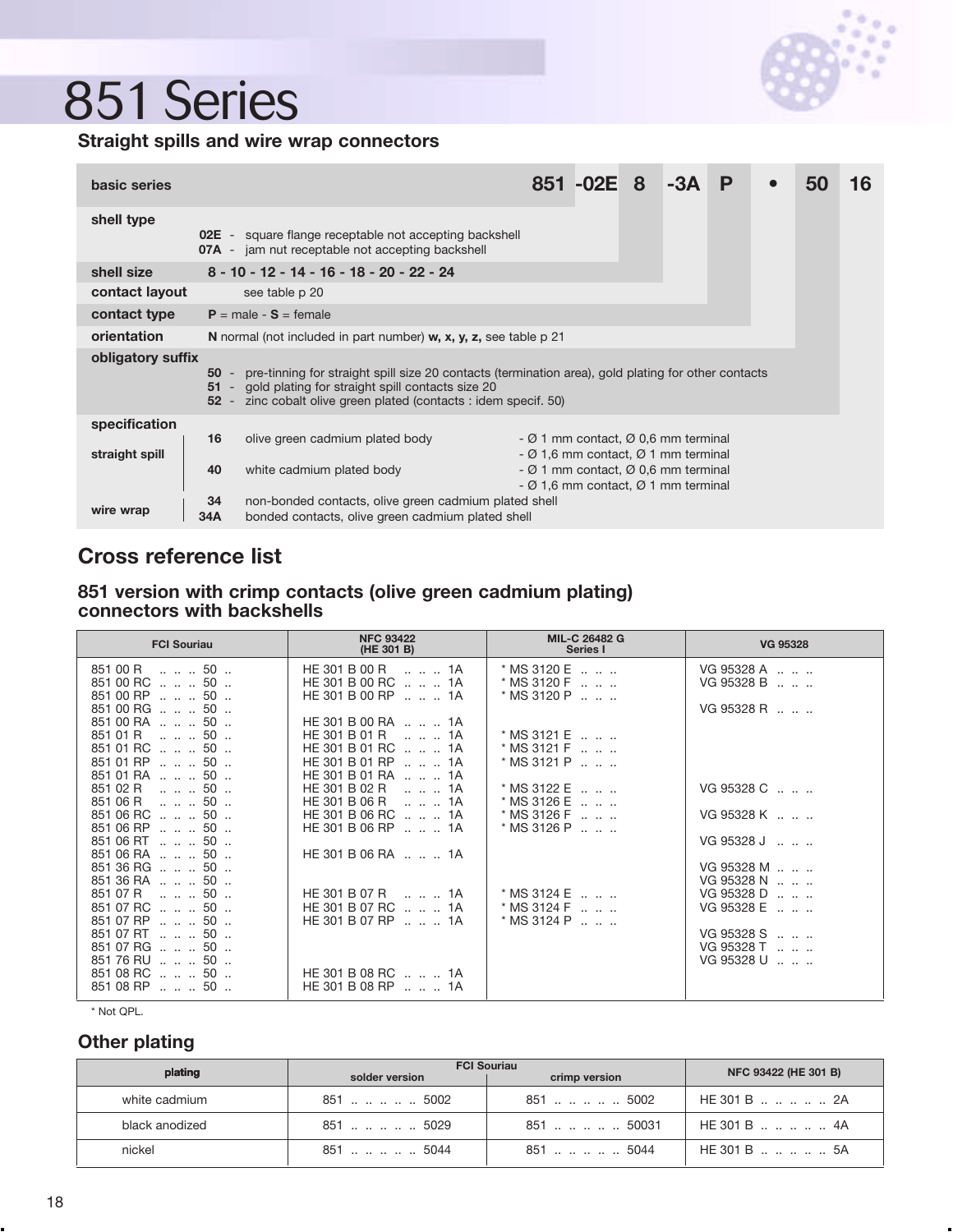# 851 Series

## Straight spills and wire wrap connectors

| basic series | 851 | -02E | 8 | -3A | P | • | 50 | 16 |
|---|---|---|---|---|---|---|---|---|

**shell type**
- **02E** - square flange receptable not accepting backshell
- **07A** - jam nut receptable not accepting backshell

**shell size** 8 - 10 - 12 - 14 - 16 - 18 - 20 - 22 - 24

**contact layout** see table p 20

**contact type** **P** = male - **S** = female

**orientation** **N** normal (not included in part number) **w, x, y, z,** see table p 21

**obligatory suffix**
- **50** - pre-tinning for straight spill size 20 contacts (termination area), gold plating for other contacts
- **51** - gold plating for straight spill contacts size 20
- **52** - zinc cobalt olive green plated (contacts : idem specif. 50)

**specification**

| | | | |
|---|---|---|---|
| straight spill | **16** | olive green cadmium plated body | - Ø 1 mm contact, Ø 0,6 mm terminal<br>- Ø 1,6 mm contact, Ø 1 mm terminal |
| | **40** | white cadmium plated body | - Ø 1 mm contact, Ø 0,6 mm terminal<br>- Ø 1,6 mm contact, Ø 1 mm terminal |
| wire wrap | **34** | non-bonded contacts, olive green cadmium plated shell | |
| | **34A** | bonded contacts, olive green cadmium plated shell | |

## Cross reference list

### 851 version with crimp contacts (olive green cadmium plating) connectors with backshells

| FCI Souriau | NFC 93422 (HE 301 B) | MIL-C 26482 G Series I | VG 95328 |
|---|---|---|---|
| 851 00 R .. .. .. 50 .. | HE 301 B 00 R .. .. .. 1A | * MS 3120 E .. .. .. | VG 95328 A .. .. .. |
| 851 00 RC .. .. .. 50 .. | HE 301 B 00 RC .. .. .. 1A | * MS 3120 F .. .. .. | VG 95328 B .. .. .. |
| 851 00 RP .. .. .. 50 .. | HE 301 B 00 RP .. .. .. 1A | * MS 3120 P .. .. .. | |
| 851 00 RG .. .. .. 50 .. | | | VG 95328 R .. .. .. |
| 851 00 RA .. .. .. 50 .. | HE 301 B 00 RA .. .. .. 1A | | |
| 851 01 R .. .. .. 50 .. | HE 301 B 01 R .. .. .. 1A | * MS 3121 E .. .. .. | |
| 851 01 RC .. .. .. 50 .. | HE 301 B 01 RC .. .. .. 1A | * MS 3121 F .. .. .. | |
| 851 01 RP .. .. .. 50 .. | HE 301 B 01 RP .. .. .. 1A | * MS 3121 P .. .. .. | |
| 851 01 RA .. .. .. 50 .. | HE 301 B 01 RA .. .. .. 1A | | |
| 851 02 R .. .. .. 50 .. | HE 301 B 02 R .. .. .. 1A | * MS 3122 E .. .. .. | VG 95328 C .. .. .. |
| 851 06 R .. .. .. 50 .. | HE 301 B 06 R .. .. .. 1A | * MS 3126 E .. .. .. | |
| 851 06 RC .. .. .. 50 .. | HE 301 B 06 RC .. .. .. 1A | * MS 3126 F .. .. .. | VG 95328 K .. .. .. |
| 851 06 RP .. .. .. 50 .. | HE 301 B 06 RP .. .. .. 1A | * MS 3126 P .. .. .. | |
| 851 06 RT .. .. .. 50 .. | | | VG 95328 J .. .. .. |
| 851 06 RA .. .. .. 50 .. | HE 301 B 06 RA .. .. .. 1A | | |
| 851 36 RG .. .. .. 50 .. | | | VG 95328 M .. .. .. |
| 851 36 RA .. .. .. 50 .. | | | VG 95328 N .. .. .. |
| 851 07 R .. .. .. 50 .. | HE 301 B 07 R .. .. .. 1A | * MS 3124 E .. .. .. | VG 95328 D .. .. .. |
| 851 07 RC .. .. .. 50 .. | HE 301 B 07 RC .. .. .. 1A | * MS 3124 F .. .. .. | VG 95328 E .. .. .. |
| 851 07 RP .. .. .. 50 .. | HE 301 B 07 RP .. .. .. 1A | * MS 3124 P .. .. .. | |
| 851 07 RT .. .. .. 50 .. | | | VG 95328 S .. .. .. |
| 851 07 RG .. .. .. 50 .. | | | VG 95328 T .. .. .. |
| 851 76 RU .. .. .. 50 .. | | | VG 95328 U .. .. .. |
| 851 08 RC .. .. .. 50 .. | HE 301 B 08 RC .. .. .. 1A | | |
| 851 08 RP .. .. .. 50 .. | HE 301 B 08 RP .. .. .. 1A | | |

\* Not QPL.

## Other plating

| plating | FCI Souriau solder version | FCI Souriau crimp version | NFC 93422 (HE 301 B) |
|---|---|---|---|
| white cadmium | 851 .. .. .. .. .. 5002 | 851 .. .. .. .. .. 5002 | HE 301 B .. .. .. .. .. 2A |
| black anodized | 851 .. .. .. .. .. 5029 | 851 .. .. .. .. .. 50031 | HE 301 B .. .. .. .. .. 4A |
| nickel | 851 .. .. .. .. .. 5044 | 851 .. .. .. .. .. 5044 | HE 301 B .. .. .. .. .. 5A |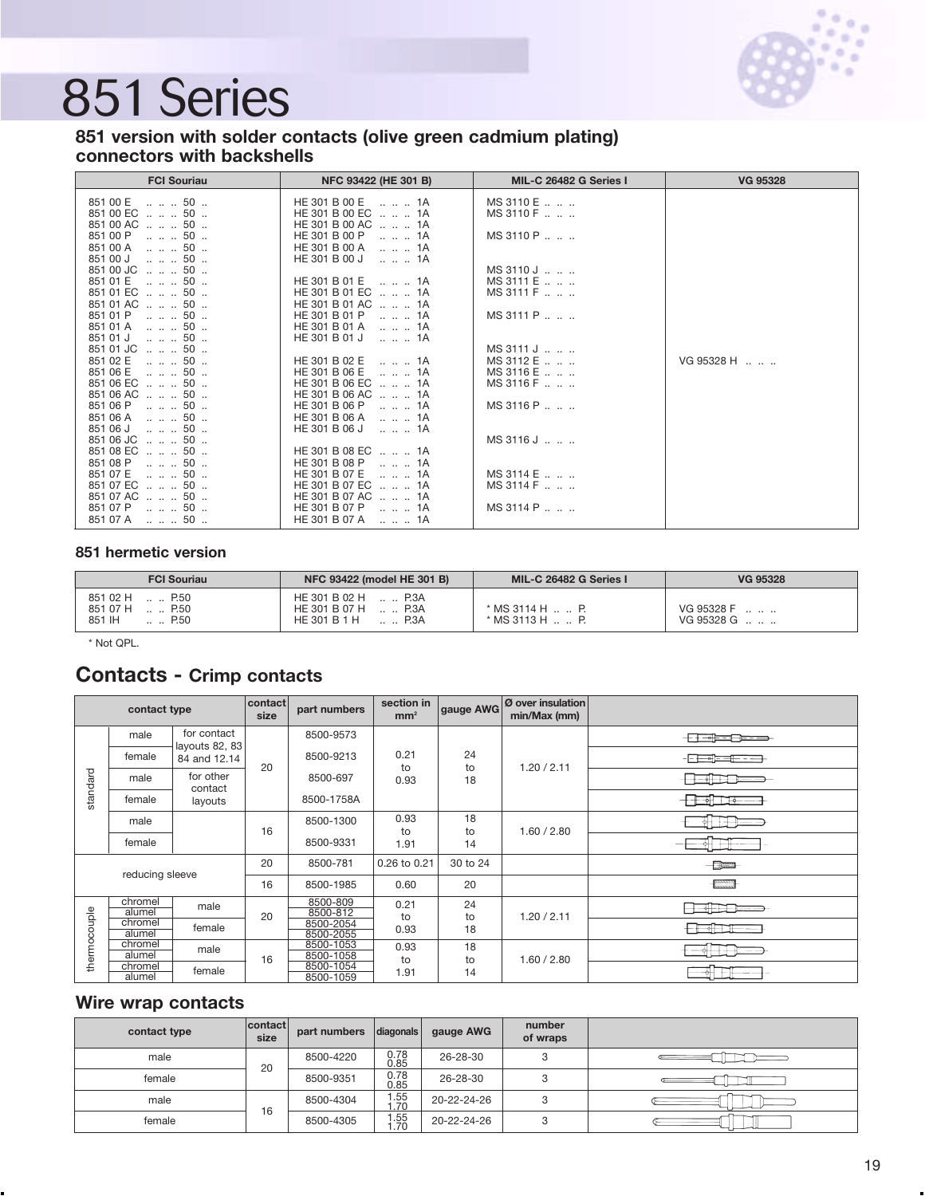# 851 Series

## 851 version with solder contacts (olive green cadmium plating) connectors with backshells

| FCI Souriau | NFC 93422 (HE 301 B) | MIL-C 26482 G Series I | VG 95328 |
|---|---|---|---|
| 851 00 E .. .. .. 50 .. | HE 301 B 00 E .. .. .. 1A | MS 3110 E .. .. .. | |
| 851 00 EC .. .. .. 50 .. | HE 301 B 00 EC .. .. .. 1A | MS 3110 F .. .. .. | |
| 851 00 AC .. .. .. 50 .. | HE 301 B 00 AC .. .. .. 1A | | |
| 851 00 P .. .. .. 50 .. | HE 301 B 00 P .. .. .. 1A | MS 3110 P .. .. .. | |
| 851 00 A .. .. .. 50 .. | HE 301 B 00 A .. .. .. 1A | | |
| 851 00 J .. .. .. 50 .. | HE 301 B 00 J .. .. .. 1A | | |
| 851 00 JC .. .. .. 50 .. | | MS 3110 J .. .. .. | |
| 851 01 E .. .. .. 50 .. | HE 301 B 01 E .. .. .. 1A | MS 3111 E .. .. .. | |
| 851 01 EC .. .. .. 50 .. | HE 301 B 01 EC .. .. .. 1A | MS 3111 F .. .. .. | |
| 851 01 AC .. .. .. 50 .. | HE 301 B 01 AC .. .. .. 1A | | |
| 851 01 P .. .. .. 50 .. | HE 301 B 01 P .. .. .. 1A | MS 3111 P .. .. .. | |
| 851 01 A .. .. .. 50 .. | HE 301 B 01 A .. .. .. 1A | | |
| 851 01 J .. .. .. 50 .. | HE 301 B 01 J .. .. .. 1A | | |
| 851 01 JC .. .. .. 50 .. | | MS 3111 J .. .. .. | |
| 851 02 E .. .. .. 50 .. | HE 301 B 02 E .. .. .. 1A | MS 3112 E .. .. .. | VG 95328 H .. .. .. |
| 851 06 E .. .. .. 50 .. | HE 301 B 06 E .. .. .. 1A | MS 3116 E .. .. .. | |
| 851 06 EC .. .. .. 50 .. | HE 301 B 06 EC .. .. .. 1A | MS 3116 F .. .. .. | |
| 851 06 AC .. .. .. 50 .. | HE 301 B 06 AC .. .. .. 1A | | |
| 851 06 P .. .. .. 50 .. | HE 301 B 06 P .. .. .. 1A | MS 3116 P .. .. .. | |
| 851 06 A .. .. .. 50 .. | HE 301 B 06 A .. .. .. 1A | | |
| 851 06 J .. .. .. 50 .. | HE 301 B 06 J .. .. .. 1A | | |
| 851 06 JC .. .. .. 50 .. | | MS 3116 J .. .. .. | |
| 851 08 EC .. .. .. 50 .. | HE 301 B 08 EC .. .. .. 1A | | |
| 851 08 P .. .. .. 50 .. | HE 301 B 08 P .. .. .. 1A | | |
| 851 07 E .. .. .. 50 .. | HE 301 B 07 E .. .. .. 1A | MS 3114 E .. .. .. | |
| 851 07 EC .. .. .. 50 .. | HE 301 B 07 EC .. .. .. 1A | MS 3114 F .. .. .. | |
| 851 07 AC .. .. .. 50 .. | HE 301 B 07 AC .. .. .. 1A | | |
| 851 07 P .. .. .. 50 .. | HE 301 B 07 P .. .. .. 1A | MS 3114 P .. .. .. | |
| 851 07 A .. .. .. 50 .. | HE 301 B 07 A .. .. .. 1A | | |

### 851 hermetic version

| FCI Souriau | NFC 93422 (model HE 301 B) | MIL-C 26482 G Series I | VG 95328 |
|---|---|---|---|
| 851 02 H .. .. P.50 | HE 301 B 02 H .. .. P.3A | | |
| 851 07 H .. .. P.50 | HE 301 B 07 H .. .. P.3A | * MS 3114 H .. .. P. | VG 95328 F .. .. .. |
| 851 IH .. .. P.50 | HE 301 B 1 H .. .. P.3A | * MS 3113 H .. .. P. | VG 95328 G .. .. .. |

* Not QPL.

## Contacts - Crimp contacts

| contact type | | | contact size | part numbers | section in mm² | gauge AWG | Ø over insulation min/Max (mm) |
|---|---|---|---|---|---|---|---|
| standard | male | for contact layouts 82, 83 84 and 12.14 | 20 | 8500-9573 | 0.21 to 0.93 | 24 to 18 | 1.20 / 2.11 |
| | female | | | 8500-9213 | | | |
| | male | for other contact layouts | | 8500-697 | | | |
| | female | | | 8500-1758A | | | |
| | male | | 16 | 8500-1300 | 0.93 to 1.91 | 18 to 14 | 1.60 / 2.80 |
| | female | | | 8500-9331 | | | |
| reducing sleeve | | | 20 | 8500-781 | 0.26 to 0.21 | 30 to 24 | |
| | | | 16 | 8500-1985 | 0.60 | 20 | |
| thermocouple | chromel | male | 20 | 8500-809 | 0.21 to 0.93 | 24 to 18 | 1.20 / 2.11 |
| | alumel | | | 8500-812 | | | |
| | chromel | female | | 8500-2054 | | | |
| | alumel | | | 8500-2055 | | | |
| | chromel | male | 16 | 8500-1053 | 0.93 to 1.91 | 18 to 14 | 1.60 / 2.80 |
| | alumel | | | 8500-1058 | | | |
| | chromel | female | | 8500-1054 | | | |
| | alumel | | | 8500-1059 | | | |

## Wire wrap contacts

| contact type | contact size | part numbers | diagonals | gauge AWG | number of wraps |
|---|---|---|---|---|---|
| male | 20 | 8500-4220 | 0.78 0.85 | 26-28-30 | 3 |
| female | | 8500-9351 | 0.78 0.85 | 26-28-30 | 3 |
| male | 16 | 8500-4304 | 1.55 1.70 | 20-22-24-26 | 3 |
| female | | 8500-4305 | 1.55 1.70 | 20-22-24-26 | 3 |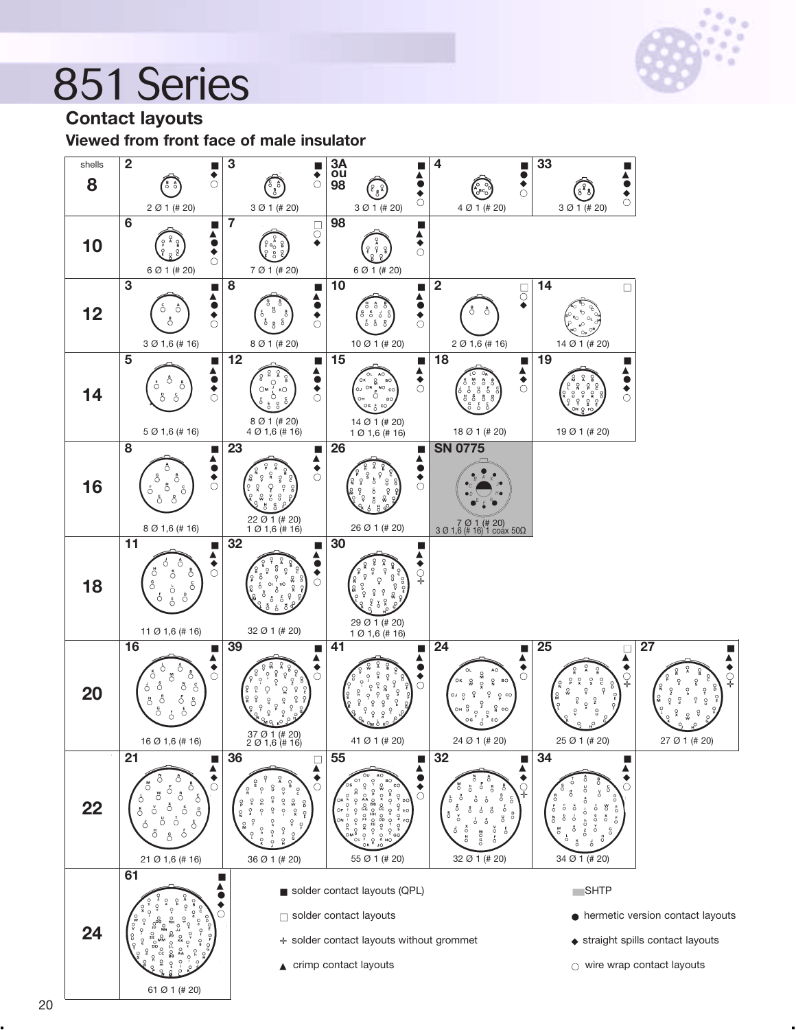# 851 Series

## Contact layouts

### Viewed from front face of male insulator

| shells | | | | | | |
|---|---|---|---|---|---|---|
| **8** | **2** ■ ◆ ○ — 2 Ø 1 (# 20) | **3** ■ ◆ ○ — 3 Ø 1 (# 20) | **3A ou 98** ■ ▲ ● ◆ ○ — 3 Ø 1 (# 20) | **4** ■ ● ◆ ○ — 4 Ø 1 (# 20) | **33** ■ ▲ ● ◆ ○ — 3 Ø 1 (# 20) | |
| **10** | **6** ■ ▲ ● ◆ ○ — 6 Ø 1 (# 20) | **7** □ ○ ◆ — 7 Ø 1 (# 20) | **98** ■ ▲ ◆ ○ — 6 Ø 1 (# 20) | | | |
| **12** | **3** ■ ▲ ● ◆ ○ — 3 Ø 1,6 (# 16) | **8** ■ ▲ ● ◆ ○ — 8 Ø 1 (# 20) | **10** ■ ▲ ● ◆ ○ — 10 Ø 1 (# 20) | **2** □ ○ ◆ — 2 Ø 1,6 (# 16) | **14** □ — 14 Ø 1 (# 20) | |
| **14** | **5** ■ ▲ ● ◆ ○ — 5 Ø 1,6 (# 16) | **12** ■ ▲ ● ◆ ○ — 8 Ø 1 (# 20) 4 Ø 1,6 (# 16) | **15** ■ ▲ ◆ ○ — 14 Ø 1 (# 20) 1 Ø 1,6 (# 16) | **18** ■ ▲ ◆ ○ — 18 Ø 1 (# 20) | **19** ■ ▲ ● ◆ ○ — 19 Ø 1 (# 20) | |
| **16** | **8** ■ ▲ ● ◆ ○ — 8 Ø 1,6 (# 16) | **23** ■ ▲ ◆ ○ — 22 Ø 1 (# 20) 1 Ø 1,6 (# 16) | **26** ■ ▲ ● ◆ ○ — 26 Ø 1 (# 20) | **SN 0775** — 7 Ø 1 (# 20) 3 Ø 1,6 (# 16) 1 coax 50Ω | | |
| **18** | **11** ■ ▲ ◆ ○ — 11 Ø 1,6 (# 16) | **32** ■ ▲ ● ◆ ○ — 32 Ø 1 (# 20) | **30** ■ ▲ ◆ ○ ✛ — 29 Ø 1 (# 20) 1 Ø 1,6 (# 16) | | | |
| **20** | **16** ■ ▲ ◆ ○ — 16 Ø 1,6 (# 16) | **39** ■ ▲ ◆ ○ — 37 Ø 1 (# 20) 2 Ø 1,6 (# 16) | **41** ■ ▲ ● ◆ ○ — 41 Ø 1 (# 20) | **24** ■ ▲ ◆ ○ — 24 Ø 1 (# 20) | **25** □ ▲ ◆ ○ ✛ — 25 Ø 1 (# 20) | **27** ■ ▲ ◆ ○ ✛ — 27 Ø 1 (# 20) |
| **22** | **21** ■ ▲ ◆ ○ — 21 Ø 1,6 (# 16) | **36** □ ▲ ◆ ○ — 36 Ø 1 (# 20) | **55** ■ ▲ ● ◆ ○ — 55 Ø 1 (# 20) | **32** ■ ▲ ◆ ○ ✛ — 32 Ø 1 (# 20) | **34** ■ ▲ ◆ ○ — 34 Ø 1 (# 20) | |
| **24** | **61** ■ ▲ ● ◆ ○ — 61 Ø 1 (# 20) | | | | | |

■ solder contact layouts (QPL)

□ solder contact layouts

✛ solder contact layouts without grommet

▲ crimp contact layouts

SHTP

● hermetic version contact layouts

◆ straight spills contact layouts

○ wire wrap contact layouts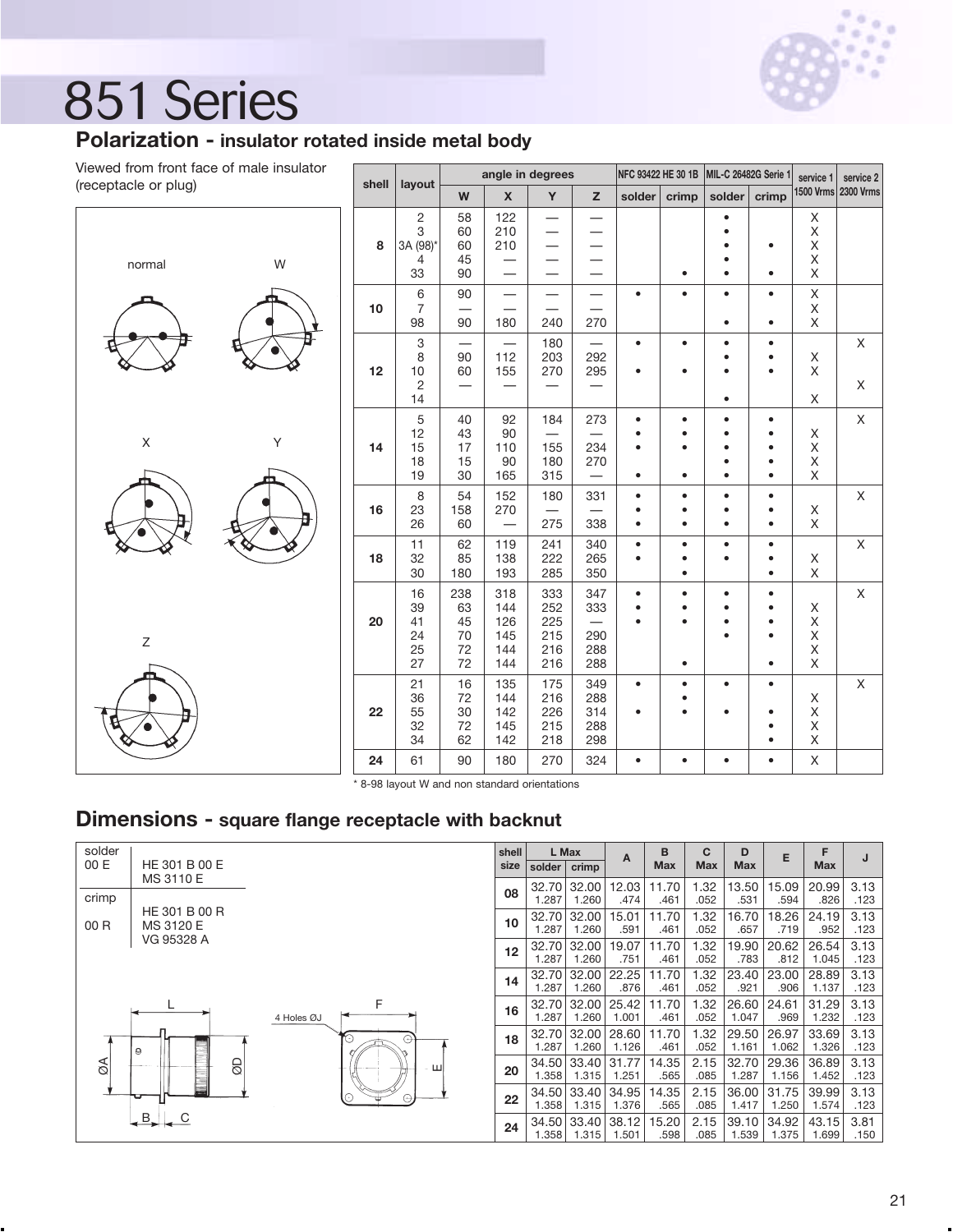# 851 Series

## Polarization - insulator rotated inside metal body

Viewed from front face of male insulator (receptacle or plug)

normal

W

X

Y

Z

| shell | layout | angle in degrees | | | | NFC 93422 HE 30 1B | | MIL-C 26482G Serie 1 | | service 1 1500 Vrms | service 2 2300 Vrms |
|---|---|---|---|---|---|---|---|---|---|---|---|
| | | W | X | Y | Z | solder | crimp | solder | crimp | | |
| 8 | 2 | 58 | 122 | — | — | | | • | | X | |
| | 3 | 60 | 210 | — | — | | | • | | X | |
| | 3A (98)* | 60 | 210 | — | — | | | • | • | X | |
| | 4 | 45 | — | — | — | | | • | | X | |
| | 33 | 90 | — | — | — | | • | • | • | X | |
| 10 | 6 | 90 | — | — | — | • | • | • | • | X | |
| | 7 | — | — | — | — | | | | | X | |
| | 98 | 90 | 180 | 240 | 270 | | | • | • | X | |
| 12 | 3 | — | — | 180 | — | • | • | • | • | | X |
| | 8 | 90 | 112 | 203 | 292 | | | • | • | X | |
| | 10 | 60 | 155 | 270 | 295 | • | • | • | • | X | |
| | 2 | — | — | — | — | | | | | | X |
| | 14 | | | | | | | • | | X | |
| 14 | 5 | 40 | 92 | 184 | 273 | • | • | • | • | | X |
| | 12 | 43 | 90 | — | — | • | • | • | • | X | |
| | 15 | 17 | 110 | 155 | 234 | • | • | • | • | X | |
| | 18 | 15 | 90 | 180 | 270 | | | • | • | X | |
| | 19 | 30 | 165 | 315 | — | • | • | • | • | X | |
| 16 | 8 | 54 | 152 | 180 | 331 | • | • | • | • | | X |
| | 23 | 158 | 270 | — | — | • | • | • | • | X | |
| | 26 | 60 | — | 275 | 338 | • | • | • | • | X | |
| 18 | 11 | 62 | 119 | 241 | 340 | • | • | • | • | | X |
| | 32 | 85 | 138 | 222 | 265 | • | • | • | • | X | |
| | 30 | 180 | 193 | 285 | 350 | | • | | • | X | |
| 20 | 16 | 238 | 318 | 333 | 347 | • | • | • | • | | X |
| | 39 | 63 | 144 | 252 | 333 | • | • | • | • | X | |
| | 41 | 45 | 126 | 225 | — | • | • | • | • | X | |
| | 24 | 70 | 145 | 215 | 290 | | | • | • | X | |
| | 25 | 72 | 144 | 216 | 288 | | | | | X | |
| | 27 | 72 | 144 | 216 | 288 | | • | | • | X | |
| 22 | 21 | 16 | 135 | 175 | 349 | • | • | • | • | | X |
| | 36 | 72 | 144 | 216 | 288 | | • | | | X | |
| | 55 | 30 | 142 | 226 | 314 | • | • | • | • | X | |
| | 32 | 72 | 145 | 215 | 288 | | | | • | X | |
| | 34 | 62 | 142 | 218 | 298 | | | | • | X | |
| 24 | 61 | 90 | 180 | 270 | 324 | • | • | • | • | X | |

* 8-98 layout W and non standard orientations

## Dimensions - square flange receptacle with backnut

| | | |
|---|---|---|
| solder | 00 E | HE 301 B 00 E<br>MS 3110 E |
| crimp | 00 R | HE 301 B 00 R<br>MS 3120 E<br>VG 95328 A |

L

F

4 Holes ØJ

ØA

ØD

E

B

C

| shell size | L Max solder | L Max crimp | A | B Max | C Max | D Max | E | F Max | J |
|---|---|---|---|---|---|---|---|---|---|
| 08 | 32.70<br>1.287 | 32.00<br>1.260 | 12.03<br>.474 | 11.70<br>.461 | 1.32<br>.052 | 13.50<br>.531 | 15.09<br>.594 | 20.99<br>.826 | 3.13<br>.123 |
| 10 | 32.70<br>1.287 | 32.00<br>1.260 | 15.01<br>.591 | 11.70<br>.461 | 1.32<br>.052 | 16.70<br>.657 | 18.26<br>.719 | 24.19<br>.952 | 3.13<br>.123 |
| 12 | 32.70<br>1.287 | 32.00<br>1.260 | 19.07<br>.751 | 11.70<br>.461 | 1.32<br>.052 | 19.90<br>.783 | 20.62<br>.812 | 26.54<br>1.045 | 3.13<br>.123 |
| 14 | 32.70<br>1.287 | 32.00<br>1.260 | 22.25<br>.876 | 11.70<br>.461 | 1.32<br>.052 | 23.40<br>.921 | 23.00<br>.906 | 28.89<br>1.137 | 3.13<br>.123 |
| 16 | 32.70<br>1.287 | 32.00<br>1.260 | 25.42<br>1.001 | 11.70<br>.461 | 1.32<br>.052 | 26.60<br>1.047 | 24.61<br>.969 | 31.29<br>1.232 | 3.13<br>.123 |
| 18 | 32.70<br>1.287 | 32.00<br>1.260 | 28.60<br>1.126 | 11.70<br>.461 | 1.32<br>.052 | 29.50<br>1.161 | 26.97<br>1.062 | 33.69<br>1.326 | 3.13<br>.123 |
| 20 | 34.50<br>1.358 | 33.40<br>1.315 | 31.77<br>1.251 | 14.35<br>.565 | 2.15<br>.085 | 32.70<br>1.287 | 29.36<br>1.156 | 36.89<br>1.452 | 3.13<br>.123 |
| 22 | 34.50<br>1.358 | 33.40<br>1.315 | 34.95<br>1.376 | 14.35<br>.565 | 2.15<br>.085 | 36.00<br>1.417 | 31.75<br>1.250 | 39.99<br>1.574 | 3.13<br>.123 |
| 24 | 34.50<br>1.358 | 33.40<br>1.315 | 38.12<br>1.501 | 15.20<br>.598 | 2.15<br>.085 | 39.10<br>1.539 | 34.92<br>1.375 | 43.15<br>1.699 | 3.81<br>.150 |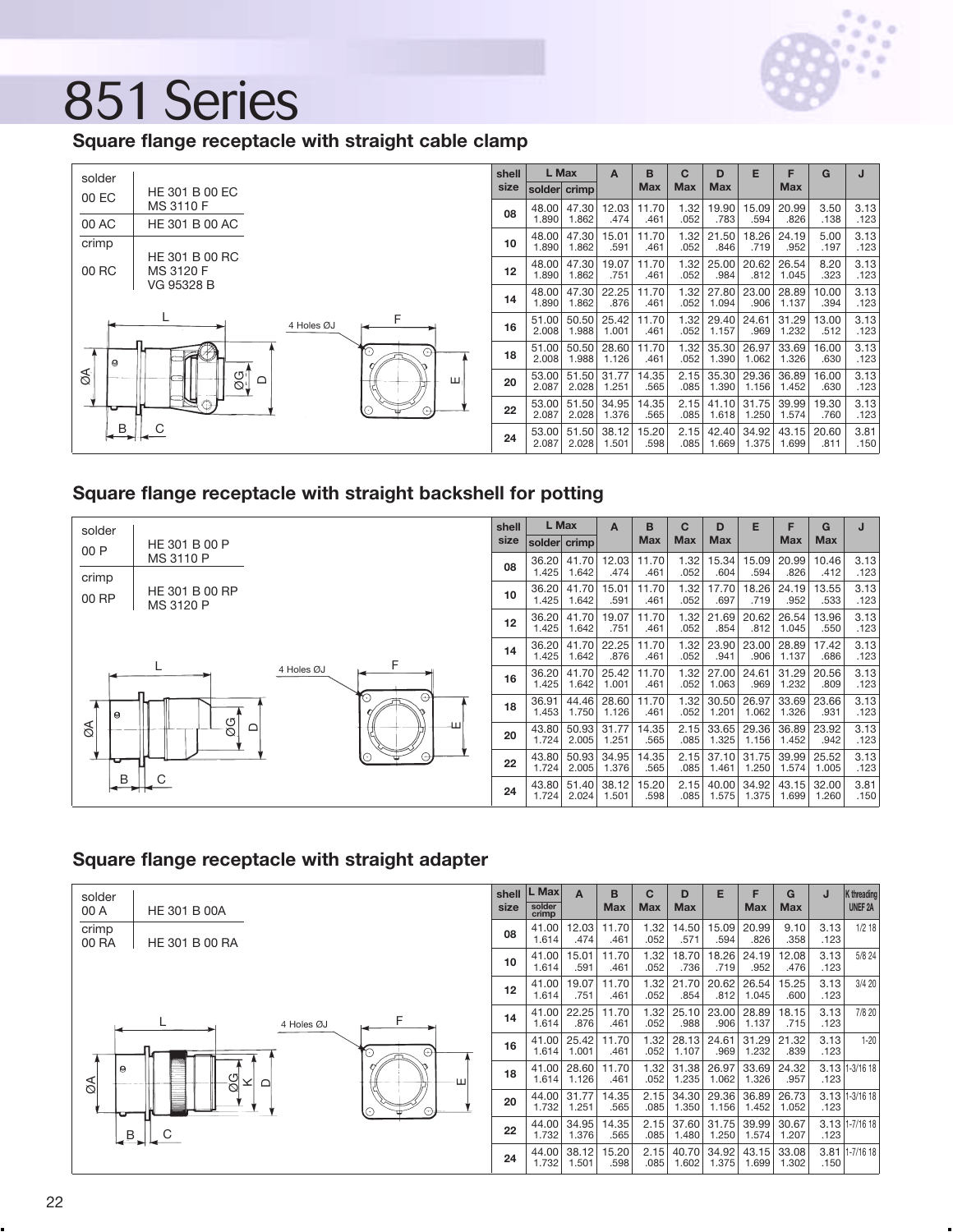# 851 Series

## Square flange receptacle with straight cable clamp

| | |
|---|---|
| solder | |
| 00 EC | HE 301 B 00 EC<br>MS 3110 F |
| 00 AC | HE 301 B 00 AC |
| crimp | |
| 00 RC | HE 301 B 00 RC<br>MS 3120 F<br>VG 95328 B |

L, F, 4 Holes ØJ, ØA, ØG, D, E, B, C

| shell size | L Max solder | L Max crimp | A | B Max | C Max | D Max | E | F Max | G | J |
|---|---|---|---|---|---|---|---|---|---|---|
| 08 | 48.00<br>1.890 | 47.30<br>1.862 | 12.03<br>.474 | 11.70<br>.461 | 1.32<br>.052 | 19.90<br>.783 | 15.09<br>.594 | 20.99<br>.826 | 3.50<br>.138 | 3.13<br>.123 |
| 10 | 48.00<br>1.890 | 47.30<br>1.862 | 15.01<br>.591 | 11.70<br>.461 | 1.32<br>.052 | 21.50<br>.846 | 18.26<br>.719 | 24.19<br>.952 | 5.00<br>.197 | 3.13<br>.123 |
| 12 | 48.00<br>1.890 | 47.30<br>1.862 | 19.07<br>.751 | 11.70<br>.461 | 1.32<br>.052 | 25.00<br>.984 | 20.62<br>.812 | 26.54<br>1.045 | 8.20<br>.323 | 3.13<br>.123 |
| 14 | 48.00<br>1.890 | 47.30<br>1.862 | 22.25<br>.876 | 11.70<br>.461 | 1.32<br>.052 | 27.80<br>1.094 | 23.00<br>.906 | 28.89<br>1.137 | 10.00<br>.394 | 3.13<br>.123 |
| 16 | 51.00<br>2.008 | 50.50<br>1.988 | 25.42<br>1.001 | 11.70<br>.461 | 1.32<br>.052 | 29.40<br>1.157 | 24.61<br>.969 | 31.29<br>1.232 | 13.00<br>.512 | 3.13<br>.123 |
| 18 | 51.00<br>2.008 | 50.50<br>1.988 | 28.60<br>1.126 | 11.70<br>.461 | 1.32<br>.052 | 35.30<br>1.390 | 26.97<br>1.062 | 33.69<br>1.326 | 16.00<br>.630 | 3.13<br>.123 |
| 20 | 53.00<br>2.087 | 51.50<br>2.028 | 31.77<br>1.251 | 14.35<br>.565 | 2.15<br>.085 | 35.30<br>1.390 | 29.36<br>1.156 | 36.89<br>1.452 | 16.00<br>.630 | 3.13<br>.123 |
| 22 | 53.00<br>2.087 | 51.50<br>2.028 | 34.95<br>1.376 | 14.35<br>.565 | 2.15<br>.085 | 41.10<br>1.618 | 31.75<br>1.250 | 39.99<br>1.574 | 19.30<br>.760 | 3.13<br>.123 |
| 24 | 53.00<br>2.087 | 51.50<br>2.028 | 38.12<br>1.501 | 15.20<br>.598 | 2.15<br>.085 | 42.40<br>1.669 | 34.92<br>1.375 | 43.15<br>1.699 | 20.60<br>.811 | 3.81<br>.150 |

## Square flange receptacle with straight backshell for potting

| | |
|---|---|
| solder | |
| 00 P | HE 301 B 00 P<br>MS 3110 P |
| crimp | |
| 00 RP | HE 301 B 00 RP<br>MS 3120 P |

L, F, 4 Holes ØJ, ØA, ØG, D, E, B, C

| shell size | L Max solder | L Max crimp | A | B Max | C Max | D Max | E | F Max | G Max | J |
|---|---|---|---|---|---|---|---|---|---|---|
| 08 | 36.20<br>1.425 | 41.70<br>1.642 | 12.03<br>.474 | 11.70<br>.461 | 1.32<br>.052 | 15.34<br>.604 | 15.09<br>.594 | 20.99<br>.826 | 10.46<br>.412 | 3.13<br>.123 |
| 10 | 36.20<br>1.425 | 41.70<br>1.642 | 15.01<br>.591 | 11.70<br>.461 | 1.32<br>.052 | 17.70<br>.697 | 18.26<br>.719 | 24.19<br>.952 | 13.55<br>.533 | 3.13<br>.123 |
| 12 | 36.20<br>1.425 | 41.70<br>1.642 | 19.07<br>.751 | 11.70<br>.461 | 1.32<br>.052 | 21.69<br>.854 | 20.62<br>.812 | 26.54<br>1.045 | 13.96<br>.550 | 3.13<br>.123 |
| 14 | 36.20<br>1.425 | 41.70<br>1.642 | 22.25<br>.876 | 11.70<br>.461 | 1.32<br>.052 | 23.90<br>.941 | 23.00<br>.906 | 28.89<br>1.137 | 17.42<br>.686 | 3.13<br>.123 |
| 16 | 36.20<br>1.425 | 41.70<br>1.642 | 25.42<br>1.001 | 11.70<br>.461 | 1.32<br>.052 | 27.00<br>1.063 | 24.61<br>.969 | 31.29<br>1.232 | 20.56<br>.809 | 3.13<br>.123 |
| 18 | 36.91<br>1.453 | 44.46<br>1.750 | 28.60<br>1.126 | 11.70<br>.461 | 1.32<br>.052 | 30.50<br>1.201 | 26.97<br>1.062 | 33.69<br>1.326 | 23.66<br>.931 | 3.13<br>.123 |
| 20 | 43.80<br>1.724 | 50.93<br>2.005 | 31.77<br>1.251 | 14.35<br>.565 | 2.15<br>.085 | 33.65<br>1.325 | 29.36<br>1.156 | 36.89<br>1.452 | 23.92<br>.942 | 3.13<br>.123 |
| 22 | 43.80<br>1.724 | 50.93<br>2.005 | 34.95<br>1.376 | 14.35<br>.565 | 2.15<br>.085 | 37.10<br>1.461 | 31.75<br>1.250 | 39.99<br>1.574 | 25.52<br>1.005 | 3.13<br>.123 |
| 24 | 43.80<br>1.724 | 51.40<br>2.024 | 38.12<br>1.501 | 15.20<br>.598 | 2.15<br>.085 | 40.00<br>1.575 | 34.92<br>1.375 | 43.15<br>1.699 | 32.00<br>1.260 | 3.81<br>.150 |

## Square flange receptacle with straight adapter

| | |
|---|---|
| solder<br>00 A | HE 301 B 00A |
| crimp<br>00 RA | HE 301 B 00 RA |

L, F, 4 Holes ØJ, ØA, ØG, K, D, E, B, C

| shell size | L Max solder crimp | A | B Max | C Max | D Max | E | F Max | G Max | J | K threading UNEF 2A |
|---|---|---|---|---|---|---|---|---|---|---|
| 08 | 41.00<br>1.614 | 12.03<br>.474 | 11.70<br>.461 | 1.32<br>.052 | 14.50<br>.571 | 15.09<br>.594 | 20.99<br>.826 | 9.10<br>.358 | 3.13<br>.123 | 1/2 18 |
| 10 | 41.00<br>1.614 | 15.01<br>.591 | 11.70<br>.461 | 1.32<br>.052 | 18.70<br>.736 | 18.26<br>.719 | 24.19<br>.952 | 12.08<br>.476 | 3.13<br>.123 | 5/8 24 |
| 12 | 41.00<br>1.614 | 19.07<br>.751 | 11.70<br>.461 | 1.32<br>.052 | 21.70<br>.854 | 20.62<br>.812 | 26.54<br>1.045 | 15.25<br>.600 | 3.13<br>.123 | 3/4 20 |
| 14 | 41.00<br>1.614 | 22.25<br>.876 | 11.70<br>.461 | 1.32<br>.052 | 25.10<br>.988 | 23.00<br>.906 | 28.89<br>1.137 | 18.15<br>.715 | 3.13<br>.123 | 7/8 20 |
| 16 | 41.00<br>1.614 | 25.42<br>1.001 | 11.70<br>.461 | 1.32<br>.052 | 28.13<br>1.107 | 24.61<br>.969 | 31.29<br>1.232 | 21.32<br>.839 | 3.13<br>.123 | 1-20 |
| 18 | 41.00<br>1.614 | 28.60<br>1.126 | 11.70<br>.461 | 1.32<br>.052 | 31.38<br>1.235 | 26.97<br>1.062 | 33.69<br>1.326 | 24.32<br>.957 | 3.13<br>.123 | 1-3/16 18 |
| 20 | 44.00<br>1.732 | 31.77<br>1.251 | 14.35<br>.565 | 2.15<br>.085 | 34.30<br>1.350 | 29.36<br>1.156 | 36.89<br>1.452 | 26.73<br>1.052 | 3.13<br>.123 | 1-3/16 18 |
| 22 | 44.00<br>1.732 | 34.95<br>1.376 | 14.35<br>.565 | 2.15<br>.085 | 37.60<br>1.480 | 31.75<br>1.250 | 39.99<br>1.574 | 30.67<br>1.207 | 3.13<br>.123 | 1-7/16 18 |
| 24 | 44.00<br>1.732 | 38.12<br>1.501 | 15.20<br>.598 | 2.15<br>.085 | 40.70<br>1.602 | 34.92<br>1.375 | 43.15<br>1.699 | 33.08<br>1.302 | 3.81<br>.150 | 1-7/16 18 |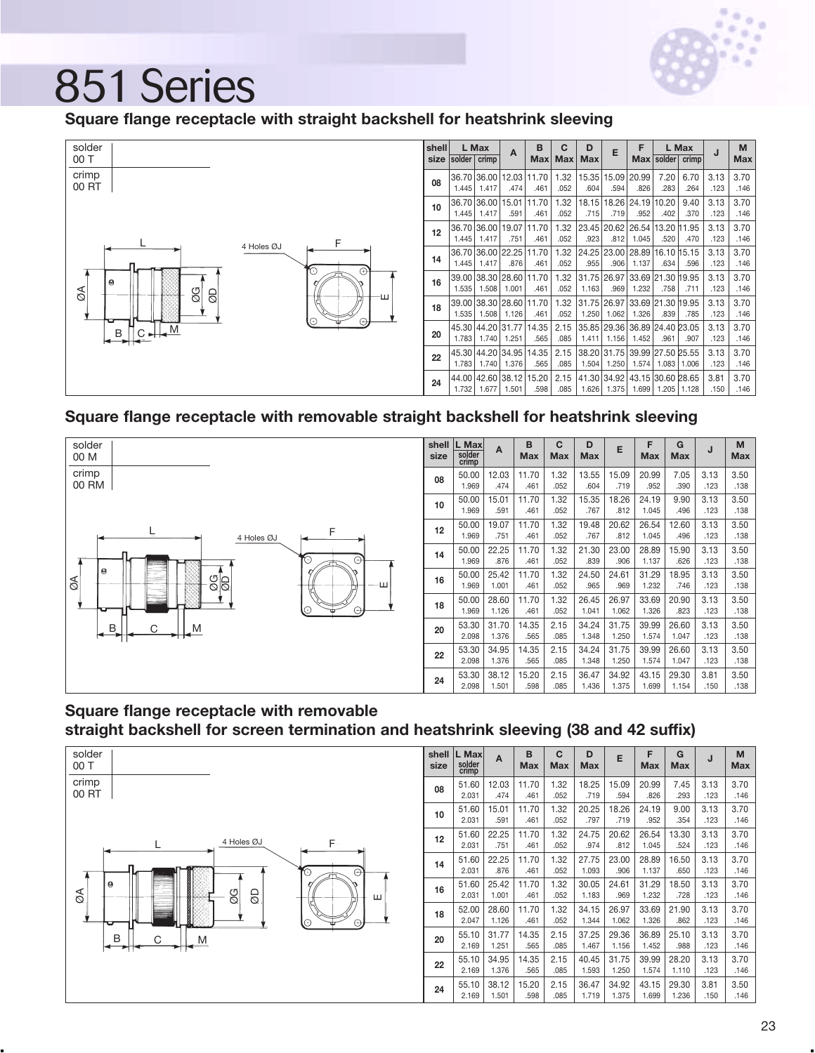# 851 Series

## Square flange receptacle with straight backshell for heatshrink sleeving

solder
00 T

crimp
00 RT

L
4 Holes ØJ
F
ØA
ØG
ØD
E
B
C
M

| shell size | L Max solder | L Max crimp | A | B Max | C Max | D Max | E | F Max | L Max solder | L Max crimp | J | M Max |
|---|---|---|---|---|---|---|---|---|---|---|---|---|
| 08 | 36.70 1.445 | 36.00 1.417 | 12.03 .474 | 11.70 .461 | 1.32 .052 | 15.35 .604 | 15.09 .594 | 20.99 .826 | 7.20 .283 | 6.70 .264 | 3.13 .123 | 3.70 .146 |
| 10 | 36.70 1.445 | 36.00 1.417 | 15.01 .591 | 11.70 .461 | 1.32 .052 | 18.15 .715 | 18.26 .719 | 24.19 .952 | 10.20 .402 | 9.40 .370 | 3.13 .123 | 3.70 .146 |
| 12 | 36.70 1.445 | 36.00 1.417 | 19.07 .751 | 11.70 .461 | 1.32 .052 | 23.45 .923 | 20.62 .812 | 26.54 1.045 | 13.20 .520 | 11.95 .470 | 3.13 .123 | 3.70 .146 |
| 14 | 36.70 1.445 | 36.00 1.417 | 22.25 .876 | 11.70 .461 | 1.32 .052 | 24.25 .955 | 23.00 .906 | 28.89 1.137 | 16.10 .634 | 15.15 .596 | 3.13 .123 | 3.70 .146 |
| 16 | 39.00 1.535 | 38.30 1.508 | 28.60 1.001 | 11.70 .461 | 1.32 .052 | 31.75 1.163 | 26.97 .969 | 33.69 1.232 | 21.30 .758 | 19.95 .711 | 3.13 .123 | 3.70 .146 |
| 18 | 39.00 1.535 | 38.30 1.508 | 28.60 1.126 | 11.70 .461 | 1.32 .052 | 31.75 1.250 | 26.97 1.062 | 33.69 1.326 | 21.30 .839 | 19.95 .785 | 3.13 .123 | 3.70 .146 |
| 20 | 45.30 1.783 | 44.20 1.740 | 31.77 1.251 | 14.35 .565 | 2.15 .085 | 35.85 1.411 | 29.36 1.156 | 36.89 1.452 | 24.40 .961 | 23.05 .907 | 3.13 .123 | 3.70 .146 |
| 22 | 45.30 1.783 | 44.20 1.740 | 34.95 1.376 | 14.35 .565 | 2.15 .085 | 38.20 1.504 | 31.75 1.250 | 39.99 1.574 | 27.50 1.083 | 25.55 1.006 | 3.13 .123 | 3.70 .146 |
| 24 | 44.00 1.732 | 42.60 1.677 | 38.12 1.501 | 15.20 .598 | 2.15 .085 | 41.30 1.626 | 34.92 1.375 | 43.15 1.699 | 30.60 1.205 | 28.65 1.128 | 3.81 .150 | 3.70 .146 |

## Square flange receptacle with removable straight backshell for heatshrink sleeving

solder
00 M

crimp
00 RM

L
4 Holes ØJ
F
ØA
ØG
ØD
E
B
C
M

| shell size | L Max solder crimp | A | B Max | C Max | D Max | E | F Max | G Max | J | M Max |
|---|---|---|---|---|---|---|---|---|---|---|
| 08 | 50.00 1.969 | 12.03 .474 | 11.70 .461 | 1.32 .052 | 13.55 .604 | 15.09 .719 | 20.99 .952 | 7.05 .390 | 3.13 .123 | 3.50 .138 |
| 10 | 50.00 1.969 | 15.01 .591 | 11.70 .461 | 1.32 .052 | 15.35 .767 | 18.26 .812 | 24.19 1.045 | 9.90 .496 | 3.13 .123 | 3.50 .138 |
| 12 | 50.00 1.969 | 19.07 .751 | 11.70 .461 | 1.32 .052 | 19.48 .767 | 20.62 .812 | 26.54 1.045 | 12.60 .496 | 3.13 .123 | 3.50 .138 |
| 14 | 50.00 1.969 | 22.25 .876 | 11.70 .461 | 1.32 .052 | 21.30 .839 | 23.00 .906 | 28.89 1.137 | 15.90 .626 | 3.13 .123 | 3.50 .138 |
| 16 | 50.00 1.969 | 25.42 1.001 | 11.70 .461 | 1.32 .052 | 24.50 .965 | 24.61 .969 | 31.29 1.232 | 18.95 .746 | 3.13 .123 | 3.50 .138 |
| 18 | 50.00 1.969 | 28.60 1.126 | 11.70 .461 | 1.32 .052 | 26.45 1.041 | 26.97 1.062 | 33.69 1.326 | 20.90 .823 | 3.13 .123 | 3.50 .138 |
| 20 | 53.30 2.098 | 31.70 1.376 | 14.35 .565 | 2.15 .085 | 34.24 1.348 | 31.75 1.250 | 39.99 1.574 | 26.60 1.047 | 3.13 .123 | 3.50 .138 |
| 22 | 53.30 2.098 | 34.95 1.376 | 14.35 .565 | 2.15 .085 | 34.24 1.348 | 31.75 1.250 | 39.99 1.574 | 26.60 1.047 | 3.13 .123 | 3.50 .138 |
| 24 | 53.30 2.098 | 38.12 1.501 | 15.20 .598 | 2.15 .085 | 36.47 1.436 | 34.92 1.375 | 43.15 1.699 | 29.30 1.154 | 3.81 .150 | 3.50 .138 |

## Square flange receptacle with removable straight backshell for screen termination and heatshrink sleeving (38 and 42 suffix)

solder
00 T

crimp
00 RT

L
4 Holes ØJ
F
ØA
ØG
ØD
E
B
C
M

| shell size | L Max solder crimp | A | B Max | C Max | D Max | E | F Max | G Max | J | M Max |
|---|---|---|---|---|---|---|---|---|---|---|
| 08 | 51.60 2.031 | 12.03 .474 | 11.70 .461 | 1.32 .052 | 18.25 .719 | 15.09 .594 | 20.99 .826 | 7.45 .293 | 3.13 .123 | 3.70 .146 |
| 10 | 51.60 2.031 | 15.01 .591 | 11.70 .461 | 1.32 .052 | 20.25 .797 | 18.26 .719 | 24.19 .952 | 9.00 .354 | 3.13 .123 | 3.70 .146 |
| 12 | 51.60 2.031 | 22.25 .751 | 11.70 .461 | 1.32 .052 | 24.75 .974 | 20.62 .812 | 26.54 1.045 | 13.30 .524 | 3.13 .123 | 3.70 .146 |
| 14 | 51.60 2.031 | 22.25 .876 | 11.70 .461 | 1.32 .052 | 27.75 1.093 | 23.00 .906 | 28.89 1.137 | 16.50 .650 | 3.13 .123 | 3.70 .146 |
| 16 | 51.60 2.031 | 25.42 1.001 | 11.70 .461 | 1.32 .052 | 30.05 1.183 | 24.61 .969 | 31.29 1.232 | 18.50 .728 | 3.13 .123 | 3.70 .146 |
| 18 | 52.00 2.047 | 28.60 1.126 | 11.70 .461 | 1.32 .052 | 34.15 1.344 | 26.97 1.062 | 33.69 1.326 | 21.90 .862 | 3.13 .123 | 3.70 .146 |
| 20 | 55.10 2.169 | 31.77 1.251 | 14.35 .565 | 2.15 .085 | 37.25 1.467 | 29.36 1.156 | 36.89 1.452 | 25.10 .988 | 3.13 .123 | 3.70 .146 |
| 22 | 55.10 2.169 | 34.95 1.376 | 14.35 .565 | 2.15 .085 | 40.45 1.593 | 31.75 1.250 | 39.99 1.574 | 28.20 1.110 | 3.13 .123 | 3.70 .146 |
| 24 | 55.10 2.169 | 38.12 1.501 | 15.20 .598 | 2.15 .085 | 36.47 1.719 | 34.92 1.375 | 43.15 1.699 | 29.30 1.236 | 3.81 .150 | 3.50 .146 |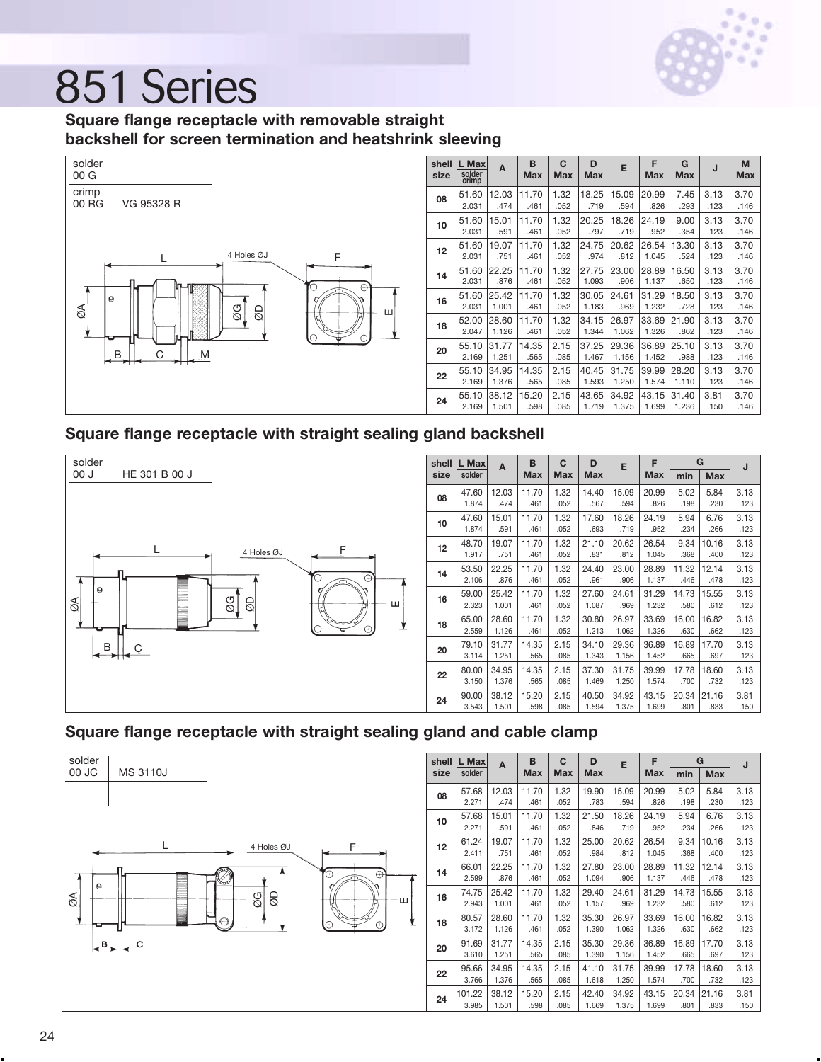# 851 Series

## Square flange receptacle with removable straight backshell for screen termination and heatshrink sleeving

| | |
|---|---|
| solder 00 G | |
| crimp 00 RG | VG 95328 R |

L, 4 Holes ØJ, F, ØA, ØG, ØD, E, B, C, M

| shell size | L Max solder crimp | A | B Max | C Max | D Max | E | F Max | G Max | J | M Max |
|---|---|---|---|---|---|---|---|---|---|---|
| 08 | 51.60 2.031 | 12.03 .474 | 11.70 .461 | 1.32 .052 | 18.25 .719 | 15.09 .594 | 20.99 .826 | 7.45 .293 | 3.13 .123 | 3.70 .146 |
| 10 | 51.60 2.031 | 15.01 .591 | 11.70 .461 | 1.32 .052 | 20.25 .797 | 18.26 .719 | 24.19 .952 | 9.00 .354 | 3.13 .123 | 3.70 .146 |
| 12 | 51.60 2.031 | 19.07 .751 | 11.70 .461 | 1.32 .052 | 24.75 .974 | 20.62 .812 | 26.54 1.045 | 13.30 .524 | 3.13 .123 | 3.70 .146 |
| 14 | 51.60 2.031 | 22.25 .876 | 11.70 .461 | 1.32 .052 | 27.75 1.093 | 23.00 .906 | 28.89 1.137 | 16.50 .650 | 3.13 .123 | 3.70 .146 |
| 16 | 51.60 2.031 | 25.42 1.001 | 11.70 .461 | 1.32 .052 | 30.05 1.183 | 24.61 .969 | 31.29 1.232 | 18.50 .728 | 3.13 .123 | 3.70 .146 |
| 18 | 52.00 2.047 | 28.60 1.126 | 11.70 .461 | 1.32 .052 | 34.15 1.344 | 26.97 1.062 | 33.69 1.326 | 21.90 .862 | 3.13 .123 | 3.70 .146 |
| 20 | 55.10 2.169 | 31.77 1.251 | 14.35 .565 | 2.15 .085 | 37.25 1.467 | 29.36 1.156 | 36.89 1.452 | 25.10 .988 | 3.13 .123 | 3.70 .146 |
| 22 | 55.10 2.169 | 34.95 1.376 | 14.35 .565 | 2.15 .085 | 40.45 1.593 | 31.75 1.250 | 39.99 1.574 | 28.20 1.110 | 3.13 .123 | 3.70 .146 |
| 24 | 55.10 2.169 | 38.12 1.501 | 15.20 .598 | 2.15 .085 | 43.65 1.719 | 34.92 1.375 | 43.15 1.699 | 31.40 1.236 | 3.81 .150 | 3.70 .146 |

## Square flange receptacle with straight sealing gland backshell

| | |
|---|---|
| solder 00 J | HE 301 B 00 J |

L, 4 Holes ØJ, F, ØA, ØG, ØD, E, B, C

| shell size | L Max solder | A | B Max | C Max | D Max | E | F Max | G min | G Max | J |
|---|---|---|---|---|---|---|---|---|---|---|
| 08 | 47.60 1.874 | 12.03 .474 | 11.70 .461 | 1.32 .052 | 14.40 .567 | 15.09 .594 | 20.99 .826 | 5.02 .198 | 5.84 .230 | 3.13 .123 |
| 10 | 47.60 1.874 | 15.01 .591 | 11.70 .461 | 1.32 .052 | 17.60 .693 | 18.26 .719 | 24.19 .952 | 5.94 .234 | 6.76 .266 | 3.13 .123 |
| 12 | 48.70 1.917 | 19.07 .751 | 11.70 .461 | 1.32 .052 | 21.10 .831 | 20.62 .812 | 26.54 1.045 | 9.34 .368 | 10.16 .400 | 3.13 .123 |
| 14 | 53.50 2.106 | 22.25 .876 | 11.70 .461 | 1.32 .052 | 24.40 .961 | 23.00 .906 | 28.89 1.137 | 11.32 .446 | 12.14 .478 | 3.13 .123 |
| 16 | 59.00 2.323 | 25.42 1.001 | 11.70 .461 | 1.32 .052 | 27.60 1.087 | 24.61 .969 | 31.29 1.232 | 14.73 .580 | 15.55 .612 | 3.13 .123 |
| 18 | 65.00 2.559 | 28.60 1.126 | 11.70 .461 | 1.32 .052 | 30.80 1.213 | 26.97 1.062 | 33.69 1.326 | 16.00 .630 | 16.82 .662 | 3.13 .123 |
| 20 | 79.10 3.114 | 31.77 1.251 | 14.35 .565 | 2.15 .085 | 34.10 1.343 | 29.36 1.156 | 36.89 1.452 | 16.89 .665 | 17.70 .697 | 3.13 .123 |
| 22 | 80.00 3.150 | 34.95 1.376 | 14.35 .565 | 2.15 .085 | 37.30 1.469 | 31.75 1.250 | 39.99 1.574 | 17.78 .700 | 18.60 .732 | 3.13 .123 |
| 24 | 90.00 3.543 | 38.12 1.501 | 15.20 .598 | 2.15 .085 | 40.50 1.594 | 34.92 1.375 | 43.15 1.699 | 20.34 .801 | 21.16 .833 | 3.81 .150 |

## Square flange receptacle with straight sealing gland and cable clamp

| | |
|---|---|
| solder 00 JC | MS 3110J |

L, 4 Holes ØJ, F, ØA, ØG, ØD, E, B, C

| shell size | L Max solder | A | B Max | C Max | D Max | E | F Max | G min | G Max | J |
|---|---|---|---|---|---|---|---|---|---|---|
| 08 | 57.68 2.271 | 12.03 .474 | 11.70 .461 | 1.32 .052 | 19.90 .783 | 15.09 .594 | 20.99 .826 | 5.02 .198 | 5.84 .230 | 3.13 .123 |
| 10 | 57.68 2.271 | 15.01 .591 | 11.70 .461 | 1.32 .052 | 21.50 .846 | 18.26 .719 | 24.19 .952 | 5.94 .234 | 6.76 .266 | 3.13 .123 |
| 12 | 61.24 2.411 | 19.07 .751 | 11.70 .461 | 1.32 .052 | 25.00 .984 | 20.62 .812 | 26.54 1.045 | 9.34 .368 | 10.16 .400 | 3.13 .123 |
| 14 | 66.01 2.599 | 22.25 .876 | 11.70 .461 | 1.32 .052 | 27.80 1.094 | 23.00 .906 | 28.89 1.137 | 11.32 .446 | 12.14 .478 | 3.13 .123 |
| 16 | 74.75 2.943 | 25.42 1.001 | 11.70 .461 | 1.32 .052 | 29.40 1.157 | 24.61 .969 | 31.29 1.232 | 14.73 .580 | 15.55 .612 | 3.13 .123 |
| 18 | 80.57 3.172 | 28.60 1.126 | 11.70 .461 | 1.32 .052 | 35.30 1.390 | 26.97 1.062 | 33.69 1.326 | 16.00 .630 | 16.82 .662 | 3.13 .123 |
| 20 | 91.69 3.610 | 31.77 1.251 | 14.35 .565 | 2.15 .085 | 35.30 1.390 | 29.36 1.156 | 36.89 1.452 | 16.89 .665 | 17.70 .697 | 3.13 .123 |
| 22 | 95.66 3.766 | 34.95 1.376 | 14.35 .565 | 2.15 .085 | 41.10 1.618 | 31.75 1.250 | 39.99 1.574 | 17.78 .700 | 18.60 .732 | 3.13 .123 |
| 24 | 101.22 3.985 | 38.12 1.501 | 15.20 .598 | 2.15 .085 | 42.40 1.669 | 34.92 1.375 | 43.15 1.699 | 20.34 .801 | 21.16 .833 | 3.81 .150 |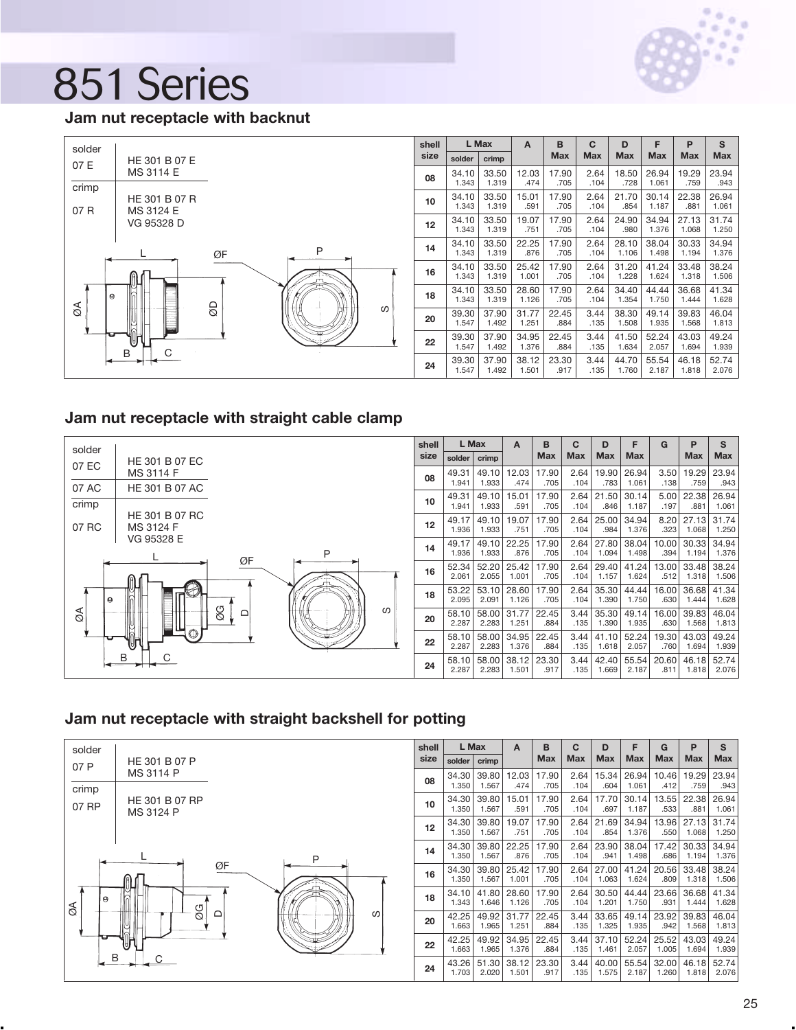# 851 Series

## Jam nut receptacle with backnut

| | |
|---|---|
| solder | |
| 07 E | HE 301 B 07 E<br>MS 3114 E |
| crimp | |
| 07 R | HE 301 B 07 R<br>MS 3124 E<br>VG 95328 D |

L ØF P ØA ØD S B C

| shell size | L Max solder | L Max crimp | A | B Max | C Max | D Max | F Max | P Max | S Max |
|---|---|---|---|---|---|---|---|---|---|
| 08 | 34.10<br>1.343 | 33.50<br>1.319 | 12.03<br>.474 | 17.90<br>.705 | 2.64<br>.104 | 18.50<br>.728 | 26.94<br>1.061 | 19.29<br>.759 | 23.94<br>.943 |
| 10 | 34.10<br>1.343 | 33.50<br>1.319 | 15.01<br>.591 | 17.90<br>.705 | 2.64<br>.104 | 21.70<br>.854 | 30.14<br>1.187 | 22.38<br>.881 | 26.94<br>1.061 |
| 12 | 34.10<br>1.343 | 33.50<br>1.319 | 19.07<br>.751 | 17.90<br>.705 | 2.64<br>.104 | 24.90<br>.980 | 34.94<br>1.376 | 27.13<br>1.068 | 31.74<br>1.250 |
| 14 | 34.10<br>1.343 | 33.50<br>1.319 | 22.25<br>.876 | 17.90<br>.705 | 2.64<br>.104 | 28.10<br>1.106 | 38.04<br>1.498 | 30.33<br>1.194 | 34.94<br>1.376 |
| 16 | 34.10<br>1.343 | 33.50<br>1.319 | 25.42<br>1.001 | 17.90<br>.705 | 2.64<br>.104 | 31.20<br>1.228 | 41.24<br>1.624 | 33.48<br>1.318 | 38.24<br>1.506 |
| 18 | 34.10<br>1.343 | 33.50<br>1.319 | 28.60<br>1.126 | 17.90<br>.705 | 2.64<br>.104 | 34.40<br>1.354 | 44.44<br>1.750 | 36.68<br>1.444 | 41.34<br>1.628 |
| 20 | 39.30<br>1.547 | 37.90<br>1.492 | 31.77<br>1.251 | 22.45<br>.884 | 3.44<br>.135 | 38.30<br>1.508 | 49.14<br>1.935 | 39.83<br>1.568 | 46.04<br>1.813 |
| 22 | 39.30<br>1.547 | 37.90<br>1.492 | 34.95<br>1.376 | 22.45<br>.884 | 3.44<br>.135 | 41.50<br>1.634 | 52.24<br>2.057 | 43.03<br>1.694 | 49.24<br>1.939 |
| 24 | 39.30<br>1.547 | 37.90<br>1.492 | 38.12<br>1.501 | 23.30<br>.917 | 3.44<br>.135 | 44.70<br>1.760 | 55.54<br>2.187 | 46.18<br>1.818 | 52.74<br>2.076 |

## Jam nut receptacle with straight cable clamp

| | |
|---|---|
| solder | |
| 07 EC | HE 301 B 07 EC<br>MS 3114 F |
| 07 AC | HE 301 B 07 AC |
| crimp | |
| 07 RC | HE 301 B 07 RC<br>MS 3124 F<br>VG 95328 E |

L ØF P ØA ØG D S B C

| shell size | L Max solder | L Max crimp | A | B Max | C Max | D Max | F Max | G | P Max | S Max |
|---|---|---|---|---|---|---|---|---|---|---|
| 08 | 49.31<br>1.941 | 49.10<br>1.933 | 12.03<br>.474 | 17.90<br>.705 | 2.64<br>.104 | 19.90<br>.783 | 26.94<br>1.061 | 3.50<br>.138 | 19.29<br>.759 | 23.94<br>.943 |
| 10 | 49.31<br>1.941 | 49.10<br>1.933 | 15.01<br>.591 | 17.90<br>.705 | 2.64<br>.104 | 21.50<br>.846 | 30.14<br>1.187 | 5.00<br>.197 | 22.38<br>.881 | 26.94<br>1.061 |
| 12 | 49.17<br>1.936 | 49.10<br>1.933 | 19.07<br>.751 | 17.90<br>.705 | 2.64<br>.104 | 25.00<br>.984 | 34.94<br>1.376 | 8.20<br>.323 | 27.13<br>1.068 | 31.74<br>1.250 |
| 14 | 49.17<br>1.936 | 49.10<br>1.933 | 22.25<br>.876 | 17.90<br>.705 | 2.64<br>.104 | 27.80<br>1.094 | 38.04<br>1.498 | 10.00<br>.394 | 30.33<br>1.194 | 34.94<br>1.376 |
| 16 | 52.34<br>2.061 | 52.20<br>2.055 | 25.42<br>1.001 | 17.90<br>.705 | 2.64<br>.104 | 29.40<br>1.157 | 41.24<br>1.624 | 13.00<br>.512 | 33.48<br>1.318 | 38.24<br>1.506 |
| 18 | 53.22<br>2.095 | 53.10<br>2.091 | 28.60<br>1.126 | 17.90<br>.705 | 2.64<br>.104 | 35.30<br>1.390 | 44.44<br>1.750 | 16.00<br>.630 | 36.68<br>1.444 | 41.34<br>1.628 |
| 20 | 58.10<br>2.287 | 58.00<br>2.283 | 31.77<br>1.251 | 22.45<br>.884 | 3.44<br>.135 | 35.30<br>1.390 | 49.14<br>1.935 | 16.00<br>.630 | 39.83<br>1.568 | 46.04<br>1.813 |
| 22 | 58.10<br>2.287 | 58.00<br>2.283 | 34.95<br>1.376 | 22.45<br>.884 | 3.44<br>.135 | 41.10<br>1.618 | 52.24<br>2.057 | 19.30<br>.760 | 43.03<br>1.694 | 49.24<br>1.939 |
| 24 | 58.10<br>2.287 | 58.00<br>2.283 | 38.12<br>1.501 | 23.30<br>.917 | 3.44<br>.135 | 42.40<br>1.669 | 55.54<br>2.187 | 20.60<br>.811 | 46.18<br>1.818 | 52.74<br>2.076 |

## Jam nut receptacle with straight backshell for potting

| | |
|---|---|
| solder | |
| 07 P | HE 301 B 07 P<br>MS 3114 P |
| crimp | |
| 07 RP | HE 301 B 07 RP<br>MS 3124 P |

L ØF P ØA ØG D S B C

| shell size | L Max solder | L Max crimp | A | B Max | C Max | D Max | F Max | G Max | P Max | S Max |
|---|---|---|---|---|---|---|---|---|---|---|
| 08 | 34.30<br>1.350 | 39.80<br>1.567 | 12.03<br>.474 | 17.90<br>.705 | 2.64<br>.104 | 15.34<br>.604 | 26.94<br>1.061 | 10.46<br>.412 | 19.29<br>.759 | 23.94<br>.943 |
| 10 | 34.30<br>1.350 | 39.80<br>1.567 | 15.01<br>.591 | 17.90<br>.705 | 2.64<br>.104 | 17.70<br>.697 | 30.14<br>1.187 | 13.55<br>.533 | 22.38<br>.881 | 26.94<br>1.061 |
| 12 | 34.30<br>1.350 | 39.80<br>1.567 | 19.07<br>.751 | 17.90<br>.705 | 2.64<br>.104 | 21.69<br>.854 | 34.94<br>1.376 | 13.96<br>.550 | 27.13<br>1.068 | 31.74<br>1.250 |
| 14 | 34.30<br>1.350 | 39.80<br>1.567 | 22.25<br>.876 | 17.90<br>.705 | 2.64<br>.104 | 23.90<br>.941 | 38.04<br>1.498 | 17.42<br>.686 | 30.33<br>1.194 | 34.94<br>1.376 |
| 16 | 34.30<br>1.350 | 39.80<br>1.567 | 25.42<br>1.001 | 17.90<br>.705 | 2.64<br>.104 | 27.00<br>1.063 | 41.24<br>1.624 | 20.56<br>.809 | 33.48<br>1.318 | 38.24<br>1.506 |
| 18 | 34.10<br>1.343 | 41.80<br>1.646 | 28.60<br>1.126 | 17.90<br>.705 | 2.64<br>.104 | 30.50<br>1.201 | 44.44<br>1.750 | 23.66<br>.931 | 36.68<br>1.444 | 41.34<br>1.628 |
| 20 | 42.25<br>1.663 | 49.92<br>1.965 | 31.77<br>1.251 | 22.45<br>.884 | 3.44<br>.135 | 33.65<br>1.325 | 49.14<br>1.935 | 23.92<br>.942 | 39.83<br>1.568 | 46.04<br>1.813 |
| 22 | 42.25<br>1.663 | 49.92<br>1.965 | 34.95<br>1.376 | 22.45<br>.884 | 3.44<br>.135 | 37.10<br>1.461 | 52.24<br>2.057 | 25.52<br>1.005 | 43.03<br>1.694 | 49.24<br>1.939 |
| 24 | 43.26<br>1.703 | 51.30<br>2.020 | 38.12<br>1.501 | 23.30<br>.917 | 3.44<br>.135 | 40.00<br>1.575 | 55.54<br>2.187 | 32.00<br>1.260 | 46.18<br>1.818 | 52.74<br>2.076 |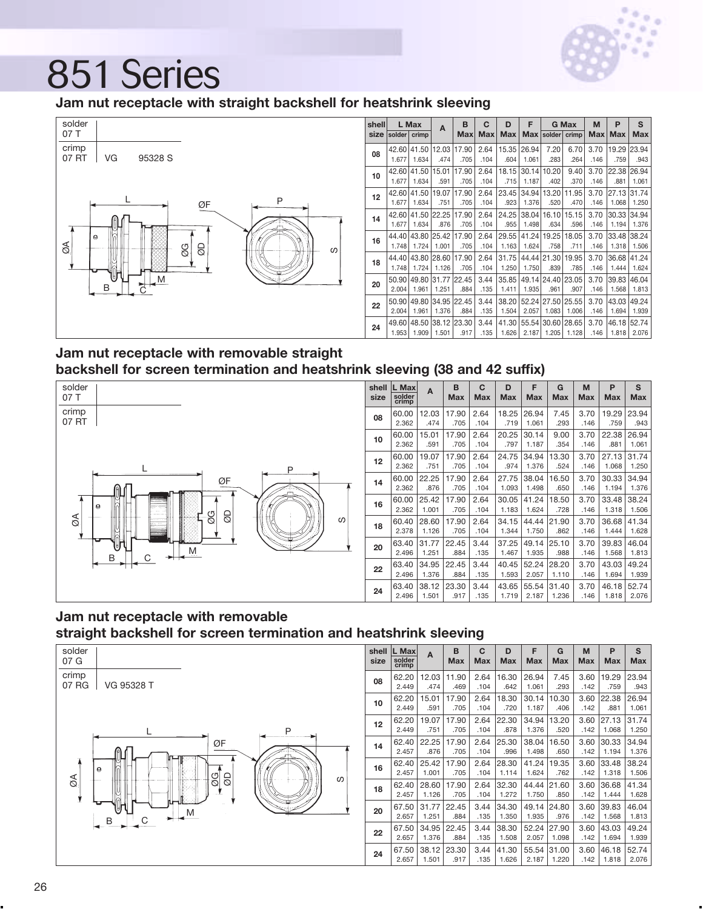# 851 Series

## Jam nut receptacle with straight backshell for heatshrink sleeving

| solder | |
|---|---|
| 07 T | |
| crimp | |
| 07 RT | VG 95328 S |

| shell size | L Max solder | L Max crimp | A | B Max | C Max | D Max | F Max | G Max solder | G Max crimp | M Max | P Max | S Max |
|---|---|---|---|---|---|---|---|---|---|---|---|---|
| 08 | 42.60 1.677 | 41.50 1.634 | 12.03 .474 | 17.90 .705 | 2.64 .104 | 15.35 .604 | 26.94 1.061 | 7.20 .283 | 6.70 .264 | 3.70 .146 | 19.29 .759 | 23.94 .943 |
| 10 | 42.60 1.677 | 41.50 1.634 | 15.01 .591 | 17.90 .705 | 2.64 .104 | 18.15 .715 | 30.14 1.187 | 10.20 .402 | 9.40 .370 | 3.70 .146 | 22.38 .881 | 26.94 1.061 |
| 12 | 42.60 1.677 | 41.50 1.634 | 19.07 .751 | 17.90 .705 | 2.64 .104 | 23.45 .923 | 34.94 1.376 | 13.20 .520 | 11.95 .470 | 3.70 .146 | 27.13 1.068 | 31.74 1.250 |
| 14 | 42.60 1.677 | 41.50 1.634 | 22.25 .876 | 17.90 .705 | 2.64 .104 | 24.25 .955 | 38.04 1.498 | 16.10 .634 | 15.15 .596 | 3.70 .146 | 30.33 1.194 | 34.94 1.376 |
| 16 | 44.40 1.748 | 43.80 1.724 | 25.42 1.001 | 17.90 .705 | 2.64 .104 | 29.55 1.163 | 41.24 1.624 | 19.25 .758 | 18.05 .711 | 3.70 .146 | 33.48 1.318 | 38.24 1.506 |
| 18 | 44.40 1.748 | 43.80 1.724 | 28.60 1.126 | 17.90 .705 | 2.64 .104 | 31.75 1.250 | 44.44 1.750 | 21.30 .839 | 19.95 .785 | 3.70 .146 | 36.68 1.444 | 41.24 1.624 |
| 20 | 50.90 2.004 | 49.80 1.961 | 31.77 1.251 | 22.45 .884 | 3.44 .135 | 35.85 1.411 | 49.14 1.935 | 24.40 .961 | 23.05 .907 | 3.70 .146 | 39.83 1.568 | 46.04 1.813 |
| 22 | 50.90 2.004 | 49.80 1.961 | 34.95 1.376 | 22.45 .884 | 3.44 .135 | 38.20 1.504 | 52.24 2.057 | 27.50 1.083 | 25.55 1.006 | 3.70 .146 | 43.03 1.694 | 49.24 1.939 |
| 24 | 49.60 1.953 | 48.50 1.909 | 38.12 1.501 | 23.30 .917 | 3.44 .135 | 41.30 1.626 | 55.54 2.187 | 30.60 1.205 | 28.65 1.128 | 3.70 .146 | 46.18 1.818 | 52.74 2.076 |

## Jam nut receptacle with removable straight backshell for screen termination and heatshrink sleeving (38 and 42 suffix)

| solder | |
|---|---|
| 07 T | |
| crimp | |
| 07 RT | |

| shell size | L Max solder crimp | A | B Max | C Max | D Max | F Max | G Max | M Max | P Max | S Max |
|---|---|---|---|---|---|---|---|---|---|---|
| 08 | 60.00 2.362 | 12.03 .474 | 17.90 .705 | 2.64 .104 | 18.25 .719 | 26.94 1.061 | 7.45 .293 | 3.70 .146 | 19.29 .759 | 23.94 .943 |
| 10 | 60.00 2.362 | 15.01 .591 | 17.90 .705 | 2.64 .104 | 20.25 .797 | 30.14 1.187 | 9.00 .354 | 3.70 .146 | 22.38 .881 | 26.94 1.061 |
| 12 | 60.00 2.362 | 19.07 .751 | 17.90 .705 | 2.64 .104 | 24.75 .974 | 34.94 1.376 | 13.30 .524 | 3.70 .146 | 27.13 1.068 | 31.74 1.250 |
| 14 | 60.00 2.362 | 22.25 .876 | 17.90 .705 | 2.64 .104 | 27.75 1.093 | 38.04 1.498 | 16.50 .650 | 3.70 .146 | 30.33 1.194 | 34.94 1.376 |
| 16 | 60.00 2.362 | 25.42 1.001 | 17.90 .705 | 2.64 .104 | 30.05 1.183 | 41.24 1.624 | 18.50 .728 | 3.70 .146 | 33.48 1.318 | 38.24 1.506 |
| 18 | 60.40 2.378 | 28.60 1.126 | 17.90 .705 | 2.64 .104 | 34.15 1.344 | 44.44 1.750 | 21.90 .862 | 3.70 .146 | 36.68 1.444 | 41.34 1.628 |
| 20 | 63.40 2.496 | 31.77 1.251 | 22.45 .884 | 3.44 .135 | 37.25 1.467 | 49.14 1.935 | 25.10 .988 | 3.70 .146 | 39.83 1.568 | 46.04 1.813 |
| 22 | 63.40 2.496 | 34.95 1.376 | 22.45 .884 | 3.44 .135 | 40.45 1.593 | 52.24 2.057 | 28.20 1.110 | 3.70 .146 | 43.03 1.694 | 49.24 1.939 |
| 24 | 63.40 2.496 | 38.12 1.501 | 23.30 .917 | 3.44 .135 | 43.65 1.719 | 55.54 2.187 | 31.40 1.236 | 3.70 .146 | 46.18 1.818 | 52.74 2.076 |

## Jam nut receptacle with removable straight backshell for screen termination and heatshrink sleeving

| solder | |
|---|---|
| 07 G | |
| crimp | |
| 07 RG | VG 95328 T |

| shell size | L Max solder crimp | A | B Max | C Max | D Max | F Max | G Max | M Max | P Max | S Max |
|---|---|---|---|---|---|---|---|---|---|---|
| 08 | 62.20 2.449 | 12.03 .474 | 11.90 .469 | 2.64 .104 | 16.30 .642 | 26.94 1.061 | 7.45 .293 | 3.60 .142 | 19.29 .759 | 23.94 .943 |
| 10 | 62.20 2.449 | 15.01 .591 | 17.90 .705 | 2.64 .104 | 18.30 .720 | 30.14 1.187 | 10.30 .406 | 3.60 .142 | 22.38 .881 | 26.94 1.061 |
| 12 | 62.20 2.449 | 19.07 .751 | 17.90 .705 | 2.64 .104 | 22.30 .878 | 34.94 1.376 | 13.20 .520 | 3.60 .142 | 27.13 1.068 | 31.74 1.250 |
| 14 | 62.40 2.457 | 22.25 .876 | 17.90 .705 | 2.64 .104 | 25.30 .996 | 38.04 1.498 | 16.50 .650 | 3.60 .142 | 30.33 1.194 | 34.94 1.376 |
| 16 | 62.40 2.457 | 25.42 1.001 | 17.90 .705 | 2.64 .104 | 28.30 1.114 | 41.24 1.624 | 19.35 .762 | 3.60 .142 | 33.48 1.318 | 38.24 1.506 |
| 18 | 62.40 2.457 | 28.60 1.126 | 17.90 .705 | 2.64 .104 | 32.30 1.272 | 44.44 1.750 | 21.60 .850 | 3.60 .142 | 36.68 1.444 | 41.34 1.628 |
| 20 | 67.50 2.657 | 31.77 1.251 | 22.45 .884 | 3.44 .135 | 34.30 1.350 | 49.14 1.935 | 24.80 .976 | 3.60 .142 | 39.83 1.568 | 46.04 1.813 |
| 22 | 67.50 2.657 | 34.95 1.376 | 22.45 .884 | 3.44 .135 | 38.30 1.508 | 52.24 2.057 | 27.90 1.098 | 3.60 .142 | 43.03 1.694 | 49.24 1.939 |
| 24 | 67.50 2.657 | 38.12 1.501 | 23.30 .917 | 3.44 .135 | 41.30 1.626 | 55.54 2.187 | 31.00 1.220 | 3.60 .142 | 46.18 1.818 | 52.74 2.076 |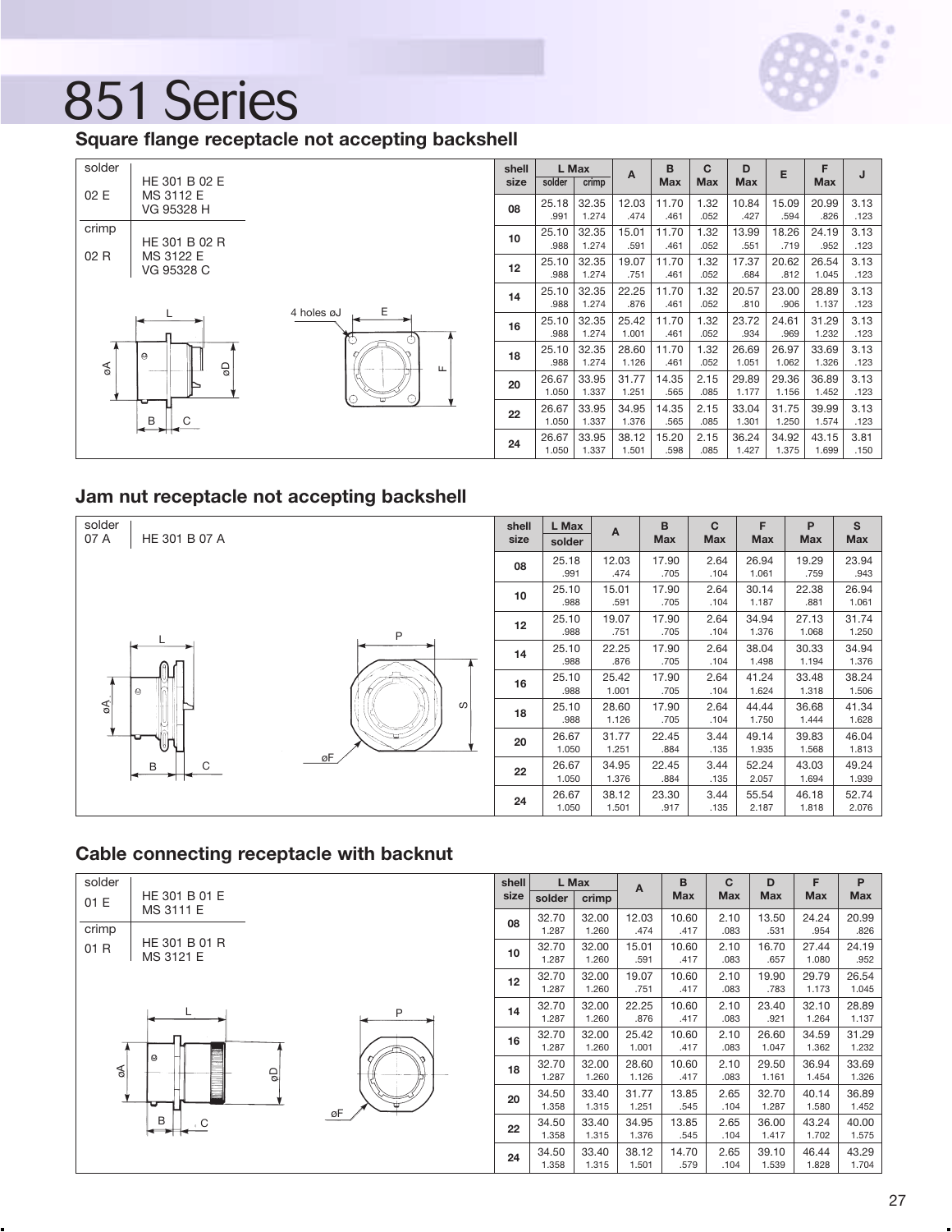# 851 Series

## Square flange receptacle not accepting backshell

| | | |
|---|---|---|
| solder | | |
| 02 E | HE 301 B 02 E | |
| | MS 3112 E | |
| | VG 95328 H | |
| crimp | | |
| 02 R | HE 301 B 02 R | |
| | MS 3122 E | |
| | VG 95328 C | |

L, øA, øD, B, C, 4 holes øJ, E, F

| shell size | L Max | | A | B Max | C Max | D Max | E | F Max | J |
|---|---|---|---|---|---|---|---|---|---|
| | solder | crimp | | | | | | | |
| 08 | 25.18 .991 | 32.35 1.274 | 12.03 .474 | 11.70 .461 | 1.32 .052 | 10.84 .427 | 15.09 .594 | 20.99 .826 | 3.13 .123 |
| 10 | 25.10 .988 | 32.35 1.274 | 15.01 .591 | 11.70 .461 | 1.32 .052 | 13.99 .551 | 18.26 .719 | 24.19 .952 | 3.13 .123 |
| 12 | 25.10 .988 | 32.35 1.274 | 19.07 .751 | 11.70 .461 | 1.32 .052 | 17.37 .684 | 20.62 .812 | 26.54 1.045 | 3.13 .123 |
| 14 | 25.10 .988 | 32.35 1.274 | 22.25 .876 | 11.70 .461 | 1.32 .052 | 20.57 .810 | 23.00 .906 | 28.89 1.137 | 3.13 .123 |
| 16 | 25.10 .988 | 32.35 1.274 | 25.42 1.001 | 11.70 .461 | 1.32 .052 | 23.72 .934 | 24.61 .969 | 31.29 1.232 | 3.13 .123 |
| 18 | 25.10 .988 | 32.35 1.274 | 28.60 1.126 | 11.70 .461 | 1.32 .052 | 26.69 1.051 | 26.97 1.062 | 33.69 1.326 | 3.13 .123 |
| 20 | 26.67 1.050 | 33.95 1.337 | 31.77 1.251 | 14.35 .565 | 2.15 .085 | 29.89 1.177 | 29.36 1.156 | 36.89 1.452 | 3.13 .123 |
| 22 | 26.67 1.050 | 33.95 1.337 | 34.95 1.376 | 14.35 .565 | 2.15 .085 | 33.04 1.301 | 31.75 1.250 | 39.99 1.574 | 3.13 .123 |
| 24 | 26.67 1.050 | 33.95 1.337 | 38.12 1.501 | 15.20 .598 | 2.15 .085 | 36.24 1.427 | 34.92 1.375 | 43.15 1.699 | 3.81 .150 |

## Jam nut receptacle not accepting backshell

| | |
|---|---|
| solder | |
| 07 A | HE 301 B 07 A |

L, øA, B, C, P, S, øF

| shell size | L Max solder | A | B Max | C Max | F Max | P Max | S Max |
|---|---|---|---|---|---|---|---|
| 08 | 25.18 .991 | 12.03 .474 | 17.90 .705 | 2.64 .104 | 26.94 1.061 | 19.29 .759 | 23.94 .943 |
| 10 | 25.10 .988 | 15.01 .591 | 17.90 .705 | 2.64 .104 | 30.14 1.187 | 22.38 .881 | 26.94 1.061 |
| 12 | 25.10 .988 | 19.07 .751 | 17.90 .705 | 2.64 .104 | 34.94 1.376 | 27.13 1.068 | 31.74 1.250 |
| 14 | 25.10 .988 | 22.25 .876 | 17.90 .705 | 2.64 .104 | 38.04 1.498 | 30.33 1.194 | 34.94 1.376 |
| 16 | 25.10 .988 | 25.42 1.001 | 17.90 .705 | 2.64 .104 | 41.24 1.624 | 33.48 1.318 | 38.24 1.506 |
| 18 | 25.10 .988 | 28.60 1.126 | 17.90 .705 | 2.64 .104 | 44.44 1.750 | 36.68 1.444 | 41.34 1.628 |
| 20 | 26.67 1.050 | 31.77 1.251 | 22.45 .884 | 3.44 .135 | 49.14 1.935 | 39.83 1.568 | 46.04 1.813 |
| 22 | 26.67 1.050 | 34.95 1.376 | 22.45 .884 | 3.44 .135 | 52.24 2.057 | 43.03 1.694 | 49.24 1.939 |
| 24 | 26.67 1.050 | 38.12 1.501 | 23.30 .917 | 3.44 .135 | 55.54 2.187 | 46.18 1.818 | 52.74 2.076 |

## Cable connecting receptacle with backnut

| | | |
|---|---|---|
| solder | | |
| 01 E | HE 301 B 01 E | |
| | MS 3111 E | |
| crimp | | |
| 01 R | HE 301 B 01 R | |
| | MS 3121 E | |

L, øA, øD, B, C, P, øF

| shell size | L Max | | A | B Max | C Max | D Max | F Max | P Max |
|---|---|---|---|---|---|---|---|---|
| | solder | crimp | | | | | | |
| 08 | 32.70 1.287 | 32.00 1.260 | 12.03 .474 | 10.60 .417 | 2.10 .083 | 13.50 .531 | 24.24 .954 | 20.99 .826 |
| 10 | 32.70 1.287 | 32.00 1.260 | 15.01 .591 | 10.60 .417 | 2.10 .083 | 16.70 .657 | 27.44 1.080 | 24.19 .952 |
| 12 | 32.70 1.287 | 32.00 1.260 | 19.07 .751 | 10.60 .417 | 2.10 .083 | 19.90 .783 | 29.79 1.173 | 26.54 1.045 |
| 14 | 32.70 1.287 | 32.00 1.260 | 22.25 .876 | 10.60 .417 | 2.10 .083 | 23.40 .921 | 32.10 1.264 | 28.89 1.137 |
| 16 | 32.70 1.287 | 32.00 1.260 | 25.42 1.001 | 10.60 .417 | 2.10 .083 | 26.60 1.047 | 34.59 1.362 | 31.29 1.232 |
| 18 | 32.70 1.287 | 32.00 1.260 | 28.60 1.126 | 10.60 .417 | 2.10 .083 | 29.50 1.161 | 36.94 1.454 | 33.69 1.326 |
| 20 | 34.50 1.358 | 33.40 1.315 | 31.77 1.251 | 13.85 .545 | 2.65 .104 | 32.70 1.287 | 40.14 1.580 | 36.89 1.452 |
| 22 | 34.50 1.358 | 33.40 1.315 | 34.95 1.376 | 13.85 .545 | 2.65 .104 | 36.00 1.417 | 43.24 1.702 | 40.00 1.575 |
| 24 | 34.50 1.358 | 33.40 1.315 | 38.12 1.501 | 14.70 .579 | 2.65 .104 | 39.10 1.539 | 46.44 1.828 | 43.29 1.704 |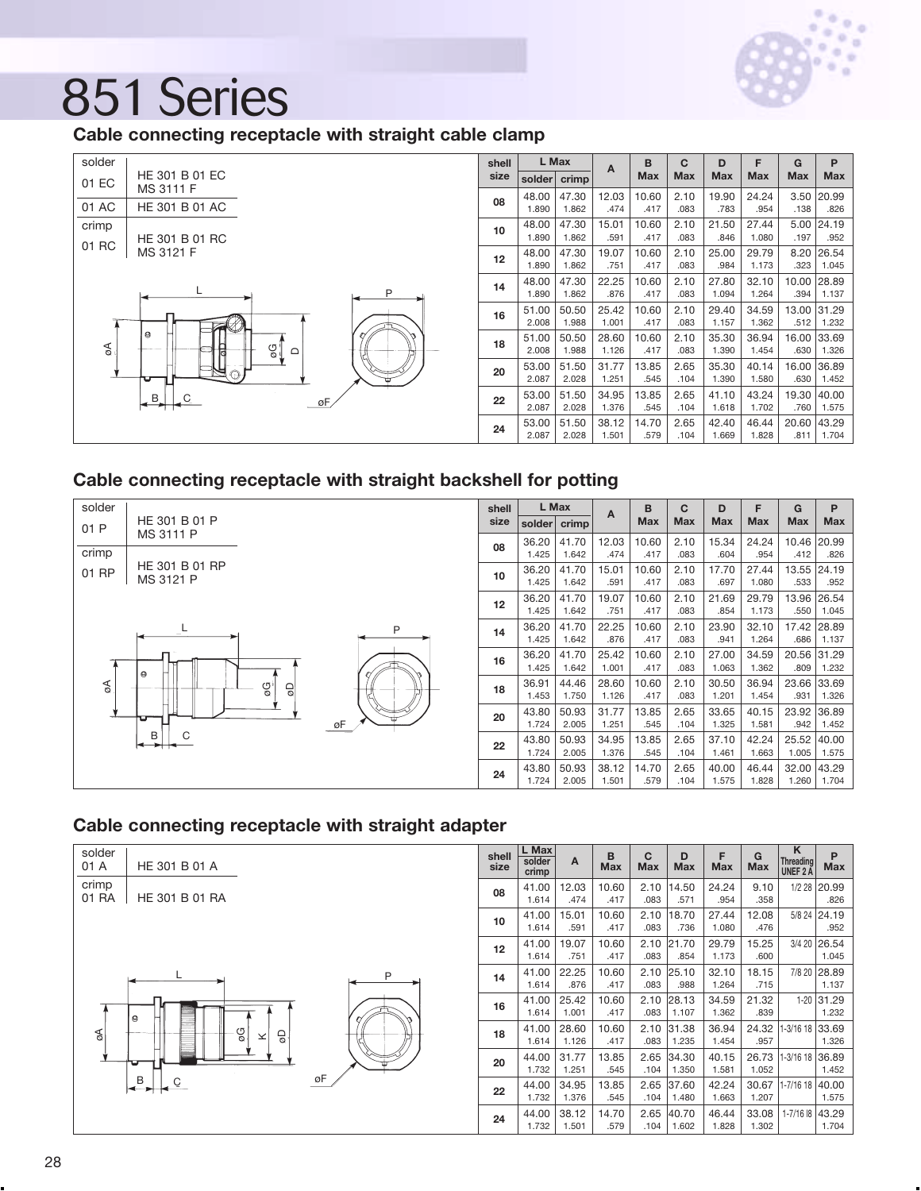# 851 Series

## Cable connecting receptacle with straight cable clamp

| | |
|---|---|
| solder | |
| 01 EC | HE 301 B 01 EC<br>MS 3111 F |
| 01 AC | HE 301 B 01 AC |
| crimp | |
| 01 RC | HE 301 B 01 RC<br>MS 3121 F |

L P øA øG D B C øF

| shell size | L Max solder | L Max crimp | A | B Max | C Max | D Max | F Max | G Max | P Max |
|---|---|---|---|---|---|---|---|---|---|
| 08 | 48.00<br>1.890 | 47.30<br>1.862 | 12.03<br>.474 | 10.60<br>.417 | 2.10<br>.083 | 19.90<br>.783 | 24.24<br>.954 | 3.50<br>.138 | 20.99<br>.826 |
| 10 | 48.00<br>1.890 | 47.30<br>1.862 | 15.01<br>.591 | 10.60<br>.417 | 2.10<br>.083 | 21.50<br>.846 | 27.44<br>1.080 | 5.00<br>.197 | 24.19<br>.952 |
| 12 | 48.00<br>1.890 | 47.30<br>1.862 | 19.07<br>.751 | 10.60<br>.417 | 2.10<br>.083 | 25.00<br>.984 | 29.79<br>1.173 | 8.20<br>.323 | 26.54<br>1.045 |
| 14 | 48.00<br>1.890 | 47.30<br>1.862 | 22.25<br>.876 | 10.60<br>.417 | 2.10<br>.083 | 27.80<br>1.094 | 32.10<br>1.264 | 10.00<br>.394 | 28.89<br>1.137 |
| 16 | 51.00<br>2.008 | 50.50<br>1.988 | 25.42<br>1.001 | 10.60<br>.417 | 2.10<br>.083 | 29.40<br>1.157 | 34.59<br>1.362 | 13.00<br>.512 | 31.29<br>1.232 |
| 18 | 51.00<br>2.008 | 50.50<br>1.988 | 28.60<br>1.126 | 10.60<br>.417 | 2.10<br>.083 | 35.30<br>1.390 | 36.94<br>1.454 | 16.00<br>.630 | 33.69<br>1.326 |
| 20 | 53.00<br>2.087 | 51.50<br>2.028 | 31.77<br>1.251 | 13.85<br>.545 | 2.65<br>.104 | 35.30<br>1.390 | 40.14<br>1.580 | 16.00<br>.630 | 36.89<br>1.452 |
| 22 | 53.00<br>2.087 | 51.50<br>2.028 | 34.95<br>1.376 | 13.85<br>.545 | 2.65<br>.104 | 41.10<br>1.618 | 43.24<br>1.702 | 19.30<br>.760 | 40.00<br>1.575 |
| 24 | 53.00<br>2.087 | 51.50<br>2.028 | 38.12<br>1.501 | 14.70<br>.579 | 2.65<br>.104 | 42.40<br>1.669 | 46.44<br>1.828 | 20.60<br>.811 | 43.29<br>1.704 |

## Cable connecting receptacle with straight backshell for potting

| | |
|---|---|
| solder | |
| 01 P | HE 301 B 01 P<br>MS 3111 P |
| crimp | |
| 01 RP | HE 301 B 01 RP<br>MS 3121 P |

L P øA øG øD B C øF

| shell size | L Max solder | L Max crimp | A | B Max | C Max | D Max | F Max | G Max | P Max |
|---|---|---|---|---|---|---|---|---|---|
| 08 | 36.20<br>1.425 | 41.70<br>1.642 | 12.03<br>.474 | 10.60<br>.417 | 2.10<br>.083 | 15.34<br>.604 | 24.24<br>.954 | 10.46<br>.412 | 20.99<br>.826 |
| 10 | 36.20<br>1.425 | 41.70<br>1.642 | 15.01<br>.591 | 10.60<br>.417 | 2.10<br>.083 | 17.70<br>.697 | 27.44<br>1.080 | 13.55<br>.533 | 24.19<br>.952 |
| 12 | 36.20<br>1.425 | 41.70<br>1.642 | 19.07<br>.751 | 10.60<br>.417 | 2.10<br>.083 | 21.69<br>.854 | 29.79<br>1.173 | 13.96<br>.550 | 26.54<br>1.045 |
| 14 | 36.20<br>1.425 | 41.70<br>1.642 | 22.25<br>.876 | 10.60<br>.417 | 2.10<br>.083 | 23.90<br>.941 | 32.10<br>1.264 | 17.42<br>.686 | 28.89<br>1.137 |
| 16 | 36.20<br>1.425 | 41.70<br>1.642 | 25.42<br>1.001 | 10.60<br>.417 | 2.10<br>.083 | 27.00<br>1.063 | 34.59<br>1.362 | 20.56<br>.809 | 31.29<br>1.232 |
| 18 | 36.91<br>1.453 | 44.46<br>1.750 | 28.60<br>1.126 | 10.60<br>.417 | 2.10<br>.083 | 30.50<br>1.201 | 36.94<br>1.454 | 23.66<br>.931 | 33.69<br>1.326 |
| 20 | 43.80<br>1.724 | 50.93<br>2.005 | 31.77<br>1.251 | 13.85<br>.545 | 2.65<br>.104 | 33.65<br>1.325 | 40.15<br>1.581 | 23.92<br>.942 | 36.89<br>1.452 |
| 22 | 43.80<br>1.724 | 50.93<br>2.005 | 34.95<br>1.376 | 13.85<br>.545 | 2.65<br>.104 | 37.10<br>1.461 | 42.24<br>1.663 | 25.52<br>1.005 | 40.00<br>1.575 |
| 24 | 43.80<br>1.724 | 50.93<br>2.005 | 38.12<br>1.501 | 14.70<br>.579 | 2.65<br>.104 | 40.00<br>1.575 | 46.44<br>1.828 | 32.00<br>1.260 | 43.29<br>1.704 |

## Cable connecting receptacle with straight adapter

| | |
|---|---|
| solder<br>01 A | HE 301 B 01 A |
| crimp<br>01 RA | HE 301 B 01 RA |

L P øA øG K øD B C øF

| shell size | L Max solder crimp | A | B Max | C Max | D Max | F Max | G Max | K Threading UNEF 2 A | P Max |
|---|---|---|---|---|---|---|---|---|---|
| 08 | 41.00<br>1.614 | 12.03<br>.474 | 10.60<br>.417 | 2.10<br>.083 | 14.50<br>.571 | 24.24<br>.954 | 9.10<br>.358 | 1/2 28 | 20.99<br>.826 |
| 10 | 41.00<br>1.614 | 15.01<br>.591 | 10.60<br>.417 | 2.10<br>.083 | 18.70<br>.736 | 27.44<br>1.080 | 12.08<br>.476 | 5/8 24 | 24.19<br>.952 |
| 12 | 41.00<br>1.614 | 19.07<br>.751 | 10.60<br>.417 | 2.10<br>.083 | 21.70<br>.854 | 29.79<br>1.173 | 15.25<br>.600 | 3/4 20 | 26.54<br>1.045 |
| 14 | 41.00<br>1.614 | 22.25<br>.876 | 10.60<br>.417 | 2.10<br>.083 | 25.10<br>.988 | 32.10<br>1.264 | 18.15<br>.715 | 7/8 20 | 28.89<br>1.137 |
| 16 | 41.00<br>1.614 | 25.42<br>1.001 | 10.60<br>.417 | 2.10<br>.083 | 28.13<br>1.107 | 34.59<br>1.362 | 21.32<br>.839 | 1-20 | 31.29<br>1.232 |
| 18 | 41.00<br>1.614 | 28.60<br>1.126 | 10.60<br>.417 | 2.10<br>.083 | 31.38<br>1.235 | 36.94<br>1.454 | 24.32<br>.957 | 1-3/16 18 | 33.69<br>1.326 |
| 20 | 44.00<br>1.732 | 31.77<br>1.251 | 13.85<br>.545 | 2.65<br>.104 | 34.30<br>1.350 | 40.15<br>1.581 | 26.73<br>1.052 | 1-3/16 18 | 36.89<br>1.452 |
| 22 | 44.00<br>1.732 | 34.95<br>1.376 | 13.85<br>.545 | 2.65<br>.104 | 37.60<br>1.480 | 42.24<br>1.663 | 30.67<br>1.207 | 1-7/16 18 | 40.00<br>1.575 |
| 24 | 44.00<br>1.732 | 38.12<br>1.501 | 14.70<br>.579 | 2.65<br>.104 | 40.70<br>1.602 | 46.44<br>1.828 | 33.08<br>1.302 | 1-7/16 I8 | 43.29<br>1.704 |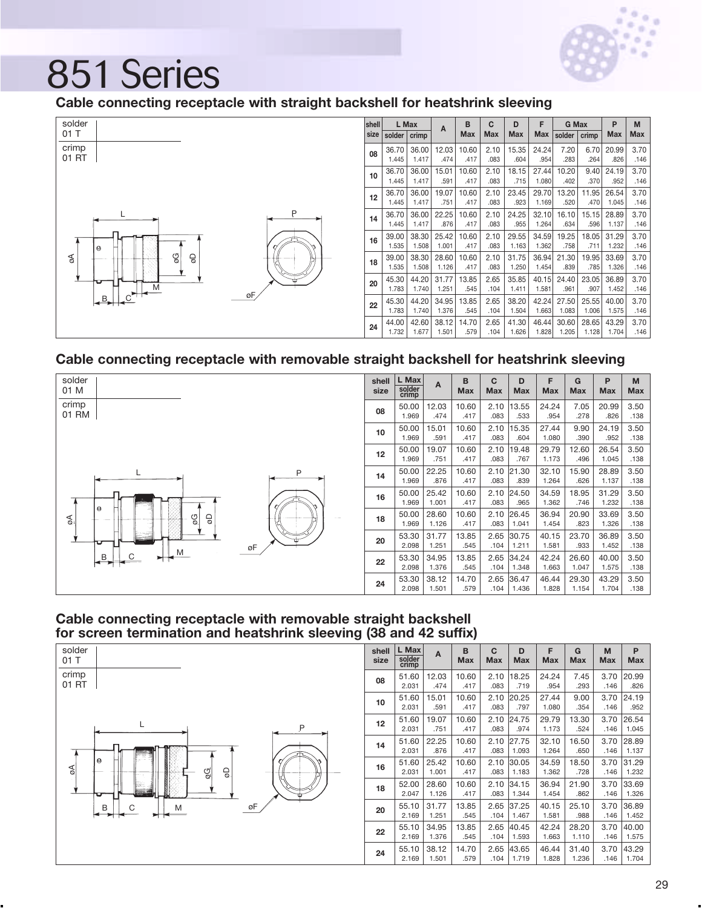# 851 Series

## Cable connecting receptacle with straight backshell for heatshrink sleeving

solder 01 T

crimp 01 RT

L P øA øG øD M B C øF

| shell size | L Max solder | L Max crimp | A | B Max | C Max | D Max | F Max | G Max solder | G Max crimp | P Max | M Max |
|---|---|---|---|---|---|---|---|---|---|---|---|
| 08 | 36.70 1.445 | 36.00 1.417 | 12.03 .474 | 10.60 .417 | 2.10 .083 | 15.35 .604 | 24.24 .954 | 7.20 .283 | 6.70 .264 | 20.99 .826 | 3.70 .146 |
| 10 | 36.70 1.445 | 36.00 1.417 | 15.01 .591 | 10.60 .417 | 2.10 .083 | 18.15 .715 | 27.44 1.080 | 10.20 .402 | 9.40 .370 | 24.19 .952 | 3.70 .146 |
| 12 | 36.70 1.445 | 36.00 1.417 | 19.07 .751 | 10.60 .417 | 2.10 .083 | 23.45 .923 | 29.70 1.169 | 13.20 .520 | 11.95 .470 | 26.54 1.045 | 3.70 .146 |
| 14 | 36.70 1.445 | 36.00 1.417 | 22.25 .876 | 10.60 .417 | 2.10 .083 | 24.25 .955 | 32.10 1.264 | 16.10 .634 | 15.15 .596 | 28.89 1.137 | 3.70 .146 |
| 16 | 39.00 1.535 | 38.30 1.508 | 25.42 1.001 | 10.60 .417 | 2.10 .083 | 29.55 1.163 | 34.59 1.362 | 19.25 .758 | 18.05 .711 | 31.29 1.232 | 3.70 .146 |
| 18 | 39.00 1.535 | 38.30 1.508 | 28.60 1.126 | 10.60 .417 | 2.10 .083 | 31.75 1.250 | 36.94 1.454 | 21.30 .839 | 19.95 .785 | 33.69 1.326 | 3.70 .146 |
| 20 | 45.30 1.783 | 44.20 1.740 | 31.77 1.251 | 13.85 .545 | 2.65 .104 | 35.85 1.411 | 40.15 1.581 | 24.40 .961 | 23.05 .907 | 36.89 1.452 | 3.70 .146 |
| 22 | 45.30 1.783 | 44.20 1.740 | 34.95 1.376 | 13.85 .545 | 2.65 .104 | 38.20 1.504 | 42.24 1.663 | 27.50 1.083 | 25.55 1.006 | 40.00 1.575 | 3.70 .146 |
| 24 | 44.00 1.732 | 42.60 1.677 | 38.12 1.501 | 14.70 .579 | 2.65 .104 | 41.30 1.626 | 46.44 1.828 | 30.60 1.205 | 28.65 1.128 | 43.29 1.704 | 3.70 .146 |

## Cable connecting receptacle with removable straight backshell for heatshrink sleeving

solder 01 M

crimp 01 RM

L P øA øG øD M B C øF

| shell size | L Max solder crimp | A | B Max | C Max | D Max | F Max | G Max | P Max | M Max |
|---|---|---|---|---|---|---|---|---|---|
| 08 | 50.00 1.969 | 12.03 .474 | 10.60 .417 | 2.10 .083 | 13.55 .533 | 24.24 .954 | 7.05 .278 | 20.99 .826 | 3.50 .138 |
| 10 | 50.00 1.969 | 15.01 .591 | 10.60 .417 | 2.10 .083 | 15.35 .604 | 27.44 1.080 | 9.90 .390 | 24.19 .952 | 3.50 .138 |
| 12 | 50.00 1.969 | 19.07 .751 | 10.60 .417 | 2.10 .083 | 19.48 .767 | 29.79 1.173 | 12.60 .496 | 26.54 1.045 | 3.50 .138 |
| 14 | 50.00 1.969 | 22.25 .876 | 10.60 .417 | 2.10 .083 | 21.30 .839 | 32.10 1.264 | 15.90 .626 | 28.89 1.137 | 3.50 .138 |
| 16 | 50.00 1.969 | 25.42 1.001 | 10.60 .417 | 2.10 .083 | 24.50 .965 | 34.59 1.362 | 18.95 .746 | 31.29 1.232 | 3.50 .138 |
| 18 | 50.00 1.969 | 28.60 1.126 | 10.60 .417 | 2.10 .083 | 26.45 1.041 | 36.94 1.454 | 20.90 .823 | 33.69 1.326 | 3.50 .138 |
| 20 | 53.30 2.098 | 31.77 1.251 | 13.85 .545 | 2.65 .104 | 30.75 1.211 | 40.15 1.581 | 23.70 .933 | 36.89 1.452 | 3.50 .138 |
| 22 | 53.30 2.098 | 34.95 1.376 | 13.85 .545 | 2.65 .104 | 34.24 1.348 | 42.24 1.663 | 26.60 1.047 | 40.00 1.575 | 3.50 .138 |
| 24 | 53.30 2.098 | 38.12 1.501 | 14.70 .579 | 2.65 .104 | 36.47 1.436 | 46.44 1.828 | 29.30 1.154 | 43.29 1.704 | 3.50 .138 |

## Cable connecting receptacle with removable straight backshell for screen termination and heatshrink sleeving (38 and 42 suffix)

solder 01 T

crimp 01 RT

L P øA øG øD B C M øF

| shell size | L Max solder crimp | A | B Max | C Max | D Max | F Max | G Max | M Max | P Max |
|---|---|---|---|---|---|---|---|---|---|
| 08 | 51.60 2.031 | 12.03 .474 | 10.60 .417 | 2.10 .083 | 18.25 .719 | 24.24 .954 | 7.45 .293 | 3.70 .146 | 20.99 .826 |
| 10 | 51.60 2.031 | 15.01 .591 | 10.60 .417 | 2.10 .083 | 20.25 .797 | 27.44 1.080 | 9.00 .354 | 3.70 .146 | 24.19 .952 |
| 12 | 51.60 2.031 | 19.07 .751 | 10.60 .417 | 2.10 .083 | 24.75 .974 | 29.79 1.173 | 13.30 .524 | 3.70 .146 | 26.54 1.045 |
| 14 | 51.60 2.031 | 22.25 .876 | 10.60 .417 | 2.10 .083 | 27.75 1.093 | 32.10 1.264 | 16.50 .650 | 3.70 .146 | 28.89 1.137 |
| 16 | 51.60 2.031 | 25.42 1.001 | 10.60 .417 | 2.10 .083 | 30.05 1.183 | 34.59 1.362 | 18.50 .728 | 3.70 .146 | 31.29 1.232 |
| 18 | 52.00 2.047 | 28.60 1.126 | 10.60 .417 | 2.10 .083 | 34.15 1.344 | 36.94 1.454 | 21.90 .862 | 3.70 .146 | 33.69 1.326 |
| 20 | 55.10 2.169 | 31.77 1.251 | 13.85 .545 | 2.65 .104 | 37.25 1.467 | 40.15 1.581 | 25.10 .988 | 3.70 .146 | 36.89 1.452 |
| 22 | 55.10 2.169 | 34.95 1.376 | 13.85 .545 | 2.65 .104 | 40.45 1.593 | 42.24 1.663 | 28.20 1.110 | 3.70 .146 | 40.00 1.575 |
| 24 | 55.10 2.169 | 38.12 1.501 | 14.70 .579 | 2.65 .104 | 43.65 1.719 | 46.44 1.828 | 31.40 1.236 | 3.70 .146 | 43.29 1.704 |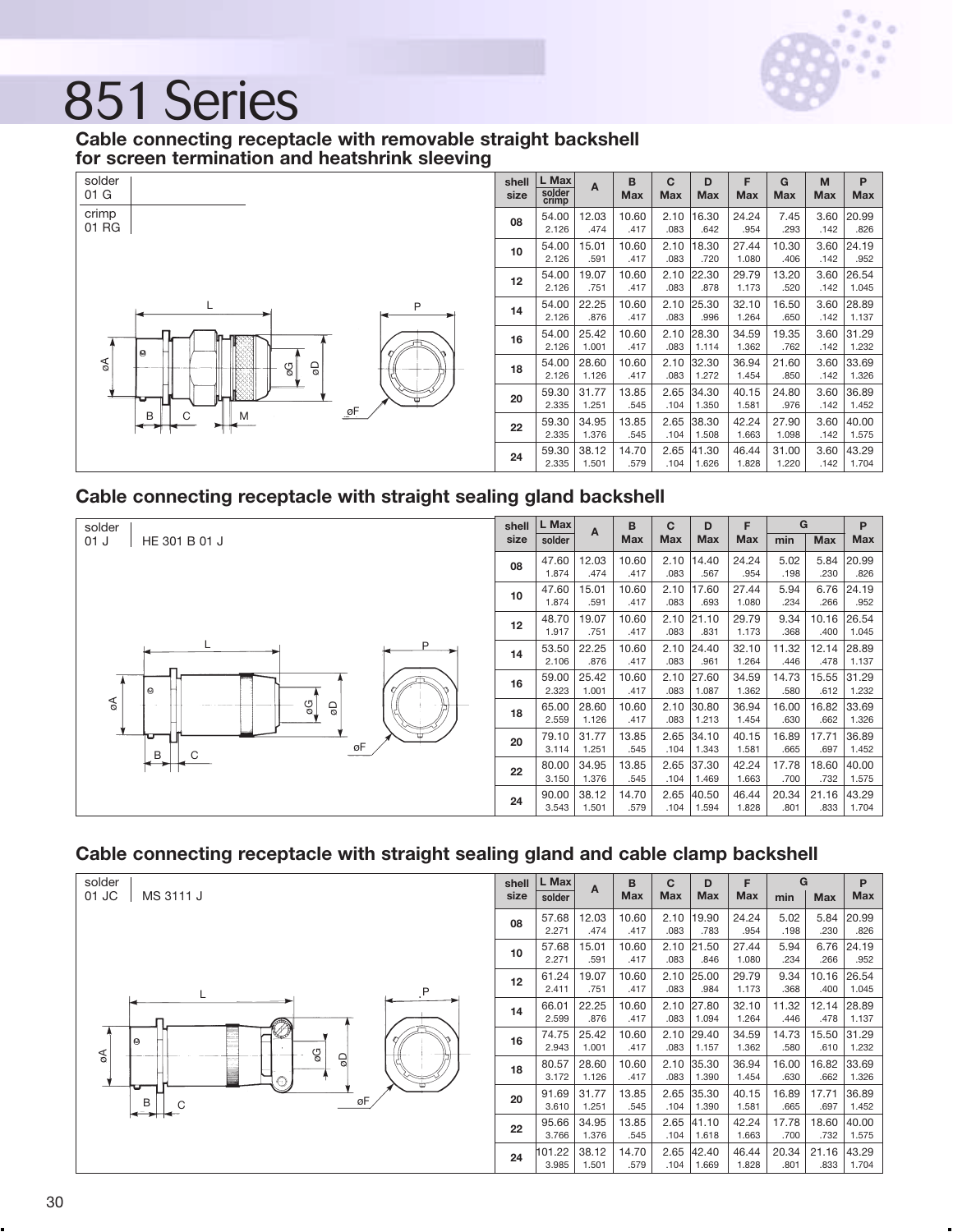# 851 Series

## Cable connecting receptacle with removable straight backshell for screen termination and heatshrink sleeving

solder 01 G

crimp 01 RG

L P øA øG øD øF B C M

| shell size | L Max solder crimp | A | B Max | C Max | D Max | F Max | G Max | M Max | P Max |
|---|---|---|---|---|---|---|---|---|---|
| 08 | 54.00 2.126 | 12.03 .474 | 10.60 .417 | 2.10 .083 | 16.30 .642 | 24.24 .954 | 7.45 .293 | 3.60 .142 | 20.99 .826 |
| 10 | 54.00 2.126 | 15.01 .591 | 10.60 .417 | 2.10 .083 | 18.30 .720 | 27.44 1.080 | 10.30 .406 | 3.60 .142 | 24.19 .952 |
| 12 | 54.00 2.126 | 19.07 .751 | 10.60 .417 | 2.10 .083 | 22.30 .878 | 29.79 1.173 | 13.20 .520 | 3.60 .142 | 26.54 1.045 |
| 14 | 54.00 2.126 | 22.25 .876 | 10.60 .417 | 2.10 .083 | 25.30 .996 | 32.10 1.264 | 16.50 .650 | 3.60 .142 | 28.89 1.137 |
| 16 | 54.00 2.126 | 25.42 1.001 | 10.60 .417 | 2.10 .083 | 28.30 1.114 | 34.59 1.362 | 19.35 .762 | 3.60 .142 | 31.29 1.232 |
| 18 | 54.00 2.126 | 28.60 1.126 | 10.60 .417 | 2.10 .083 | 32.30 1.272 | 36.94 1.454 | 21.60 .850 | 3.60 .142 | 33.69 1.326 |
| 20 | 59.30 2.335 | 31.77 1.251 | 13.85 .545 | 2.65 .104 | 34.30 1.350 | 40.15 1.581 | 24.80 .976 | 3.60 .142 | 36.89 1.452 |
| 22 | 59.30 2.335 | 34.95 1.376 | 13.85 .545 | 2.65 .104 | 38.30 1.508 | 42.24 1.663 | 27.90 1.098 | 3.60 .142 | 40.00 1.575 |
| 24 | 59.30 2.335 | 38.12 1.501 | 14.70 .579 | 2.65 .104 | 41.30 1.626 | 46.44 1.828 | 31.00 1.220 | 3.60 .142 | 43.29 1.704 |

## Cable connecting receptacle with straight sealing gland backshell

solder 01 J | HE 301 B 01 J

L P øA øG øD øF B C

| shell size | L Max | A | B Max | C Max | D Max | F Max | G | | P Max |
|---|---|---|---|---|---|---|---|---|---|
| | solder | | | | | | min | Max | |
| 08 | 47.60 1.874 | 12.03 .474 | 10.60 .417 | 2.10 .083 | 14.40 .567 | 24.24 .954 | 5.02 .198 | 5.84 .230 | 20.99 .826 |
| 10 | 47.60 1.874 | 15.01 .591 | 10.60 .417 | 2.10 .083 | 17.60 .693 | 27.44 1.080 | 5.94 .234 | 6.76 .266 | 24.19 .952 |
| 12 | 48.70 1.917 | 19.07 .751 | 10.60 .417 | 2.10 .083 | 21.10 .831 | 29.79 1.173 | 9.34 .368 | 10.16 .400 | 26.54 1.045 |
| 14 | 53.50 2.106 | 22.25 .876 | 10.60 .417 | 2.10 .083 | 24.40 .961 | 32.10 1.264 | 11.32 .446 | 12.14 .478 | 28.89 1.137 |
| 16 | 59.00 2.323 | 25.42 1.001 | 10.60 .417 | 2.10 .083 | 27.60 1.087 | 34.59 1.362 | 14.73 .580 | 15.55 .612 | 31.29 1.232 |
| 18 | 65.00 2.559 | 28.60 1.126 | 10.60 .417 | 2.10 .083 | 30.80 1.213 | 36.94 1.454 | 16.00 .630 | 16.82 .662 | 33.69 1.326 |
| 20 | 79.10 3.114 | 31.77 1.251 | 13.85 .545 | 2.65 .104 | 34.10 1.343 | 40.15 1.581 | 16.89 .665 | 17.71 .697 | 36.89 1.452 |
| 22 | 80.00 3.150 | 34.95 1.376 | 13.85 .545 | 2.65 .104 | 37.30 1.469 | 42.24 1.663 | 17.78 .700 | 18.60 .732 | 40.00 1.575 |
| 24 | 90.00 3.543 | 38.12 1.501 | 14.70 .579 | 2.65 .104 | 40.50 1.594 | 46.44 1.828 | 20.34 .801 | 21.16 .833 | 43.29 1.704 |

## Cable connecting receptacle with straight sealing gland and cable clamp backshell

solder 01 JC | MS 3111 J

L P øA øG øD øF B C

| shell size | L Max | A | B Max | C Max | D Max | F Max | G | | P Max |
|---|---|---|---|---|---|---|---|---|---|
| | solder | | | | | | min | Max | |
| 08 | 57.68 2.271 | 12.03 .474 | 10.60 .417 | 2.10 .083 | 19.90 .783 | 24.24 .954 | 5.02 .198 | 5.84 .230 | 20.99 .826 |
| 10 | 57.68 2.271 | 15.01 .591 | 10.60 .417 | 2.10 .083 | 21.50 .846 | 27.44 1.080 | 5.94 .234 | 6.76 .266 | 24.19 .952 |
| 12 | 61.24 2.411 | 19.07 .751 | 10.60 .417 | 2.10 .083 | 25.00 .984 | 29.79 1.173 | 9.34 .368 | 10.16 .400 | 26.54 1.045 |
| 14 | 66.01 2.599 | 22.25 .876 | 10.60 .417 | 2.10 .083 | 27.80 1.094 | 32.10 1.264 | 11.32 .446 | 12.14 .478 | 28.89 1.137 |
| 16 | 74.75 2.943 | 25.42 1.001 | 10.60 .417 | 2.10 .083 | 29.40 1.157 | 34.59 1.362 | 14.73 .580 | 15.50 .610 | 31.29 1.232 |
| 18 | 80.57 3.172 | 28.60 1.126 | 10.60 .417 | 2.10 .083 | 35.30 1.390 | 36.94 1.454 | 16.00 .630 | 16.82 .662 | 33.69 1.326 |
| 20 | 91.69 3.610 | 31.77 1.251 | 13.85 .545 | 2.65 .104 | 35.30 1.390 | 40.15 1.581 | 16.89 .665 | 17.71 .697 | 36.89 1.452 |
| 22 | 95.66 3.766 | 34.95 1.376 | 13.85 .545 | 2.65 .104 | 41.10 1.618 | 42.24 1.663 | 17.78 .700 | 18.60 .732 | 40.00 1.575 |
| 24 | 101.22 3.985 | 38.12 1.501 | 14.70 .579 | 2.65 .104 | 42.40 1.669 | 46.44 1.828 | 20.34 .801 | 21.16 .833 | 43.29 1.704 |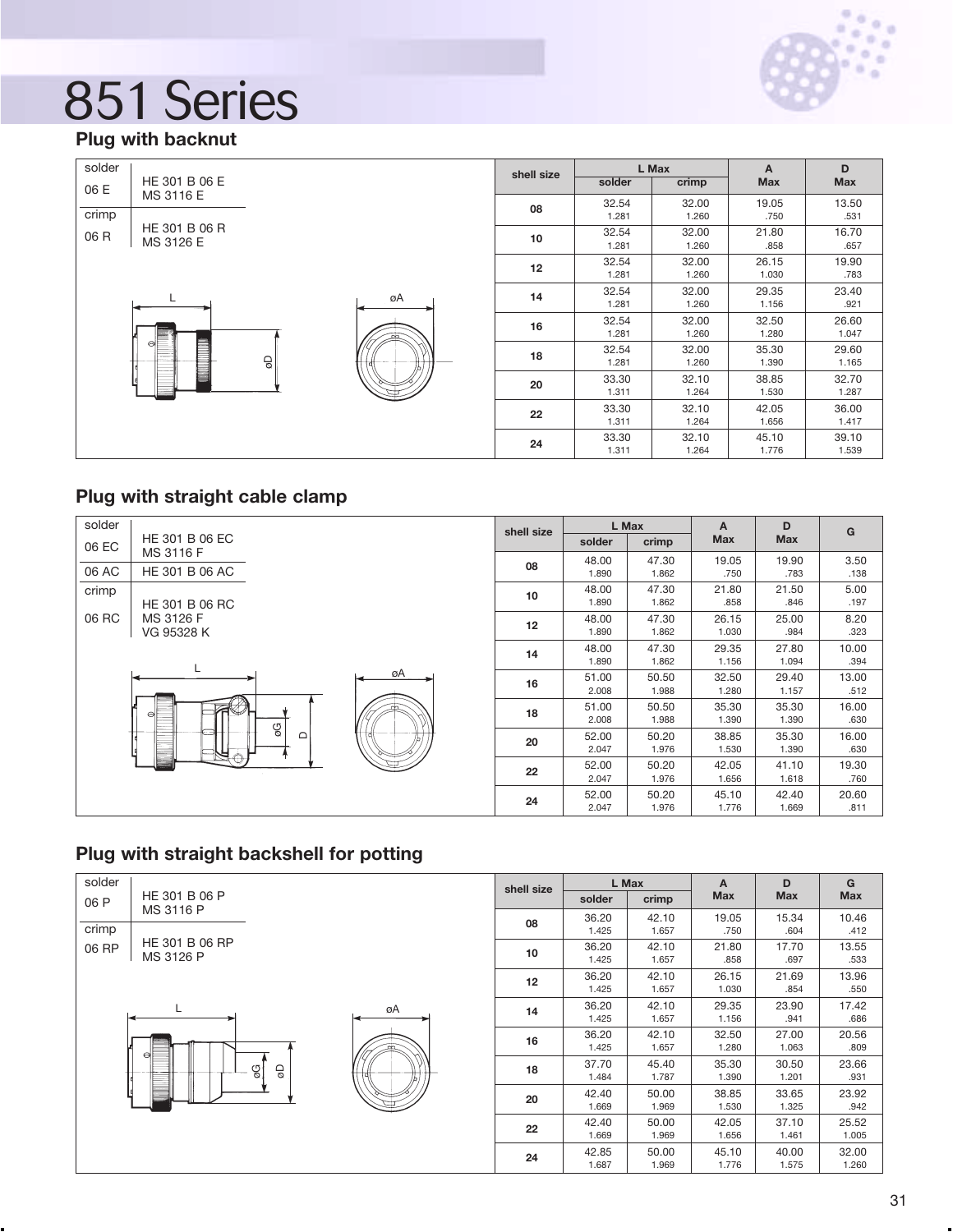# 851 Series

## Plug with backnut

| | | |
|---|---|---|
| solder | 06 E | HE 301 B 06 E<br>MS 3116 E |
| crimp | 06 R | HE 301 B 06 R<br>MS 3126 E |

L

øA

øD

| shell size | L Max | | A Max | D Max |
|---|---|---|---|---|
| | solder | crimp | | |
| 08 | 32.54<br>1.281 | 32.00<br>1.260 | 19.05<br>.750 | 13.50<br>.531 |
| 10 | 32.54<br>1.281 | 32.00<br>1.260 | 21.80<br>.858 | 16.70<br>.657 |
| 12 | 32.54<br>1.281 | 32.00<br>1.260 | 26.15<br>1.030 | 19.90<br>.783 |
| 14 | 32.54<br>1.281 | 32.00<br>1.260 | 29.35<br>1.156 | 23.40<br>.921 |
| 16 | 32.54<br>1.281 | 32.00<br>1.260 | 32.50<br>1.280 | 26.60<br>1.047 |
| 18 | 32.54<br>1.281 | 32.00<br>1.260 | 35.30<br>1.390 | 29.60<br>1.165 |
| 20 | 33.30<br>1.311 | 32.10<br>1.264 | 38.85<br>1.530 | 32.70<br>1.287 |
| 22 | 33.30<br>1.311 | 32.10<br>1.264 | 42.05<br>1.656 | 36.00<br>1.417 |
| 24 | 33.30<br>1.311 | 32.10<br>1.264 | 45.10<br>1.776 | 39.10<br>1.539 |

## Plug with straight cable clamp

| | | |
|---|---|---|
| solder | 06 EC | HE 301 B 06 EC<br>MS 3116 F |
| | 06 AC | HE 301 B 06 AC |
| crimp | 06 RC | HE 301 B 06 RC<br>MS 3126 F<br>VG 95328 K |

L

øA

øG

D

| shell size | L Max | | A Max | D Max | G |
|---|---|---|---|---|---|
| | solder | crimp | | | |
| 08 | 48.00<br>1.890 | 47.30<br>1.862 | 19.05<br>.750 | 19.90<br>.783 | 3.50<br>.138 |
| 10 | 48.00<br>1.890 | 47.30<br>1.862 | 21.80<br>.858 | 21.50<br>.846 | 5.00<br>.197 |
| 12 | 48.00<br>1.890 | 47.30<br>1.862 | 26.15<br>1.030 | 25.00<br>.984 | 8.20<br>.323 |
| 14 | 48.00<br>1.890 | 47.30<br>1.862 | 29.35<br>1.156 | 27.80<br>1.094 | 10.00<br>.394 |
| 16 | 51.00<br>2.008 | 50.50<br>1.988 | 32.50<br>1.280 | 29.40<br>1.157 | 13.00<br>.512 |
| 18 | 51.00<br>2.008 | 50.50<br>1.988 | 35.30<br>1.390 | 35.30<br>1.390 | 16.00<br>.630 |
| 20 | 52.00<br>2.047 | 50.20<br>1.976 | 38.85<br>1.530 | 35.30<br>1.390 | 16.00<br>.630 |
| 22 | 52.00<br>2.047 | 50.20<br>1.976 | 42.05<br>1.656 | 41.10<br>1.618 | 19.30<br>.760 |
| 24 | 52.00<br>2.047 | 50.20<br>1.976 | 45.10<br>1.776 | 42.40<br>1.669 | 20.60<br>.811 |

## Plug with straight backshell for potting

| | | |
|---|---|---|
| solder | 06 P | HE 301 B 06 P<br>MS 3116 P |
| crimp | 06 RP | HE 301 B 06 RP<br>MS 3126 P |

L

øA

øG

øD

| shell size | L Max | | A Max | D Max | G Max |
|---|---|---|---|---|---|
| | solder | crimp | | | |
| 08 | 36.20<br>1.425 | 42.10<br>1.657 | 19.05<br>.750 | 15.34<br>.604 | 10.46<br>.412 |
| 10 | 36.20<br>1.425 | 42.10<br>1.657 | 21.80<br>.858 | 17.70<br>.697 | 13.55<br>.533 |
| 12 | 36.20<br>1.425 | 42.10<br>1.657 | 26.15<br>1.030 | 21.69<br>.854 | 13.96<br>.550 |
| 14 | 36.20<br>1.425 | 42.10<br>1.657 | 29.35<br>1.156 | 23.90<br>.941 | 17.42<br>.686 |
| 16 | 36.20<br>1.425 | 42.10<br>1.657 | 32.50<br>1.280 | 27.00<br>1.063 | 20.56<br>.809 |
| 18 | 37.70<br>1.484 | 45.40<br>1.787 | 35.30<br>1.390 | 30.50<br>1.201 | 23.66<br>.931 |
| 20 | 42.40<br>1.669 | 50.00<br>1.969 | 38.85<br>1.530 | 33.65<br>1.325 | 23.92<br>.942 |
| 22 | 42.40<br>1.669 | 50.00<br>1.969 | 42.05<br>1.656 | 37.10<br>1.461 | 25.52<br>1.005 |
| 24 | 42.85<br>1.687 | 50.00<br>1.969 | 45.10<br>1.776 | 40.00<br>1.575 | 32.00<br>1.260 |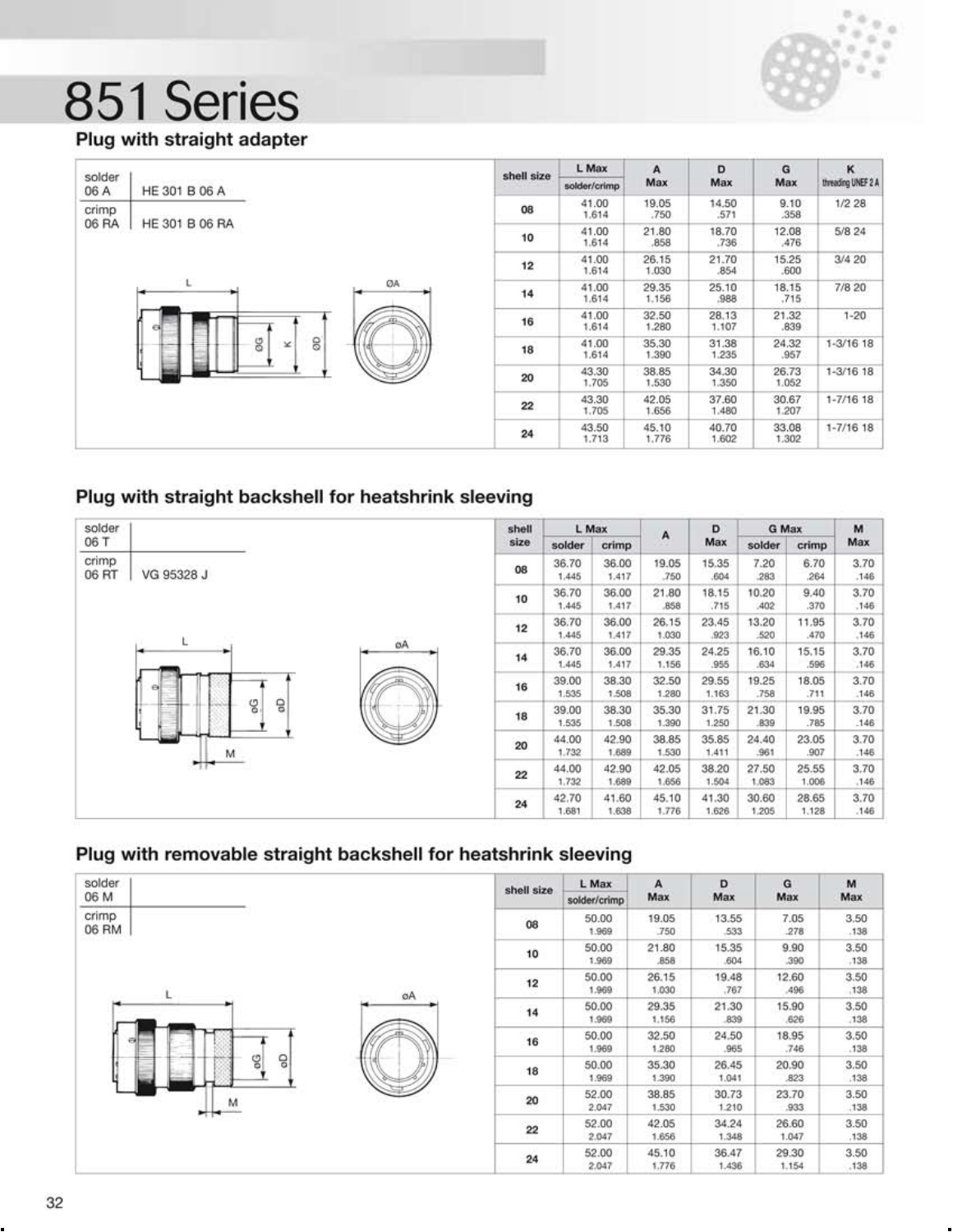# 851 Series

## Plug with straight adapter

| | |
|---|---|
| solder 06 A | HE 301 B 06 A |
| crimp 06 RA | HE 301 B 06 RA |

| shell size | L Max solder/crimp | A Max | D Max | G Max | K threading UNEF 2 A |
|---|---|---|---|---|---|
| 08 | 41.00 1.614 | 19.05 .750 | 14.50 .571 | 9.10 .358 | 1/2 28 |
| 10 | 41.00 1.614 | 21.80 .858 | 18.70 .736 | 12.08 .476 | 5/8 24 |
| 12 | 41.00 1.614 | 26.15 1.030 | 21.70 .854 | 15.25 .600 | 3/4 20 |
| 14 | 41.00 1.614 | 29.35 1.156 | 25.10 .988 | 18.15 .715 | 7/8 20 |
| 16 | 41.00 1.614 | 32.50 1.280 | 28.13 1.107 | 21.32 .839 | 1-20 |
| 18 | 41.00 1.614 | 35.30 1.390 | 31.38 1.235 | 24.32 .957 | 1-3/16 18 |
| 20 | 43.30 1.705 | 38.85 1.530 | 34.30 1.350 | 26.73 1.052 | 1-3/16 18 |
| 22 | 43.30 1.705 | 42.05 1.656 | 37.60 1.480 | 30.67 1.207 | 1-7/16 18 |
| 24 | 43.50 1.713 | 45.10 1.776 | 40.70 1.602 | 33.08 1.302 | 1-7/16 18 |

## Plug with straight backshell for heatshrink sleeving

| | |
|---|---|
| solder 06 T | |
| crimp 06 RT | VG 95328 J |

| shell size | L Max | | A | D Max | G Max | | M Max |
|---|---|---|---|---|---|---|---|
| | solder | crimp | | | solder | crimp | |
| 08 | 36.70 1.445 | 36.00 1.417 | 19.05 .750 | 15.35 .604 | 7.20 .283 | 6.70 .264 | 3.70 .146 |
| 10 | 36.70 1.445 | 36.00 1.417 | 21.80 .858 | 18.15 .715 | 10.20 .402 | 9.40 .370 | 3.70 .146 |
| 12 | 36.70 1.445 | 36.00 1.417 | 26.15 1.030 | 23.45 .923 | 13.20 .520 | 11.95 .470 | 3.70 .146 |
| 14 | 36.70 1.445 | 36.00 1.417 | 29.35 1.156 | 24.25 .955 | 16.10 .634 | 15.15 .596 | 3.70 .146 |
| 16 | 39.00 1.535 | 38.30 1.508 | 32.50 1.280 | 29.55 1.163 | 19.25 .758 | 18.05 .711 | 3.70 .146 |
| 18 | 39.00 1.535 | 38.30 1.508 | 35.30 1.390 | 31.75 1.250 | 21.30 .839 | 19.95 .785 | 3.70 .146 |
| 20 | 44.00 1.732 | 42.90 1.689 | 38.85 1.530 | 35.85 1.411 | 24.40 .961 | 23.05 .907 | 3.70 .146 |
| 22 | 44.00 1.732 | 42.90 1.689 | 42.05 1.656 | 38.20 1.504 | 27.50 1.083 | 25.55 1.006 | 3.70 .146 |
| 24 | 42.70 1.681 | 41.60 1.638 | 45.10 1.776 | 41.30 1.626 | 30.60 1.205 | 28.65 1.128 | 3.70 .146 |

## Plug with removable straight backshell for heatshrink sleeving

| | |
|---|---|
| solder 06 M | |
| crimp 06 RM | |

| shell size | L Max solder/crimp | A Max | D Max | G Max | M Max |
|---|---|---|---|---|---|
| 08 | 50.00 1.969 | 19.05 .750 | 13.55 .533 | 7.05 .278 | 3.50 .138 |
| 10 | 50.00 1.969 | 21.80 .858 | 15.35 .604 | 9.90 .390 | 3.50 .138 |
| 12 | 50.00 1.969 | 26.15 1.030 | 19.48 .767 | 12.60 .496 | 3.50 .138 |
| 14 | 50.00 1.969 | 29.35 1.156 | 21.30 .839 | 15.90 .626 | 3.50 .138 |
| 16 | 50.00 1.969 | 32.50 1.280 | 24.50 .965 | 18.95 .746 | 3.50 .138 |
| 18 | 50.00 1.969 | 35.30 1.390 | 26.45 1.041 | 20.90 .823 | 3.50 .138 |
| 20 | 52.00 2.047 | 38.85 1.530 | 30.73 1.210 | 23.70 .933 | 3.50 .138 |
| 22 | 52.00 2.047 | 42.05 1.656 | 34.24 1.348 | 26.60 1.047 | 3.50 .138 |
| 24 | 52.00 2.047 | 45.10 1.776 | 36.47 1.436 | 29.30 1.154 | 3.50 .138 |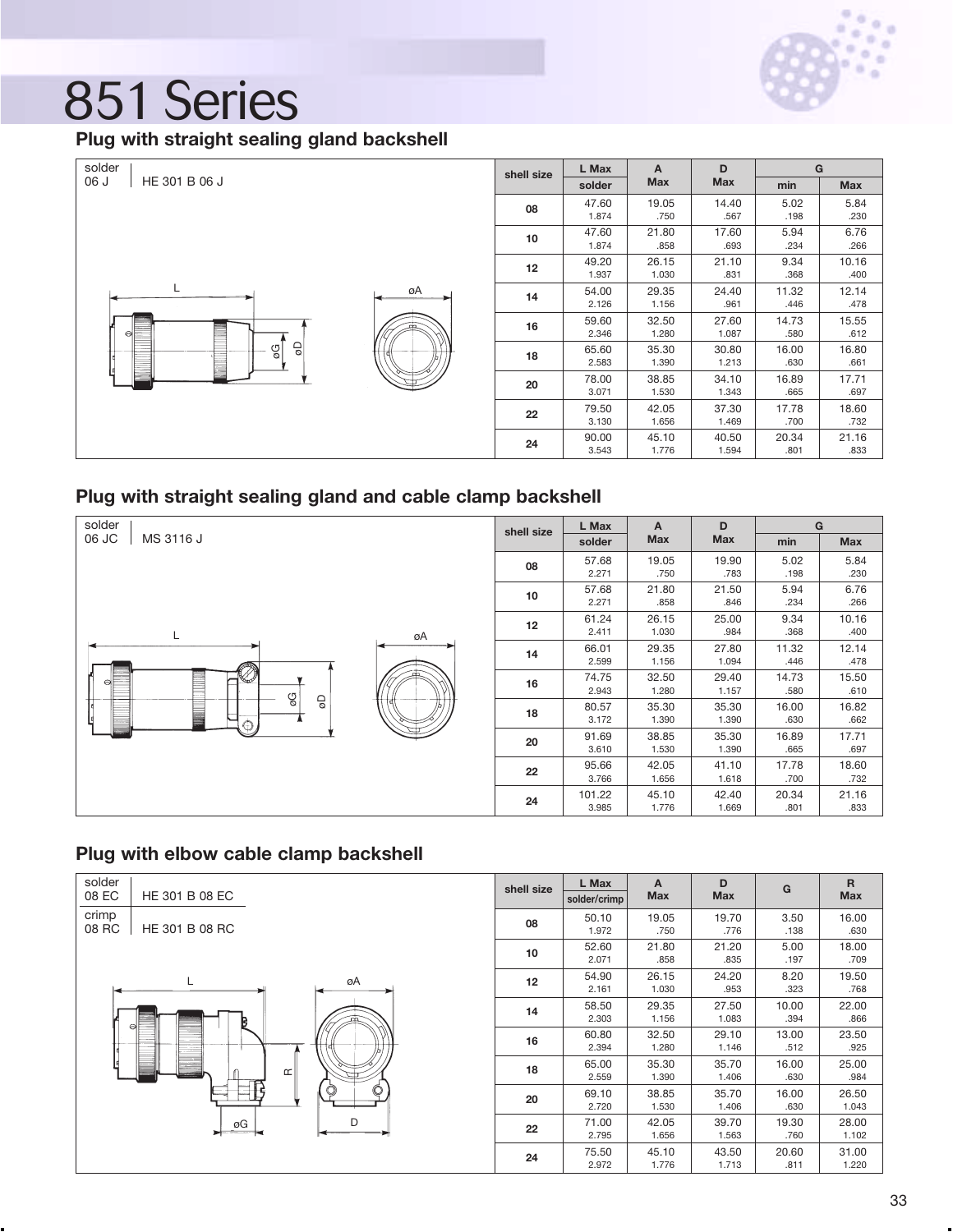# 851 Series

## Plug with straight sealing gland backshell

| solder | |
|---|---|
| 06 J | HE 301 B 06 J |

L

øA

øG

øD

| shell size | L Max | A | D | G | |
|---|---|---|---|---|---|
| | solder | Max | Max | min | Max |
| 08 | 47.60<br>1.874 | 19.05<br>.750 | 14.40<br>.567 | 5.02<br>.198 | 5.84<br>.230 |
| 10 | 47.60<br>1.874 | 21.80<br>.858 | 17.60<br>.693 | 5.94<br>.234 | 6.76<br>.266 |
| 12 | 49.20<br>1.937 | 26.15<br>1.030 | 21.10<br>.831 | 9.34<br>.368 | 10.16<br>.400 |
| 14 | 54.00<br>2.126 | 29.35<br>1.156 | 24.40<br>.961 | 11.32<br>.446 | 12.14<br>.478 |
| 16 | 59.60<br>2.346 | 32.50<br>1.280 | 27.60<br>1.087 | 14.73<br>.580 | 15.55<br>.612 |
| 18 | 65.60<br>2.583 | 35.30<br>1.390 | 30.80<br>1.213 | 16.00<br>.630 | 16.80<br>.661 |
| 20 | 78.00<br>3.071 | 38.85<br>1.530 | 34.10<br>1.343 | 16.89<br>.665 | 17.71<br>.697 |
| 22 | 79.50<br>3.130 | 42.05<br>1.656 | 37.30<br>1.469 | 17.78<br>.700 | 18.60<br>.732 |
| 24 | 90.00<br>3.543 | 45.10<br>1.776 | 40.50<br>1.594 | 20.34<br>.801 | 21.16<br>.833 |

## Plug with straight sealing gland and cable clamp backshell

| solder | |
|---|---|
| 06 JC | MS 3116 J |

L

øA

øG

øD

| shell size | L Max | A | D | G | |
|---|---|---|---|---|---|
| | solder | Max | Max | min | Max |
| 08 | 57.68<br>2.271 | 19.05<br>.750 | 19.90<br>.783 | 5.02<br>.198 | 5.84<br>.230 |
| 10 | 57.68<br>2.271 | 21.80<br>.858 | 21.50<br>.846 | 5.94<br>.234 | 6.76<br>.266 |
| 12 | 61.24<br>2.411 | 26.15<br>1.030 | 25.00<br>.984 | 9.34<br>.368 | 10.16<br>.400 |
| 14 | 66.01<br>2.599 | 29.35<br>1.156 | 27.80<br>1.094 | 11.32<br>.446 | 12.14<br>.478 |
| 16 | 74.75<br>2.943 | 32.50<br>1.280 | 29.40<br>1.157 | 14.73<br>.580 | 15.50<br>.610 |
| 18 | 80.57<br>3.172 | 35.30<br>1.390 | 35.30<br>1.390 | 16.00<br>.630 | 16.82<br>.662 |
| 20 | 91.69<br>3.610 | 38.85<br>1.530 | 35.30<br>1.390 | 16.89<br>.665 | 17.71<br>.697 |
| 22 | 95.66<br>3.766 | 42.05<br>1.656 | 41.10<br>1.618 | 17.78<br>.700 | 18.60<br>.732 |
| 24 | 101.22<br>3.985 | 45.10<br>1.776 | 42.40<br>1.669 | 20.34<br>.801 | 21.16<br>.833 |

## Plug with elbow cable clamp backshell

| solder | |
|---|---|
| 08 EC | HE 301 B 08 EC |
| crimp | |
| 08 RC | HE 301 B 08 RC |

L

øA

R

øG

D

| shell size | L Max | A | D | G | R |
|---|---|---|---|---|---|
| | solder/crimp | Max | Max | | Max |
| 08 | 50.10<br>1.972 | 19.05<br>.750 | 19.70<br>.776 | 3.50<br>.138 | 16.00<br>.630 |
| 10 | 52.60<br>2.071 | 21.80<br>.858 | 21.20<br>.835 | 5.00<br>.197 | 18.00<br>.709 |
| 12 | 54.90<br>2.161 | 26.15<br>1.030 | 24.20<br>.953 | 8.20<br>.323 | 19.50<br>.768 |
| 14 | 58.50<br>2.303 | 29.35<br>1.156 | 27.50<br>1.083 | 10.00<br>.394 | 22.00<br>.866 |
| 16 | 60.80<br>2.394 | 32.50<br>1.280 | 29.10<br>1.146 | 13.00<br>.512 | 23.50<br>.925 |
| 18 | 65.00<br>2.559 | 35.30<br>1.390 | 35.70<br>1.406 | 16.00<br>.630 | 25.00<br>.984 |
| 20 | 69.10<br>2.720 | 38.85<br>1.530 | 35.70<br>1.406 | 16.00<br>.630 | 26.50<br>1.043 |
| 22 | 71.00<br>2.795 | 42.05<br>1.656 | 39.70<br>1.563 | 19.30<br>.760 | 28.00<br>1.102 |
| 24 | 75.50<br>2.972 | 45.10<br>1.776 | 43.50<br>1.713 | 20.60<br>.811 | 31.00<br>1.220 |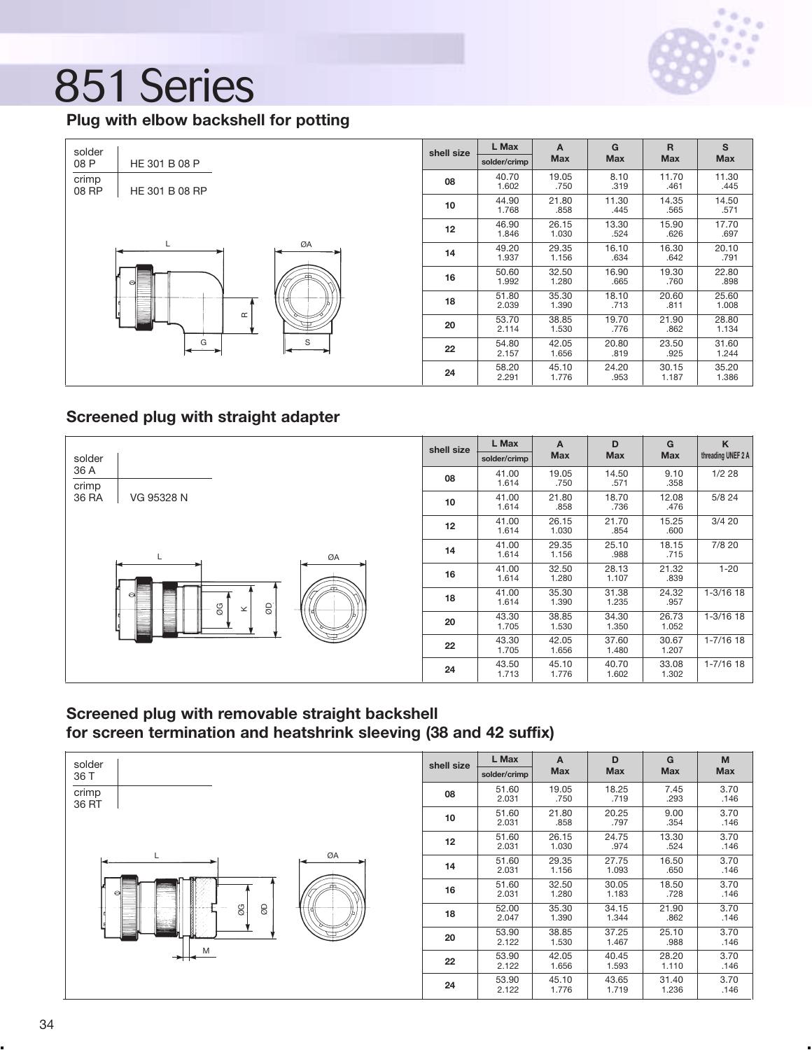# 851 Series

## Plug with elbow backshell for potting

| | |
|---|---|
| solder 08 P | HE 301 B 08 P |
| crimp 08 RP | HE 301 B 08 RP |

L ØA R G S

| shell size | L Max solder/crimp | A Max | G Max | R Max | S Max |
|---|---|---|---|---|---|
| 08 | 40.70 1.602 | 19.05 .750 | 8.10 .319 | 11.70 .461 | 11.30 .445 |
| 10 | 44.90 1.768 | 21.80 .858 | 11.30 .445 | 14.35 .565 | 14.50 .571 |
| 12 | 46.90 1.846 | 26.15 1.030 | 13.30 .524 | 15.90 .626 | 17.70 .697 |
| 14 | 49.20 1.937 | 29.35 1.156 | 16.10 .634 | 16.30 .642 | 20.10 .791 |
| 16 | 50.60 1.992 | 32.50 1.280 | 16.90 .665 | 19.30 .760 | 22.80 .898 |
| 18 | 51.80 2.039 | 35.30 1.390 | 18.10 .713 | 20.60 .811 | 25.60 1.008 |
| 20 | 53.70 2.114 | 38.85 1.530 | 19.70 .776 | 21.90 .862 | 28.80 1.134 |
| 22 | 54.80 2.157 | 42.05 1.656 | 20.80 .819 | 23.50 .925 | 31.60 1.244 |
| 24 | 58.20 2.291 | 45.10 1.776 | 24.20 .953 | 30.15 1.187 | 35.20 1.386 |

## Screened plug with straight adapter

| | |
|---|---|
| solder 36 A | |
| crimp 36 RA | VG 95328 N |

L ØA ØG K ØD

| shell size | L Max solder/crimp | A Max | D Max | G Max | K threading UNEF 2 A |
|---|---|---|---|---|---|
| 08 | 41.00 1.614 | 19.05 .750 | 14.50 .571 | 9.10 .358 | 1/2 28 |
| 10 | 41.00 1.614 | 21.80 .858 | 18.70 .736 | 12.08 .476 | 5/8 24 |
| 12 | 41.00 1.614 | 26.15 1.030 | 21.70 .854 | 15.25 .600 | 3/4 20 |
| 14 | 41.00 1.614 | 29.35 1.156 | 25.10 .988 | 18.15 .715 | 7/8 20 |
| 16 | 41.00 1.614 | 32.50 1.280 | 28.13 1.107 | 21.32 .839 | 1-20 |
| 18 | 41.00 1.614 | 35.30 1.390 | 31.38 1.235 | 24.32 .957 | 1-3/16 18 |
| 20 | 43.30 1.705 | 38.85 1.530 | 34.30 1.350 | 26.73 1.052 | 1-3/16 18 |
| 22 | 43.30 1.705 | 42.05 1.656 | 37.60 1.480 | 30.67 1.207 | 1-7/16 18 |
| 24 | 43.50 1.713 | 45.10 1.776 | 40.70 1.602 | 33.08 1.302 | 1-7/16 18 |

## Screened plug with removable straight backshell for screen termination and heatshrink sleeving (38 and 42 suffix)

| | |
|---|---|
| solder 36 T | |
| crimp 36 RT | |

L ØA ØG ØD M

| shell size | L Max solder/crimp | A Max | D Max | G Max | M Max |
|---|---|---|---|---|---|
| 08 | 51.60 2.031 | 19.05 .750 | 18.25 .719 | 7.45 .293 | 3.70 .146 |
| 10 | 51.60 2.031 | 21.80 .858 | 20.25 .797 | 9.00 .354 | 3.70 .146 |
| 12 | 51.60 2.031 | 26.15 1.030 | 24.75 .974 | 13.30 .524 | 3.70 .146 |
| 14 | 51.60 2.031 | 29.35 1.156 | 27.75 1.093 | 16.50 .650 | 3.70 .146 |
| 16 | 51.60 2.031 | 32.50 1.280 | 30.05 1.183 | 18.50 .728 | 3.70 .146 |
| 18 | 52.00 2.047 | 35.30 1.390 | 34.15 1.344 | 21.90 .862 | 3.70 .146 |
| 20 | 53.90 2.122 | 38.85 1.530 | 37.25 1.467 | 25.10 .988 | 3.70 .146 |
| 22 | 53.90 2.122 | 42.05 1.656 | 40.45 1.593 | 28.20 1.110 | 3.70 .146 |
| 24 | 53.90 2.122 | 45.10 1.776 | 43.65 1.719 | 31.40 1.236 | 3.70 .146 |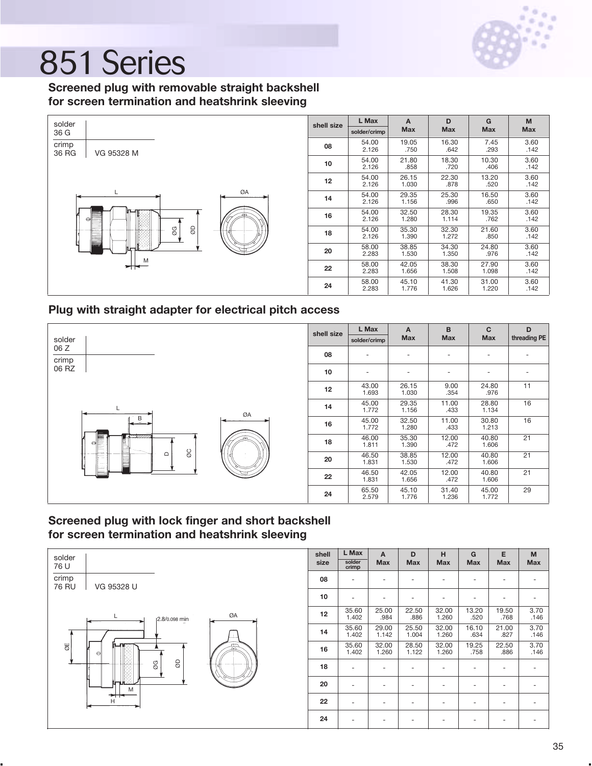# 851 Series

## Screened plug with removable straight backshell for screen termination and heatshrink sleeving

| | |
|---|---|
| solder 36 G | |
| crimp 36 RG | VG 95328 M |

L

ØA

ØG

ØD

M

| shell size | L Max solder/crimp | A Max | D Max | G Max | M Max |
|---|---|---|---|---|---|
| 08 | 54.00 2.126 | 19.05 .750 | 16.30 .642 | 7.45 .293 | 3.60 .142 |
| 10 | 54.00 2.126 | 21.80 .858 | 18.30 .720 | 10.30 .406 | 3.60 .142 |
| 12 | 54.00 2.126 | 26.15 1.030 | 22.30 .878 | 13.20 .520 | 3.60 .142 |
| 14 | 54.00 2.126 | 29.35 1.156 | 25.30 .996 | 16.50 .650 | 3.60 .142 |
| 16 | 54.00 2.126 | 32.50 1.280 | 28.30 1.114 | 19.35 .762 | 3.60 .142 |
| 18 | 54.00 2.126 | 35.30 1.390 | 32.30 1.272 | 21.60 .850 | 3.60 .142 |
| 20 | 58.00 2.283 | 38.85 1.530 | 34.30 1.350 | 24.80 .976 | 3.60 .142 |
| 22 | 58.00 2.283 | 42.05 1.656 | 38.30 1.508 | 27.90 1.098 | 3.60 .142 |
| 24 | 58.00 2.283 | 45.10 1.776 | 41.30 1.626 | 31.00 1.220 | 3.60 .142 |

## Plug with straight adapter for electrical pitch access

| | |
|---|---|
| solder 06 Z | |
| crimp 06 RZ | |

L

B

ØA

D

ØC

| shell size | L Max solder/crimp | A Max | B Max | C Max | D threading PE |
|---|---|---|---|---|---|
| 08 | - | - | - | - | - |
| 10 | - | - | - | - | - |
| 12 | 43.00 1.693 | 26.15 1.030 | 9.00 .354 | 24.80 .976 | 11 |
| 14 | 45.00 1.772 | 29.35 1.156 | 11.00 .433 | 28.80 1.134 | 16 |
| 16 | 45.00 1.772 | 32.50 1.280 | 11.00 .433 | 30.80 1.213 | 16 |
| 18 | 46.00 1.811 | 35.30 1.390 | 12.00 .472 | 40.80 1.606 | 21 |
| 20 | 46.50 1.831 | 38.85 1.530 | 12.00 .472 | 40.80 1.606 | 21 |
| 22 | 46.50 1.831 | 42.05 1.656 | 12.00 .472 | 40.80 1.606 | 21 |
| 24 | 65.50 2.579 | 45.10 1.776 | 31.40 1.236 | 45.00 1.772 | 29 |

## Screened plug with lock finger and short backshell for screen termination and heatshrink sleeving

| | |
|---|---|
| solder 76 U | |
| crimp 76 RU | VG 95328 U |

L

2.8/0.098 min

ØA

ØE

ØG

ØD

M

H

| shell size | L Max solder crimp | A Max | D Max | H Max | G Max | E Max | M Max |
|---|---|---|---|---|---|---|---|
| 08 | - | - | - | - | - | - | - |
| 10 | - | - | - | - | - | - | - |
| 12 | 35.60 1.402 | 25.00 .984 | 22.50 .886 | 32.00 1.260 | 13.20 .520 | 19.50 .768 | 3.70 .146 |
| 14 | 35.60 1.402 | 29.00 1.142 | 25.50 1.004 | 32.00 1.260 | 16.10 .634 | 21.00 .827 | 3.70 .146 |
| 16 | 35.60 1.402 | 32.00 1.260 | 28.50 1.122 | 32.00 1.260 | 19.25 .758 | 22.50 .886 | 3.70 .146 |
| 18 | - | - | - | - | - | - | - |
| 20 | - | - | - | - | - | - | - |
| 22 | - | - | - | - | - | - | - |
| 24 | - | - | - | - | - | - | - |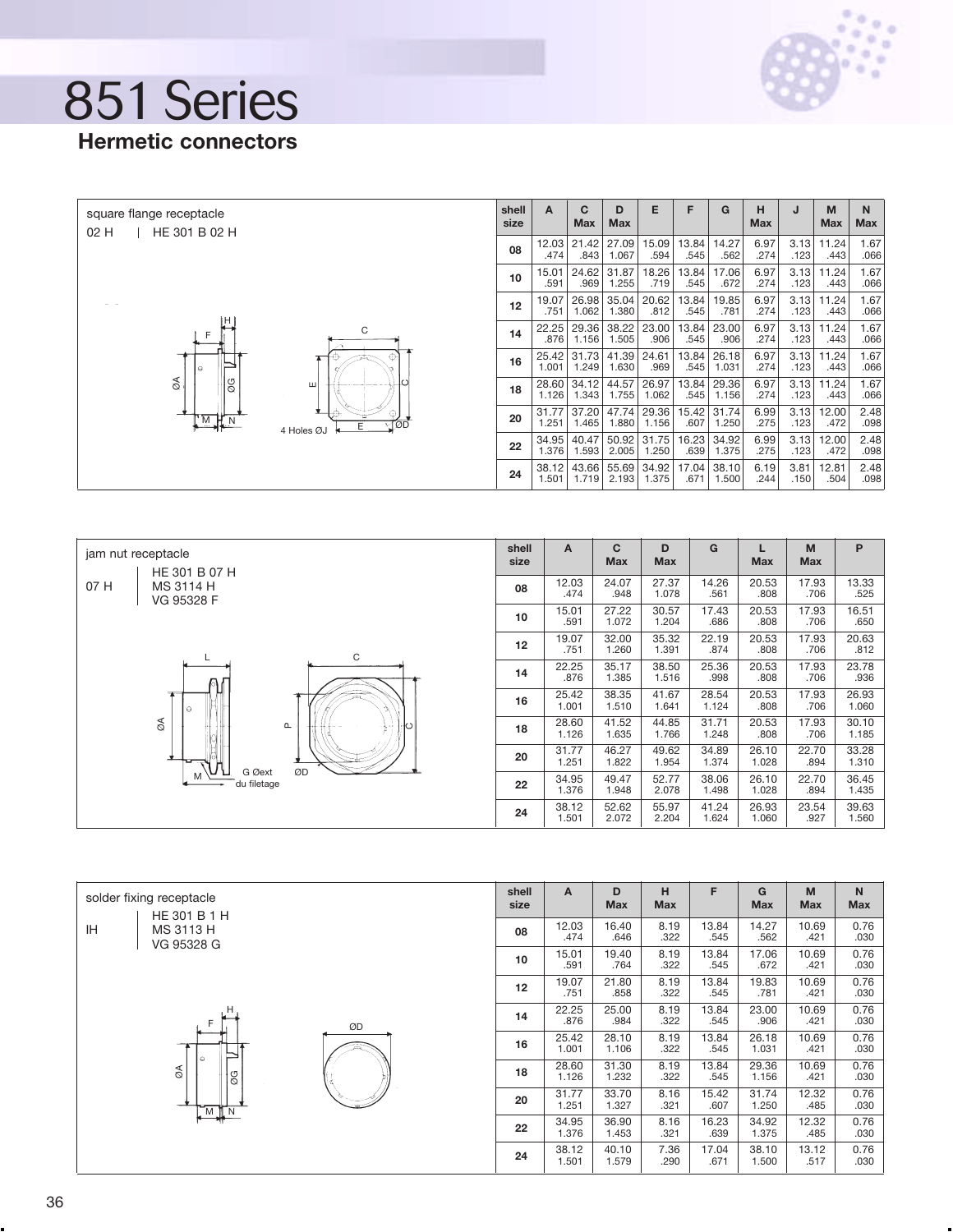# 851 Series

## Hermetic connectors

square flange receptacle

02 H | HE 301 B 02 H

H, F, ØA, ØG, M, N, C, E, ØD, 4 Holes ØJ

| shell size | A | C Max | D Max | E | F | G | H Max | J | M Max | N Max |
|---|---|---|---|---|---|---|---|---|---|---|
| 08 | 12.03 .474 | 21.42 .843 | 27.09 1.067 | 15.09 .594 | 13.84 .545 | 14.27 .562 | 6.97 .274 | 3.13 .123 | 11.24 .443 | 1.67 .066 |
| 10 | 15.01 .591 | 24.62 .969 | 31.87 1.255 | 18.26 .719 | 13.84 .545 | 17.06 .672 | 6.97 .274 | 3.13 .123 | 11.24 .443 | 1.67 .066 |
| 12 | 19.07 .751 | 26.98 1.062 | 35.04 1.380 | 20.62 .812 | 13.84 .545 | 19.85 .781 | 6.97 .274 | 3.13 .123 | 11.24 .443 | 1.67 .066 |
| 14 | 22.25 .876 | 29.36 1.156 | 38.22 1.505 | 23.00 .906 | 13.84 .545 | 23.00 .906 | 6.97 .274 | 3.13 .123 | 11.24 .443 | 1.67 .066 |
| 16 | 25.42 1.001 | 31.73 1.249 | 41.39 1.630 | 24.61 .969 | 13.84 .545 | 26.18 1.031 | 6.97 .274 | 3.13 .123 | 11.24 .443 | 1.67 .066 |
| 18 | 28.60 1.126 | 34.12 1.343 | 44.57 1.755 | 26.97 1.062 | 13.84 .545 | 29.36 1.156 | 6.97 .274 | 3.13 .123 | 11.24 .443 | 1.67 .066 |
| 20 | 31.77 1.251 | 37.20 1.465 | 47.74 1.880 | 29.36 1.156 | 15.42 .607 | 31.74 1.250 | 6.99 .275 | 3.13 .123 | 12.00 .472 | 2.48 .098 |
| 22 | 34.95 1.376 | 40.47 1.593 | 50.92 2.005 | 31.75 1.250 | 16.23 .639 | 34.92 1.375 | 6.99 .275 | 3.13 .123 | 12.00 .472 | 2.48 .098 |
| 24 | 38.12 1.501 | 43.66 1.719 | 55.69 2.193 | 34.92 1.375 | 17.04 .671 | 38.10 1.500 | 6.19 .244 | 3.81 .150 | 12.81 .504 | 2.48 .098 |

jam nut receptacle

07 H | HE 301 B 07 H
MS 3114 H
VG 95328 F

L, C, ØA, P, M, G Øext du filetage, ØD

| shell size | A | C Max | D Max | G | L Max | M Max | P |
|---|---|---|---|---|---|---|---|
| 08 | 12.03 .474 | 24.07 .948 | 27.37 1.078 | 14.26 .561 | 20.53 .808 | 17.93 .706 | 13.33 .525 |
| 10 | 15.01 .591 | 27.22 1.072 | 30.57 1.204 | 17.43 .686 | 20.53 .808 | 17.93 .706 | 16.51 .650 |
| 12 | 19.07 .751 | 32.00 1.260 | 35.32 1.391 | 22.19 .874 | 20.53 .808 | 17.93 .706 | 20.63 .812 |
| 14 | 22.25 .876 | 35.17 1.385 | 38.50 1.516 | 25.36 .998 | 20.53 .808 | 17.93 .706 | 23.78 .936 |
| 16 | 25.42 1.001 | 38.35 1.510 | 41.67 1.641 | 28.54 1.124 | 20.53 .808 | 17.93 .706 | 26.93 1.060 |
| 18 | 28.60 1.126 | 41.52 1.635 | 44.85 1.766 | 31.71 1.248 | 20.53 .808 | 17.93 .706 | 30.10 1.185 |
| 20 | 31.77 1.251 | 46.27 1.822 | 49.62 1.954 | 34.89 1.374 | 26.10 1.028 | 22.70 .894 | 33.28 1.310 |
| 22 | 34.95 1.376 | 49.47 1.948 | 52.77 2.078 | 38.06 1.498 | 26.10 1.028 | 22.70 .894 | 36.45 1.435 |
| 24 | 38.12 1.501 | 52.62 2.072 | 55.97 2.204 | 41.24 1.624 | 26.93 1.060 | 23.54 .927 | 39.63 1.560 |

solder fixing receptacle

IH | HE 301 B 1 H
MS 3113 H
VG 95328 G

H, F, ØA, ØG, M, N, ØD

| shell size | A | D Max | H Max | F | G Max | M Max | N Max |
|---|---|---|---|---|---|---|---|
| 08 | 12.03 .474 | 16.40 .646 | 8.19 .322 | 13.84 .545 | 14.27 .562 | 10.69 .421 | 0.76 .030 |
| 10 | 15.01 .591 | 19.40 .764 | 8.19 .322 | 13.84 .545 | 17.06 .672 | 10.69 .421 | 0.76 .030 |
| 12 | 19.07 .751 | 21.80 .858 | 8.19 .322 | 13.84 .545 | 19.83 .781 | 10.69 .421 | 0.76 .030 |
| 14 | 22.25 .876 | 25.00 .984 | 8.19 .322 | 13.84 .545 | 23.00 .906 | 10.69 .421 | 0.76 .030 |
| 16 | 25.42 1.001 | 28.10 1.106 | 8.19 .322 | 13.84 .545 | 26.18 1.031 | 10.69 .421 | 0.76 .030 |
| 18 | 28.60 1.126 | 31.30 1.232 | 8.19 .322 | 13.84 .545 | 29.36 1.156 | 10.69 .421 | 0.76 .030 |
| 20 | 31.77 1.251 | 33.70 1.327 | 8.16 .321 | 15.42 .607 | 31.74 1.250 | 12.32 .485 | 0.76 .030 |
| 22 | 34.95 1.376 | 36.90 1.453 | 8.16 .321 | 16.23 .639 | 34.92 1.375 | 12.32 .485 | 0.76 .030 |
| 24 | 38.12 1.501 | 40.10 1.579 | 7.36 .290 | 17.04 .671 | 38.10 1.500 | 13.12 .517 | 0.76 .030 |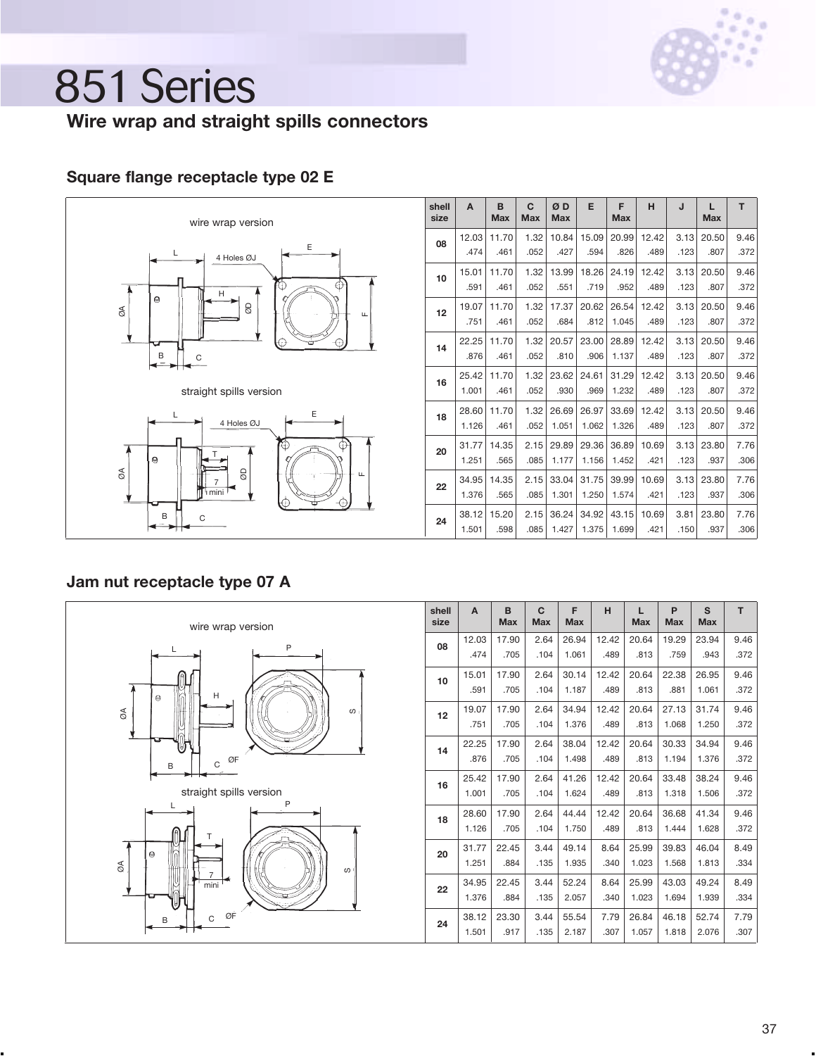# 851 Series

## Wire wrap and straight spills connectors

### Square flange receptacle type 02 E

wire wrap version

straight spills version

| shell size | A | B Max | C Max | Ø D Max | E | F Max | H | J | L Max | T |
|---|---|---|---|---|---|---|---|---|---|---|
| 08 | 12.03<br>.474 | 11.70<br>.461 | 1.32<br>.052 | 10.84<br>.427 | 15.09<br>.594 | 20.99<br>.826 | 12.42<br>.489 | 3.13<br>.123 | 20.50<br>.807 | 9.46<br>.372 |
| 10 | 15.01<br>.591 | 11.70<br>.461 | 1.32<br>.052 | 13.99<br>.551 | 18.26<br>.719 | 24.19<br>.952 | 12.42<br>.489 | 3.13<br>.123 | 20.50<br>.807 | 9.46<br>.372 |
| 12 | 19.07<br>.751 | 11.70<br>.461 | 1.32<br>.052 | 17.37<br>.684 | 20.62<br>.812 | 26.54<br>1.045 | 12.42<br>.489 | 3.13<br>.123 | 20.50<br>.807 | 9.46<br>.372 |
| 14 | 22.25<br>.876 | 11.70<br>.461 | 1.32<br>.052 | 20.57<br>.810 | 23.00<br>.906 | 28.89<br>1.137 | 12.42<br>.489 | 3.13<br>.123 | 20.50<br>.807 | 9.46<br>.372 |
| 16 | 25.42<br>1.001 | 11.70<br>.461 | 1.32<br>.052 | 23.62<br>.930 | 24.61<br>.969 | 31.29<br>1.232 | 12.42<br>.489 | 3.13<br>.123 | 20.50<br>.807 | 9.46<br>.372 |
| 18 | 28.60<br>1.126 | 11.70<br>.461 | 1.32<br>.052 | 26.69<br>1.051 | 26.97<br>1.062 | 33.69<br>1.326 | 12.42<br>.489 | 3.13<br>.123 | 20.50<br>.807 | 9.46<br>.372 |
| 20 | 31.77<br>1.251 | 14.35<br>.565 | 2.15<br>.085 | 29.89<br>1.177 | 29.36<br>1.156 | 36.89<br>1.452 | 10.69<br>.421 | 3.13<br>.123 | 23.80<br>.937 | 7.76<br>.306 |
| 22 | 34.95<br>1.376 | 14.35<br>.565 | 2.15<br>.085 | 33.04<br>1.301 | 31.75<br>1.250 | 39.99<br>1.574 | 10.69<br>.421 | 3.13<br>.123 | 23.80<br>.937 | 7.76<br>.306 |
| 24 | 38.12<br>1.501 | 15.20<br>.598 | 2.15<br>.085 | 36.24<br>1.427 | 34.92<br>1.375 | 43.15<br>1.699 | 10.69<br>.421 | 3.81<br>.150 | 23.80<br>.937 | 7.76<br>.306 |

### Jam nut receptacle type 07 A

wire wrap version

straight spills version

| shell size | A | B Max | C Max | F Max | H | L Max | P Max | S Max | T |
|---|---|---|---|---|---|---|---|---|---|
| 08 | 12.03<br>.474 | 17.90<br>.705 | 2.64<br>.104 | 26.94<br>1.061 | 12.42<br>.489 | 20.64<br>.813 | 19.29<br>.759 | 23.94<br>.943 | 9.46<br>.372 |
| 10 | 15.01<br>.591 | 17.90<br>.705 | 2.64<br>.104 | 30.14<br>1.187 | 12.42<br>.489 | 20.64<br>.813 | 22.38<br>.881 | 26.95<br>1.061 | 9.46<br>.372 |
| 12 | 19.07<br>.751 | 17.90<br>.705 | 2.64<br>.104 | 34.94<br>1.376 | 12.42<br>.489 | 20.64<br>.813 | 27.13<br>1.068 | 31.74<br>1.250 | 9.46<br>.372 |
| 14 | 22.25<br>.876 | 17.90<br>.705 | 2.64<br>.104 | 38.04<br>1.498 | 12.42<br>.489 | 20.64<br>.813 | 30.33<br>1.194 | 34.94<br>1.376 | 9.46<br>.372 |
| 16 | 25.42<br>1.001 | 17.90<br>.705 | 2.64<br>.104 | 41.26<br>1.624 | 12.42<br>.489 | 20.64<br>.813 | 33.48<br>1.318 | 38.24<br>1.506 | 9.46<br>.372 |
| 18 | 28.60<br>1.126 | 17.90<br>.705 | 2.64<br>.104 | 44.44<br>1.750 | 12.42<br>.489 | 20.64<br>.813 | 36.68<br>1.444 | 41.34<br>1.628 | 9.46<br>.372 |
| 20 | 31.77<br>1.251 | 22.45<br>.884 | 3.44<br>.135 | 49.14<br>1.935 | 8.64<br>.340 | 25.99<br>1.023 | 39.83<br>1.568 | 46.04<br>1.813 | 8.49<br>.334 |
| 22 | 34.95<br>1.376 | 22.45<br>.884 | 3.44<br>.135 | 52.24<br>2.057 | 8.64<br>.340 | 25.99<br>1.023 | 43.03<br>1.694 | 49.24<br>1.939 | 8.49<br>.334 |
| 24 | 38.12<br>1.501 | 23.30<br>.917 | 3.44<br>.135 | 55.54<br>2.187 | 7.79<br>.307 | 26.84<br>1.057 | 46.18<br>1.818 | 52.74<br>2.076 | 7.79<br>.307 |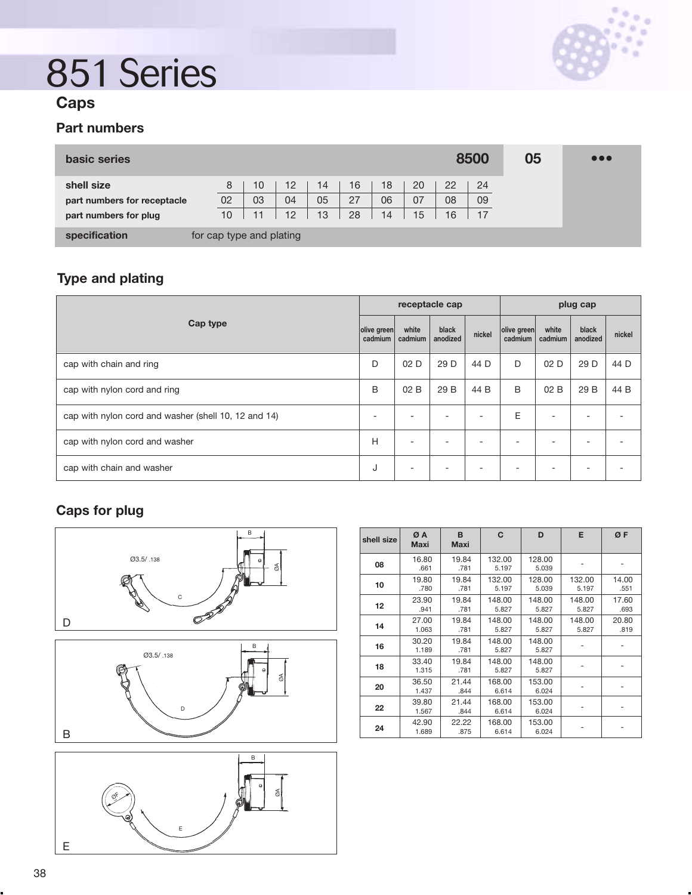# 851 Series

## Caps

### Part numbers

| basic series | | | | | | | | | | 8500 | 05 | ••• |
|---|---|---|---|---|---|---|---|---|---|---|---|---|
| shell size | 8 | 10 | 12 | 14 | 16 | 18 | 20 | 22 | 24 | | | |
| part numbers for receptacle | 02 | 03 | 04 | 05 | 27 | 06 | 07 | 08 | 09 | | | |
| part numbers for plug | 10 | 11 | 12 | 13 | 28 | 14 | 15 | 16 | 17 | | | |
| specification | for cap type and plating | | | | | | | | | | | |

### Type and plating

| Cap type | receptacle cap | | | | plug cap | | | |
|---|---|---|---|---|---|---|---|---|
| | olive green cadmium | white cadmium | black anodized | nickel | olive green cadmium | white cadmium | black anodized | nickel |
| cap with chain and ring | D | 02 D | 29 D | 44 D | D | 02 D | 29 D | 44 D |
| cap with nylon cord and ring | B | 02 B | 29 B | 44 B | B | 02 B | 29 B | 44 B |
| cap with nylon cord and washer (shell 10, 12 and 14) | - | - | - | - | E | - | - | - |
| cap with nylon cord and washer | H | - | - | - | - | - | - | - |
| cap with chain and washer | J | - | - | - | - | - | - | - |

### Caps for plug

D

Ø3.5/ .138

C

B

ØA

B

Ø3.5/ .138

D

B

ØA

E

ØF

E

B

ØA

| shell size | Ø A Maxi | B Maxi | C | D | E | Ø F |
|---|---|---|---|---|---|---|
| 08 | 16.80 .661 | 19.84 .781 | 132.00 5.197 | 128.00 5.039 | - | - |
| 10 | 19.80 .780 | 19.84 .781 | 132.00 5.197 | 128.00 5.039 | 132.00 5.197 | 14.00 .551 |
| 12 | 23.90 .941 | 19.84 .781 | 148.00 5.827 | 148.00 5.827 | 148.00 5.827 | 17.60 .693 |
| 14 | 27.00 1.063 | 19.84 .781 | 148.00 5.827 | 148.00 5.827 | 148.00 5.827 | 20.80 .819 |
| 16 | 30.20 1.189 | 19.84 .781 | 148.00 5.827 | 148.00 5.827 | - | - |
| 18 | 33.40 1.315 | 19.84 .781 | 148.00 5.827 | 148.00 5.827 | - | - |
| 20 | 36.50 1.437 | 21.44 .844 | 168.00 6.614 | 153.00 6.024 | - | - |
| 22 | 39.80 1.567 | 21.44 .844 | 168.00 6.614 | 153.00 6.024 | - | - |
| 24 | 42.90 1.689 | 22.22 .875 | 168.00 6.614 | 153.00 6.024 | - | - |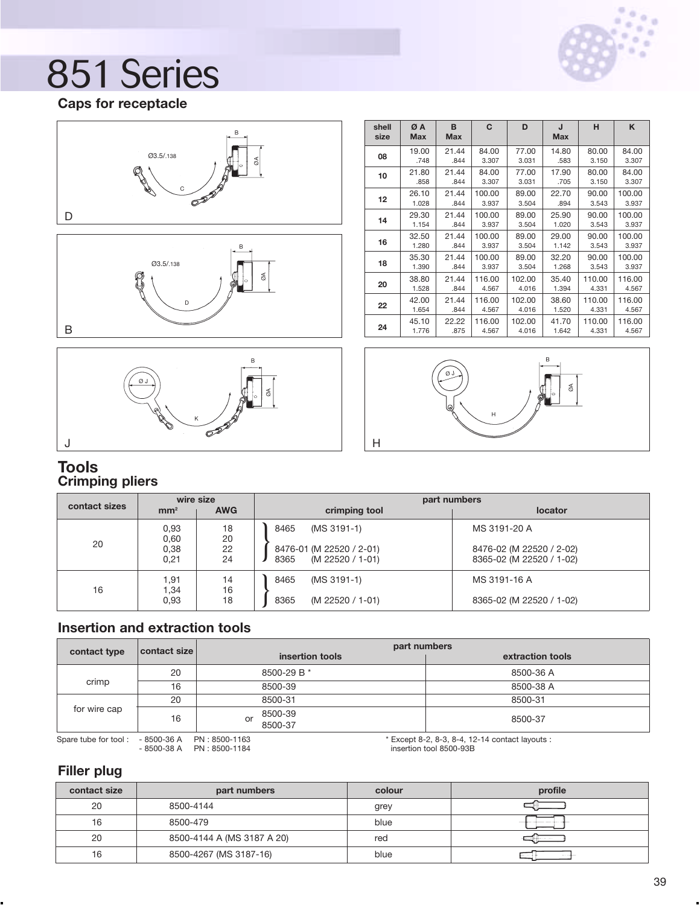# 851 Series

## Caps for receptacle

Ø3.5/.138

B

C

ØA

D

Ø3.5/.138

B

D

ØA

B

ØJ

B

K

ØA

J

ØJ

B

H

ØA

H

| shell size | Ø A Max | B Max | C | D | J Max | H | K |
|---|---|---|---|---|---|---|---|
| 08 | 19.00 .748 | 21.44 .844 | 84.00 3.307 | 77.00 3.031 | 14.80 .583 | 80.00 3.150 | 84.00 3.307 |
| 10 | 21.80 .858 | 21.44 .844 | 84.00 3.307 | 77.00 3.031 | 17.90 .705 | 80.00 3.150 | 84.00 3.307 |
| 12 | 26.10 1.028 | 21.44 .844 | 100.00 3.937 | 89.00 3.504 | 22.70 .894 | 90.00 3.543 | 100.00 3.937 |
| 14 | 29.30 1.154 | 21.44 .844 | 100.00 3.937 | 89.00 3.504 | 25.90 1.020 | 90.00 3.543 | 100.00 3.937 |
| 16 | 32.50 1.280 | 21.44 .844 | 100.00 3.937 | 89.00 3.504 | 29.00 1.142 | 90.00 3.543 | 100.00 3.937 |
| 18 | 35.30 1.390 | 21.44 .844 | 100.00 3.937 | 89.00 3.504 | 32.20 1.268 | 90.00 3.543 | 100.00 3.937 |
| 20 | 38.80 1.528 | 21.44 .844 | 116.00 4.567 | 102.00 4.016 | 35.40 1.394 | 110.00 4.331 | 116.00 4.567 |
| 22 | 42.00 1.654 | 21.44 .844 | 116.00 4.567 | 102.00 4.016 | 38.60 1.520 | 110.00 4.331 | 116.00 4.567 |
| 24 | 45.10 1.776 | 22.22 .875 | 116.00 4.567 | 102.00 4.016 | 41.70 1.642 | 110.00 4.331 | 116.00 4.567 |

# Tools

## Crimping pliers

| contact sizes | wire size | | part numbers | |
|---|---|---|---|---|
| | mm² | AWG | crimping tool | locator |
| 20 | 0,93<br>0,60<br>0,38<br>0,21 | 18<br>20<br>22<br>24 | 8465 (MS 3191-1)<br>8476-01 (M 22520 / 2-01)<br>8365 (M 22520 / 1-01) | MS 3191-20 A<br>8476-02 (M 22520 / 2-02)<br>8365-02 (M 22520 / 1-02) |
| 16 | 1,91<br>1,34<br>0,93 | 14<br>16<br>18 | 8465 (MS 3191-1)<br>8365 (M 22520 / 1-01) | MS 3191-16 A<br>8365-02 (M 22520 / 1-02) |

## Insertion and extraction tools

| contact type | contact size | part numbers | |
|---|---|---|---|
| | | insertion tools | extraction tools |
| crimp | 20 | 8500-29 B * | 8500-36 A |
| | 16 | 8500-39 | 8500-38 A |
| for wire cap | 20 | 8500-31 | 8500-31 |
| | 16 | 8500-39 or 8500-37 | 8500-37 |

Spare tube for tool : - 8500-36 A PN : 8500-1163
- 8500-38 A PN : 8500-1184

* Except 8-2, 8-3, 8-4, 12-14 contact layouts : insertion tool 8500-93B

## Filler plug

| contact size | part numbers | colour | profile |
|---|---|---|---|
| 20 | 8500-4144 | grey | |
| 16 | 8500-479 | blue | |
| 20 | 8500-4144 A (MS 3187 A 20) | red | |
| 16 | 8500-4267 (MS 3187-16) | blue | |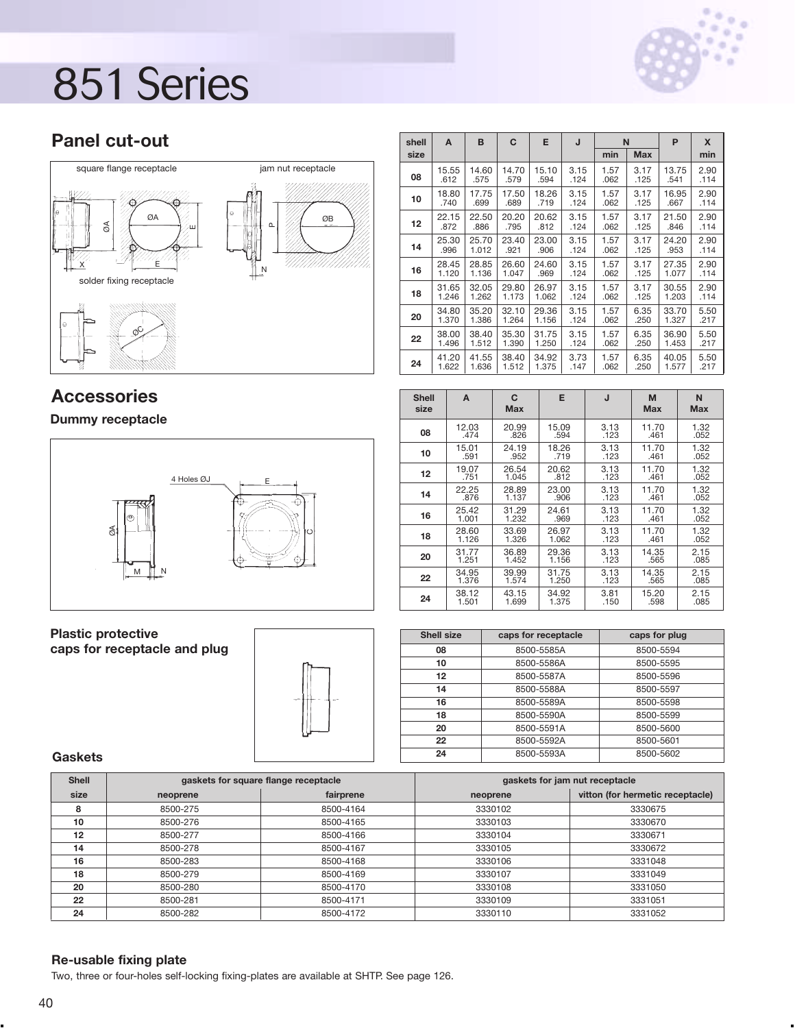# 851 Series

## Panel cut-out

square flange receptacle

jam nut receptacle

solder fixing receptacle

| shell size | A | B | C | E | J | N min | N Max | P | X min |
|---|---|---|---|---|---|---|---|---|---|
| 08 | 15.55 .612 | 14.60 .575 | 14.70 .579 | 15.10 .594 | 3.15 .124 | 1.57 .062 | 3.17 .125 | 13.75 .541 | 2.90 .114 |
| 10 | 18.80 .740 | 17.75 .699 | 17.50 .689 | 18.26 .719 | 3.15 .124 | 1.57 .062 | 3.17 .125 | 16.95 .667 | 2.90 .114 |
| 12 | 22.15 .872 | 22.50 .886 | 20.20 .795 | 20.62 .812 | 3.15 .124 | 1.57 .062 | 3.17 .125 | 21.50 .846 | 2.90 .114 |
| 14 | 25.30 .996 | 25.70 1.012 | 23.40 .921 | 23.00 .906 | 3.15 .124 | 1.57 .062 | 3.17 .125 | 24.20 .953 | 2.90 .114 |
| 16 | 28.45 1.120 | 28.85 1.136 | 26.60 1.047 | 24.60 .969 | 3.15 .124 | 1.57 .062 | 3.17 .125 | 27.35 1.077 | 2.90 .114 |
| 18 | 31.65 1.246 | 32.05 1.262 | 29.80 1.173 | 26.97 1.062 | 3.15 .124 | 1.57 .062 | 3.17 .125 | 30.55 1.203 | 2.90 .114 |
| 20 | 34.80 1.370 | 35.20 1.386 | 32.10 1.264 | 29.36 1.156 | 3.15 .124 | 1.57 .062 | 6.35 .250 | 33.70 1.327 | 5.50 .217 |
| 22 | 38.00 1.496 | 38.40 1.512 | 35.30 1.390 | 31.75 1.250 | 3.15 .124 | 1.57 .062 | 6.35 .250 | 36.90 1.453 | 5.50 .217 |
| 24 | 41.20 1.622 | 41.55 1.636 | 38.40 1.512 | 34.92 1.375 | 3.73 .147 | 1.57 .062 | 6.35 .250 | 40.05 1.577 | 5.50 .217 |

## Accessories

### Dummy receptacle

| Shell size | A | C Max | E | J | M Max | N Max |
|---|---|---|---|---|---|---|
| 08 | 12.03 .474 | 20.99 .826 | 15.09 .594 | 3.13 .123 | 11.70 .461 | 1.32 .052 |
| 10 | 15.01 .591 | 24.19 .952 | 18.26 .719 | 3.13 .123 | 11.70 .461 | 1.32 .052 |
| 12 | 19.07 .751 | 26.54 1.045 | 20.62 .812 | 3.13 .123 | 11.70 .461 | 1.32 .052 |
| 14 | 22.25 .876 | 28.89 1.137 | 23.00 .906 | 3.13 .123 | 11.70 .461 | 1.32 .052 |
| 16 | 25.42 1.001 | 31.29 1.232 | 24.61 .969 | 3.13 .123 | 11.70 .461 | 1.32 .052 |
| 18 | 28.60 1.126 | 33.69 1.326 | 26.97 1.062 | 3.13 .123 | 11.70 .461 | 1.32 .052 |
| 20 | 31.77 1.251 | 36.89 1.452 | 29.36 1.156 | 3.13 .123 | 14.35 .565 | 2.15 .085 |
| 22 | 34.95 1.376 | 39.99 1.574 | 31.75 1.250 | 3.13 .123 | 14.35 .565 | 2.15 .085 |
| 24 | 38.12 1.501 | 43.15 1.699 | 34.92 1.375 | 3.81 .150 | 15.20 .598 | 2.15 .085 |

### Plastic protective caps for receptacle and plug

| Shell size | caps for receptacle | caps for plug |
|---|---|---|
| 08 | 8500-5585A | 8500-5594 |
| 10 | 8500-5586A | 8500-5595 |
| 12 | 8500-5587A | 8500-5596 |
| 14 | 8500-5588A | 8500-5597 |
| 16 | 8500-5589A | 8500-5598 |
| 18 | 8500-5590A | 8500-5599 |
| 20 | 8500-5591A | 8500-5600 |
| 22 | 8500-5592A | 8500-5601 |
| 24 | 8500-5593A | 8500-5602 |

### Gaskets

| Shell | gaskets for square flange receptacle | | gaskets for jam nut receptacle | |
|---|---|---|---|---|
| size | neoprene | fairprene | neoprene | vitton (for hermetic receptacle) |
| 8 | 8500-275 | 8500-4164 | 3330102 | 3330675 |
| 10 | 8500-276 | 8500-4165 | 3330103 | 3330670 |
| 12 | 8500-277 | 8500-4166 | 3330104 | 3330671 |
| 14 | 8500-278 | 8500-4167 | 3330105 | 3330672 |
| 16 | 8500-283 | 8500-4168 | 3330106 | 3331048 |
| 18 | 8500-279 | 8500-4169 | 3330107 | 3331049 |
| 20 | 8500-280 | 8500-4170 | 3330108 | 3331050 |
| 22 | 8500-281 | 8500-4171 | 3330109 | 3331051 |
| 24 | 8500-282 | 8500-4172 | 3330110 | 3331052 |

### Re-usable fixing plate

Two, three or four-holes self-locking fixing-plates are available at SHTP. See page 126.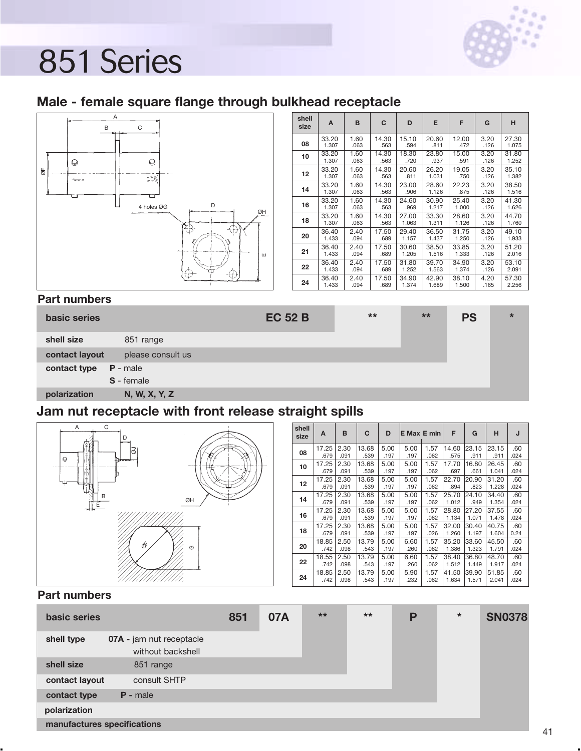# 851 Series

## Male - female square flange through bulkhead receptacle

| shell size | A | B | C | D | E | F | G | H |
|---|---|---|---|---|---|---|---|---|
| 08 | 33.20 1.307 | 1.60 .063 | 14.30 .563 | 15.10 .594 | 20.60 .811 | 12.00 .472 | 3.20 .126 | 27.30 1.075 |
| 10 | 33.20 1.307 | 1.60 .063 | 14.30 .563 | 18.30 .720 | 23.80 .937 | 15.00 .591 | 3.20 .126 | 31.80 1.252 |
| 12 | 33.20 1.307 | 1.60 .063 | 14.30 .563 | 20.60 .811 | 26.20 1.031 | 19.05 .750 | 3.20 .126 | 35.10 1.382 |
| 14 | 33.20 1.307 | 1.60 .063 | 14.30 .563 | 23.00 .906 | 28.60 1.126 | 22.23 .875 | 3.20 .126 | 38.50 1.516 |
| 16 | 33.20 1.307 | 1.60 .063 | 14.30 .563 | 24.60 .969 | 30.90 1.217 | 25.40 1.000 | 3.20 .126 | 41.30 1.626 |
| 18 | 33.20 1.307 | 1.60 .063 | 14.30 .563 | 27.00 1.063 | 33.30 1.311 | 28.60 1.126 | 3.20 .126 | 44.70 1.760 |
| 20 | 36.40 1.433 | 2.40 .094 | 17.50 .689 | 29.40 1.157 | 36.50 1.437 | 31.75 1.250 | 3.20 .126 | 49.10 1.933 |
| 21 | 36.40 1.433 | 2.40 .094 | 17.50 .689 | 30.60 1.205 | 38.50 1.516 | 33.85 1.333 | 3.20 .126 | 51.20 2.016 |
| 22 | 36.40 1.433 | 2.40 .094 | 17.50 .689 | 31.80 1.252 | 39.70 1.563 | 34.90 1.374 | 3.20 .126 | 53.10 2.091 |
| 24 | 36.40 1.433 | 2.40 .094 | 17.50 .689 | 34.90 1.374 | 42.90 1.689 | 38.10 1.500 | 4.20 .165 | 57.30 2.256 |

### Part numbers

| basic series | EC 52 B | ** | ** | PS | * |
|---|---|---|---|---|---|
| shell size | 851 range | | | | |
| contact layout | please consult us | | | | |
| contact type | **P** - male, **S** - female | | | | |
| polarization | N, W, X, Y, Z | | | | |

## Jam nut receptacle with front release straight spills

| shell size | A | B | C | D | E Max | E min | F | G | H | J |
|---|---|---|---|---|---|---|---|---|---|---|
| 08 | 17.25 .679 | 2.30 .091 | 13.68 .539 | 5.00 .197 | 5.00 .197 | 1.57 .062 | 14.60 .575 | 23.15 .911 | 23.15 .911 | .60 .024 |
| 10 | 17.25 .679 | 2.30 .091 | 13.68 .539 | 5.00 .197 | 5.00 .197 | 1.57 .062 | 17.70 .697 | 16.80 .661 | 26.45 1.041 | .60 .024 |
| 12 | 17.25 .679 | 2.30 .091 | 13.68 .539 | 5.00 .197 | 5.00 .197 | 1.57 .062 | 22.70 .894 | 20.90 .823 | 31.20 1.228 | .60 .024 |
| 14 | 17.25 .679 | 2.30 .091 | 13.68 .539 | 5.00 .197 | 5.00 .197 | 1.57 .062 | 25.70 1.012 | 24.10 .949 | 34.40 1.354 | .60 .024 |
| 16 | 17.25 .679 | 2.30 .091 | 13.68 .539 | 5.00 .197 | 5.00 .197 | 1.57 .062 | 28.80 1.134 | 27.20 1.071 | 37.55 1.478 | .60 .024 |
| 18 | 17.25 .679 | 2.30 .091 | 13.68 .539 | 5.00 .197 | 5.00 .197 | 1.57 .026 | 32.00 1.260 | 30.40 1.197 | 40.75 1.604 | .60 0.24 |
| 20 | 18.85 .742 | 2.50 .098 | 13.79 .543 | 5.00 .197 | 6.60 .260 | 1.57 .062 | 35.20 1.386 | 33.60 1.323 | 45.50 1.791 | .60 .024 |
| 22 | 18.55 .742 | 2.50 .098 | 13.79 .543 | 5.00 .197 | 6.60 .260 | 1.57 .062 | 38.40 1.512 | 36.80 1.449 | 48.70 1.917 | .60 .024 |
| 24 | 18.85 .742 | 2.50 .098 | 13.79 .543 | 5.00 .197 | 5.90 .232 | 1.57 .062 | 41.50 1.634 | 39.90 1.571 | 51.85 2.041 | .60 .024 |

### Part numbers

| basic series | 851 | 07A | ** | ** | P | * | SN0378 |
|---|---|---|---|---|---|---|---|
| shell type | **07A -** jam nut receptacle without backshell | | | | | | |
| shell size | 851 range | | | | | | |
| contact layout | consult SHTP | | | | | | |
| contact type | **P -** male | | | | | | |
| polarization | | | | | | | |
| manufactures specifications | | | | | | | |